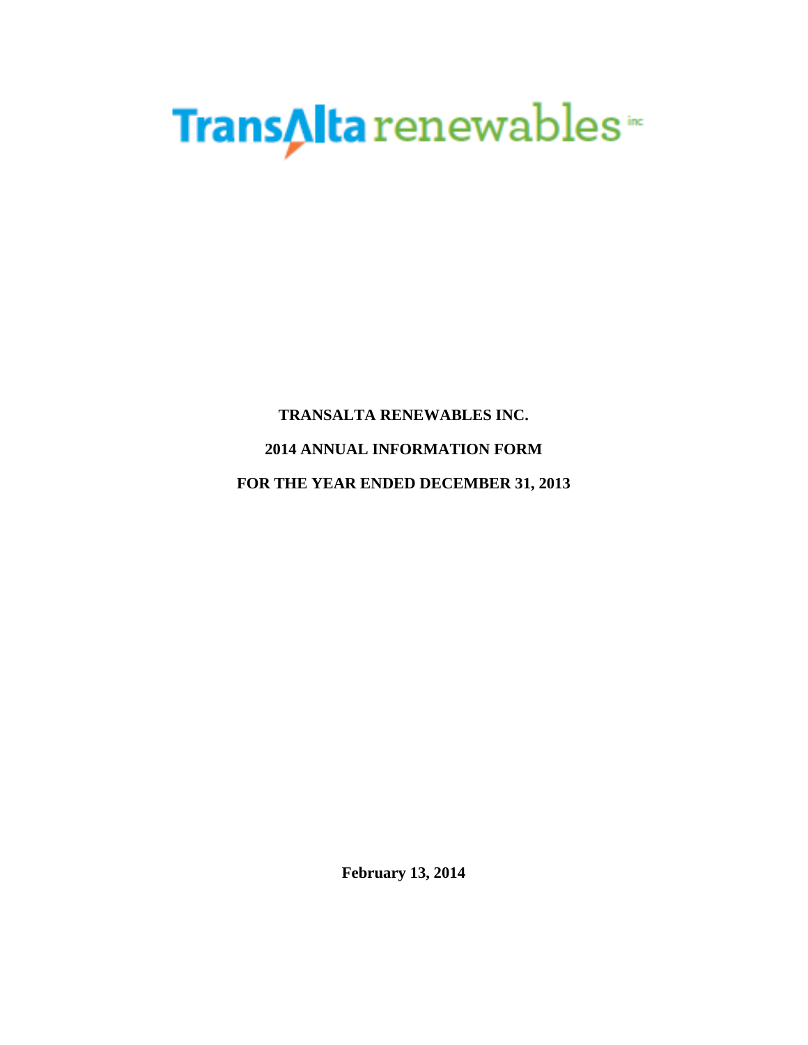TransAlta renewables inc

**TRANSALTA RENEWABLES INC.**

**2014 ANNUAL INFORMATION FORM**

**FOR THE YEAR ENDED DECEMBER 31, 2013**

**February 13, 2014**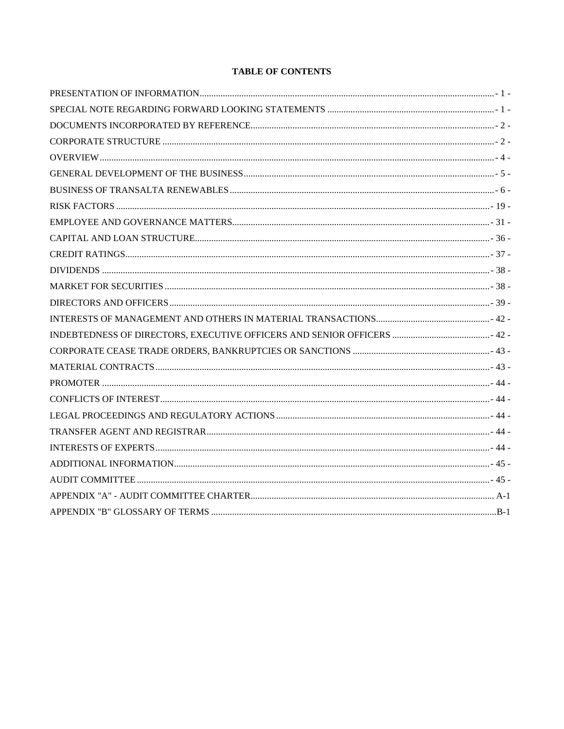# TABLE OF CONTENTS

| | |
|---|---|
| PRESENTATION OF INFORMATION | - 1 - |
| SPECIAL NOTE REGARDING FORWARD LOOKING STATEMENTS | - 1 - |
| DOCUMENTS INCORPORATED BY REFERENCE | - 2 - |
| CORPORATE STRUCTURE | - 2 - |
| OVERVIEW | - 4 - |
| GENERAL DEVELOPMENT OF THE BUSINESS | - 5 - |
| BUSINESS OF TRANSALTA RENEWABLES | - 6 - |
| RISK FACTORS | - 19 - |
| EMPLOYEE AND GOVERNANCE MATTERS | - 31 - |
| CAPITAL AND LOAN STRUCTURE | - 36 - |
| CREDIT RATINGS | - 37 - |
| DIVIDENDS | - 38 - |
| MARKET FOR SECURITIES | - 38 - |
| DIRECTORS AND OFFICERS | - 39 - |
| INTERESTS OF MANAGEMENT AND OTHERS IN MATERIAL TRANSACTIONS | - 42 - |
| INDEBTEDNESS OF DIRECTORS, EXECUTIVE OFFICERS AND SENIOR OFFICERS | - 42 - |
| CORPORATE CEASE TRADE ORDERS, BANKRUPTCIES OR SANCTIONS | - 43 - |
| MATERIAL CONTRACTS | - 43 - |
| PROMOTER | - 44 - |
| CONFLICTS OF INTEREST | - 44 - |
| LEGAL PROCEEDINGS AND REGULATORY ACTIONS | - 44 - |
| TRANSFER AGENT AND REGISTRAR | - 44 - |
| INTERESTS OF EXPERTS | - 44 - |
| ADDITIONAL INFORMATION | - 45 - |
| AUDIT COMMITTEE | - 45 - |
| APPENDIX "A" - AUDIT COMMITTEE CHARTER | A-1 |
| APPENDIX "B" GLOSSARY OF TERMS | B-1 |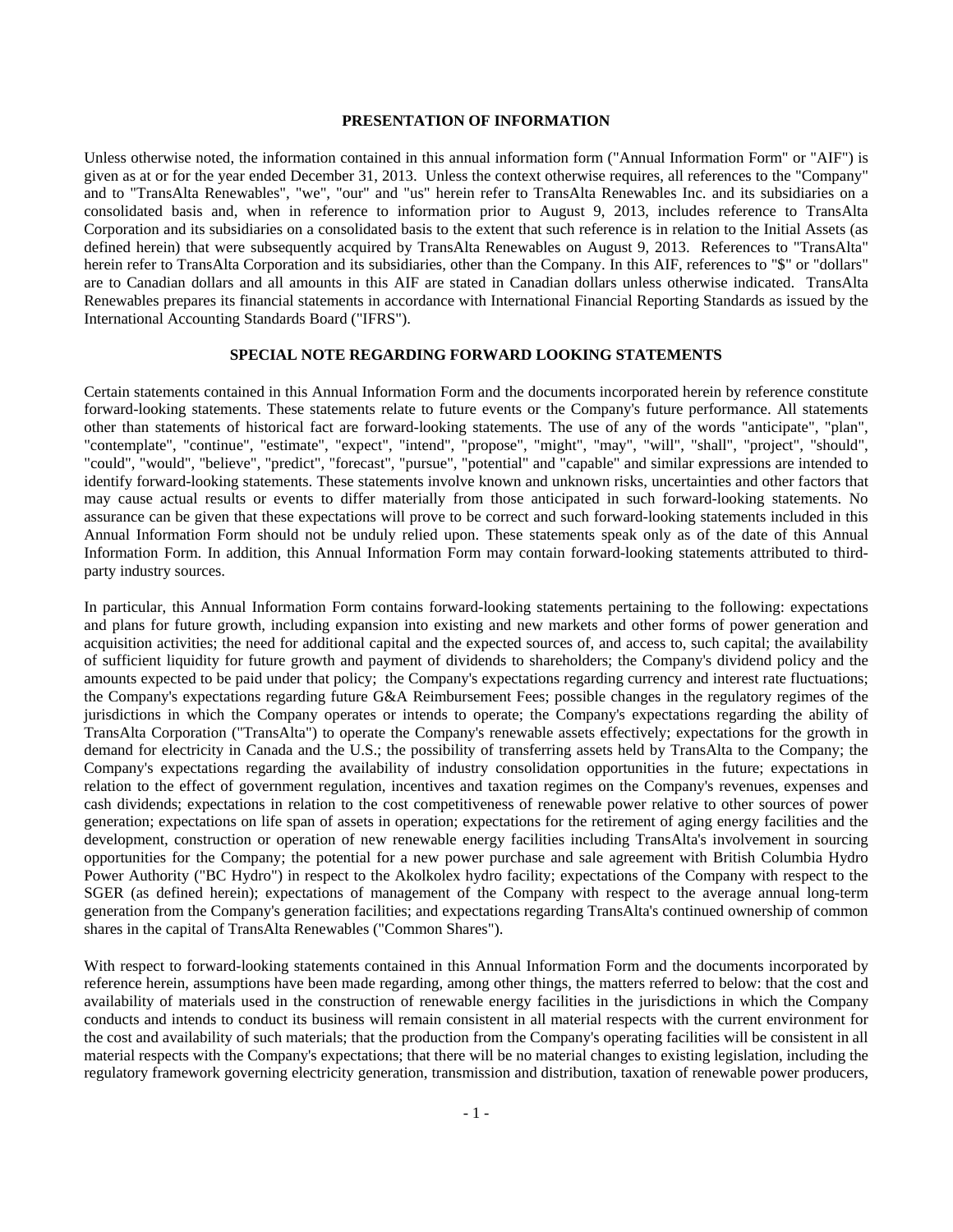## PRESENTATION OF INFORMATION

Unless otherwise noted, the information contained in this annual information form ("Annual Information Form" or "AIF") is given as at or for the year ended December 31, 2013. Unless the context otherwise requires, all references to the "Company" and to "TransAlta Renewables", "we", "our" and "us" herein refer to TransAlta Renewables Inc. and its subsidiaries on a consolidated basis and, when in reference to information prior to August 9, 2013, includes reference to TransAlta Corporation and its subsidiaries on a consolidated basis to the extent that such reference is in relation to the Initial Assets (as defined herein) that were subsequently acquired by TransAlta Renewables on August 9, 2013. References to "TransAlta" herein refer to TransAlta Corporation and its subsidiaries, other than the Company. In this AIF, references to "$" or "dollars" are to Canadian dollars and all amounts in this AIF are stated in Canadian dollars unless otherwise indicated. TransAlta Renewables prepares its financial statements in accordance with International Financial Reporting Standards as issued by the International Accounting Standards Board ("IFRS").

## SPECIAL NOTE REGARDING FORWARD LOOKING STATEMENTS

Certain statements contained in this Annual Information Form and the documents incorporated herein by reference constitute forward-looking statements. These statements relate to future events or the Company's future performance. All statements other than statements of historical fact are forward-looking statements. The use of any of the words "anticipate", "plan", "contemplate", "continue", "estimate", "expect", "intend", "propose", "might", "may", "will", "shall", "project", "should", "could", "would", "believe", "predict", "forecast", "pursue", "potential" and "capable" and similar expressions are intended to identify forward-looking statements. These statements involve known and unknown risks, uncertainties and other factors that may cause actual results or events to differ materially from those anticipated in such forward-looking statements. No assurance can be given that these expectations will prove to be correct and such forward-looking statements included in this Annual Information Form should not be unduly relied upon. These statements speak only as of the date of this Annual Information Form. In addition, this Annual Information Form may contain forward-looking statements attributed to third-party industry sources.

In particular, this Annual Information Form contains forward-looking statements pertaining to the following: expectations and plans for future growth, including expansion into existing and new markets and other forms of power generation and acquisition activities; the need for additional capital and the expected sources of, and access to, such capital; the availability of sufficient liquidity for future growth and payment of dividends to shareholders; the Company's dividend policy and the amounts expected to be paid under that policy; the Company's expectations regarding currency and interest rate fluctuations; the Company's expectations regarding future G&A Reimbursement Fees; possible changes in the regulatory regimes of the jurisdictions in which the Company operates or intends to operate; the Company's expectations regarding the ability of TransAlta Corporation ("TransAlta") to operate the Company's renewable assets effectively; expectations for the growth in demand for electricity in Canada and the U.S.; the possibility of transferring assets held by TransAlta to the Company; the Company's expectations regarding the availability of industry consolidation opportunities in the future; expectations in relation to the effect of government regulation, incentives and taxation regimes on the Company's revenues, expenses and cash dividends; expectations in relation to the cost competitiveness of renewable power relative to other sources of power generation; expectations on life span of assets in operation; expectations for the retirement of aging energy facilities and the development, construction or operation of new renewable energy facilities including TransAlta's involvement in sourcing opportunities for the Company; the potential for a new power purchase and sale agreement with British Columbia Hydro Power Authority ("BC Hydro") in respect to the Akolkolex hydro facility; expectations of the Company with respect to the SGER (as defined herein); expectations of management of the Company with respect to the average annual long-term generation from the Company's generation facilities; and expectations regarding TransAlta's continued ownership of common shares in the capital of TransAlta Renewables ("Common Shares").

With respect to forward-looking statements contained in this Annual Information Form and the documents incorporated by reference herein, assumptions have been made regarding, among other things, the matters referred to below: that the cost and availability of materials used in the construction of renewable energy facilities in the jurisdictions in which the Company conducts and intends to conduct its business will remain consistent in all material respects with the current environment for the cost and availability of such materials; that the production from the Company's operating facilities will be consistent in all material respects with the Company's expectations; that there will be no material changes to existing legislation, including the regulatory framework governing electricity generation, transmission and distribution, taxation of renewable power producers,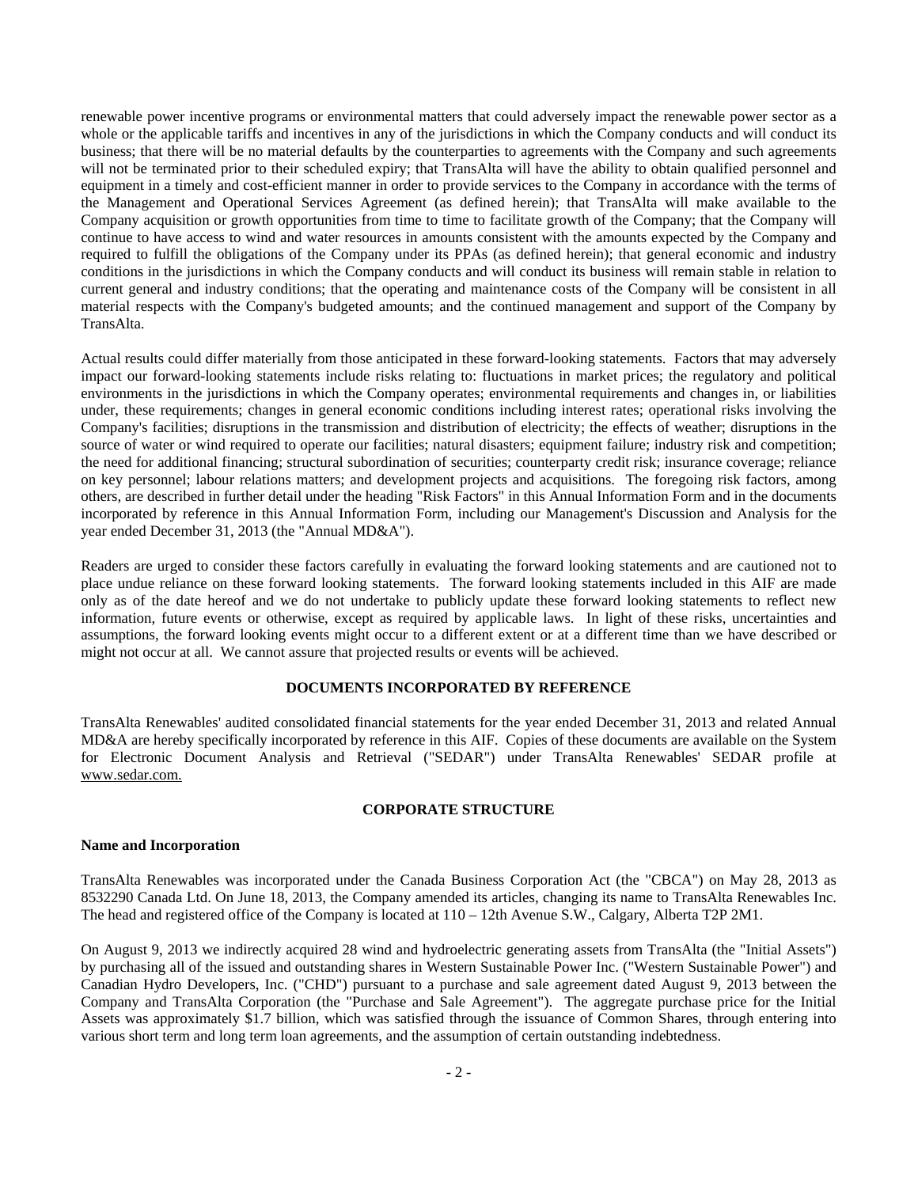renewable power incentive programs or environmental matters that could adversely impact the renewable power sector as a whole or the applicable tariffs and incentives in any of the jurisdictions in which the Company conducts and will conduct its business; that there will be no material defaults by the counterparties to agreements with the Company and such agreements will not be terminated prior to their scheduled expiry; that TransAlta will have the ability to obtain qualified personnel and equipment in a timely and cost-efficient manner in order to provide services to the Company in accordance with the terms of the Management and Operational Services Agreement (as defined herein); that TransAlta will make available to the Company acquisition or growth opportunities from time to time to facilitate growth of the Company; that the Company will continue to have access to wind and water resources in amounts consistent with the amounts expected by the Company and required to fulfill the obligations of the Company under its PPAs (as defined herein); that general economic and industry conditions in the jurisdictions in which the Company conducts and will conduct its business will remain stable in relation to current general and industry conditions; that the operating and maintenance costs of the Company will be consistent in all material respects with the Company's budgeted amounts; and the continued management and support of the Company by TransAlta.

Actual results could differ materially from those anticipated in these forward-looking statements. Factors that may adversely impact our forward-looking statements include risks relating to: fluctuations in market prices; the regulatory and political environments in the jurisdictions in which the Company operates; environmental requirements and changes in, or liabilities under, these requirements; changes in general economic conditions including interest rates; operational risks involving the Company's facilities; disruptions in the transmission and distribution of electricity; the effects of weather; disruptions in the source of water or wind required to operate our facilities; natural disasters; equipment failure; industry risk and competition; the need for additional financing; structural subordination of securities; counterparty credit risk; insurance coverage; reliance on key personnel; labour relations matters; and development projects and acquisitions. The foregoing risk factors, among others, are described in further detail under the heading "Risk Factors" in this Annual Information Form and in the documents incorporated by reference in this Annual Information Form, including our Management's Discussion and Analysis for the year ended December 31, 2013 (the "Annual MD&A").

Readers are urged to consider these factors carefully in evaluating the forward looking statements and are cautioned not to place undue reliance on these forward looking statements. The forward looking statements included in this AIF are made only as of the date hereof and we do not undertake to publicly update these forward looking statements to reflect new information, future events or otherwise, except as required by applicable laws. In light of these risks, uncertainties and assumptions, the forward looking events might occur to a different extent or at a different time than we have described or might not occur at all. We cannot assure that projected results or events will be achieved.

## DOCUMENTS INCORPORATED BY REFERENCE

TransAlta Renewables' audited consolidated financial statements for the year ended December 31, 2013 and related Annual MD&A are hereby specifically incorporated by reference in this AIF. Copies of these documents are available on the System for Electronic Document Analysis and Retrieval ("SEDAR") under TransAlta Renewables' SEDAR profile at www.sedar.com.

## CORPORATE STRUCTURE

### Name and Incorporation

TransAlta Renewables was incorporated under the Canada Business Corporation Act (the "CBCA") on May 28, 2013 as 8532290 Canada Ltd. On June 18, 2013, the Company amended its articles, changing its name to TransAlta Renewables Inc. The head and registered office of the Company is located at 110 – 12th Avenue S.W., Calgary, Alberta T2P 2M1.

On August 9, 2013 we indirectly acquired 28 wind and hydroelectric generating assets from TransAlta (the "Initial Assets") by purchasing all of the issued and outstanding shares in Western Sustainable Power Inc. ("Western Sustainable Power") and Canadian Hydro Developers, Inc. ("CHD") pursuant to a purchase and sale agreement dated August 9, 2013 between the Company and TransAlta Corporation (the "Purchase and Sale Agreement"). The aggregate purchase price for the Initial Assets was approximately $1.7 billion, which was satisfied through the issuance of Common Shares, through entering into various short term and long term loan agreements, and the assumption of certain outstanding indebtedness.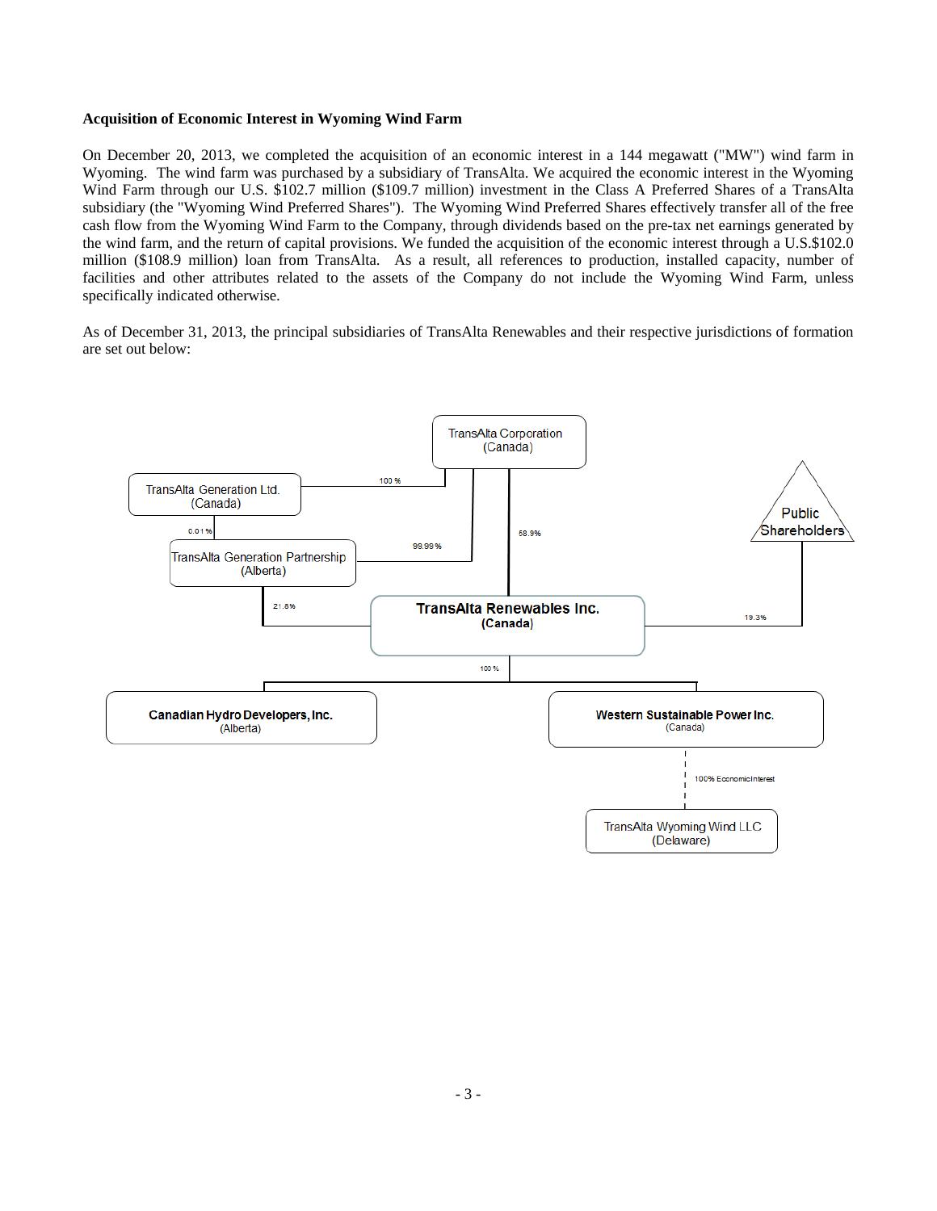**Acquisition of Economic Interest in Wyoming Wind Farm**

On December 20, 2013, we completed the acquisition of an economic interest in a 144 megawatt ("MW") wind farm in Wyoming. The wind farm was purchased by a subsidiary of TransAlta. We acquired the economic interest in the Wyoming Wind Farm through our U.S. $102.7 million ($109.7 million) investment in the Class A Preferred Shares of a TransAlta subsidiary (the "Wyoming Wind Preferred Shares"). The Wyoming Wind Preferred Shares effectively transfer all of the free cash flow from the Wyoming Wind Farm to the Company, through dividends based on the pre-tax net earnings generated by the wind farm, and the return of capital provisions. We funded the acquisition of the economic interest through a U.S.$102.0 million ($108.9 million) loan from TransAlta. As a result, all references to production, installed capacity, number of facilities and other attributes related to the assets of the Company do not include the Wyoming Wind Farm, unless specifically indicated otherwise.

As of December 31, 2013, the principal subsidiaries of TransAlta Renewables and their respective jurisdictions of formation are set out below:

TransAlta Corporation (Canada)
- 100% → TransAlta Generation Ltd. (Canada)
- 99.99% → TransAlta Generation Partnership (Alberta)
- 58.9% → TransAlta Renewables Inc. (Canada)

TransAlta Generation Ltd. (Canada)
- 0.01% → TransAlta Generation Partnership (Alberta)

TransAlta Generation Partnership (Alberta)
- 21.8% → TransAlta Renewables Inc. (Canada)

Public Shareholders
- 19.3% → TransAlta Renewables Inc. (Canada)

**TransAlta Renewables Inc.** (Canada)
- 100% → **Canadian Hydro Developers, Inc.** (Alberta)
- 100% → **Western Sustainable Power Inc.** (Canada)

**Western Sustainable Power Inc.** (Canada)
- 100% Economic Interest → TransAlta Wyoming Wind LLC (Delaware)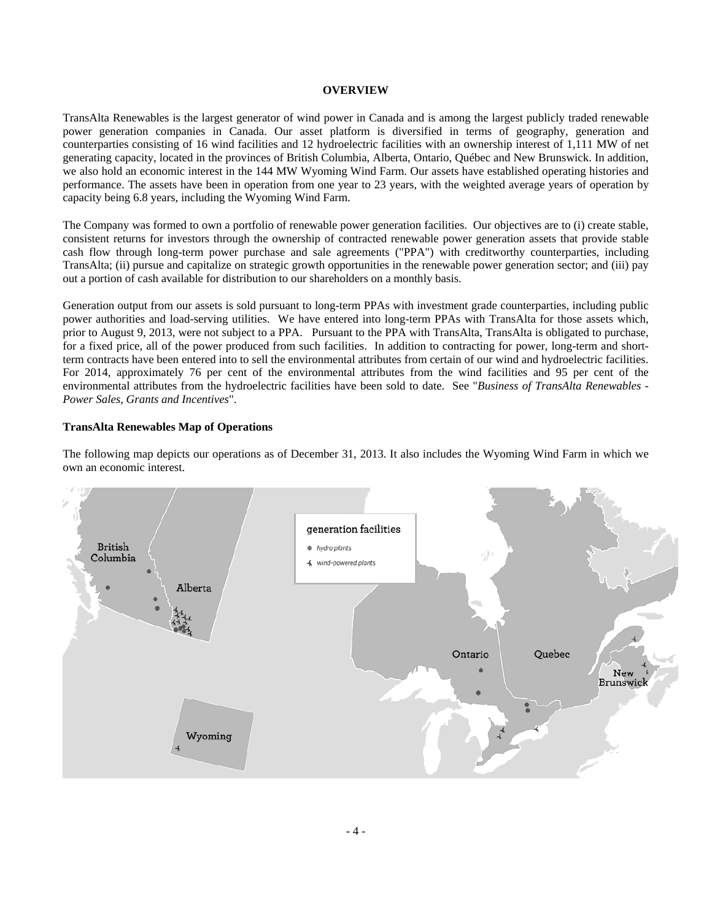# OVERVIEW

TransAlta Renewables is the largest generator of wind power in Canada and is among the largest publicly traded renewable power generation companies in Canada. Our asset platform is diversified in terms of geography, generation and counterparties consisting of 16 wind facilities and 12 hydroelectric facilities with an ownership interest of 1,111 MW of net generating capacity, located in the provinces of British Columbia, Alberta, Ontario, Québec and New Brunswick. In addition, we also hold an economic interest in the 144 MW Wyoming Wind Farm. Our assets have established operating histories and performance. The assets have been in operation from one year to 23 years, with the weighted average years of operation by capacity being 6.8 years, including the Wyoming Wind Farm.

The Company was formed to own a portfolio of renewable power generation facilities. Our objectives are to (i) create stable, consistent returns for investors through the ownership of contracted renewable power generation assets that provide stable cash flow through long-term power purchase and sale agreements ("PPA") with creditworthy counterparties, including TransAlta; (ii) pursue and capitalize on strategic growth opportunities in the renewable power generation sector; and (iii) pay out a portion of cash available for distribution to our shareholders on a monthly basis.

Generation output from our assets is sold pursuant to long-term PPAs with investment grade counterparties, including public power authorities and load-serving utilities. We have entered into long-term PPAs with TransAlta for those assets which, prior to August 9, 2013, were not subject to a PPA. Pursuant to the PPA with TransAlta, TransAlta is obligated to purchase, for a fixed price, all of the power produced from such facilities. In addition to contracting for power, long-term and short-term contracts have been entered into to sell the environmental attributes from certain of our wind and hydroelectric facilities. For 2014, approximately 76 per cent of the environmental attributes from the wind facilities and 95 per cent of the environmental attributes from the hydroelectric facilities have been sold to date. See "*Business of TransAlta Renewables - Power Sales, Grants and Incentives*".

**TransAlta Renewables Map of Operations**

The following map depicts our operations as of December 31, 2013. It also includes the Wyoming Wind Farm in which we own an economic interest.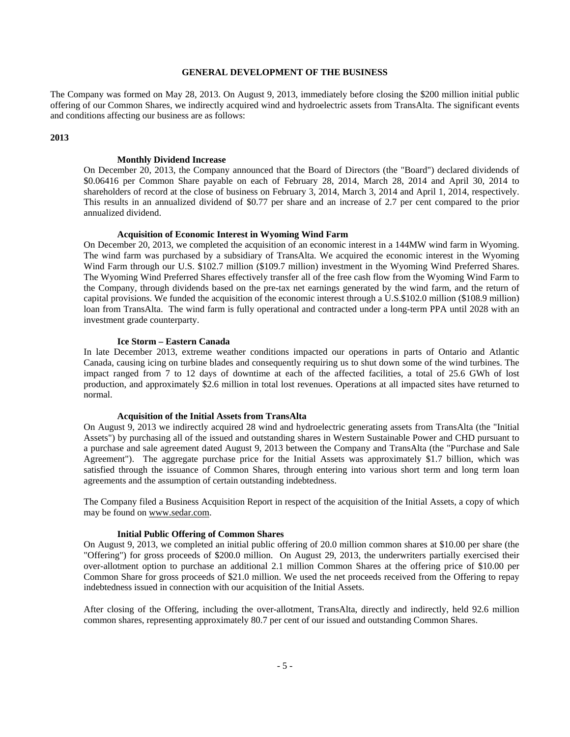## GENERAL DEVELOPMENT OF THE BUSINESS

The Company was formed on May 28, 2013. On August 9, 2013, immediately before closing the $200 million initial public offering of our Common Shares, we indirectly acquired wind and hydroelectric assets from TransAlta. The significant events and conditions affecting our business are as follows:

**2013**

#### Monthly Dividend Increase

On December 20, 2013, the Company announced that the Board of Directors (the "Board") declared dividends of $0.06416 per Common Share payable on each of February 28, 2014, March 28, 2014 and April 30, 2014 to shareholders of record at the close of business on February 3, 2014, March 3, 2014 and April 1, 2014, respectively. This results in an annualized dividend of $0.77 per share and an increase of 2.7 per cent compared to the prior annualized dividend.

#### Acquisition of Economic Interest in Wyoming Wind Farm

On December 20, 2013, we completed the acquisition of an economic interest in a 144MW wind farm in Wyoming. The wind farm was purchased by a subsidiary of TransAlta. We acquired the economic interest in the Wyoming Wind Farm through our U.S. $102.7 million ($109.7 million) investment in the Wyoming Wind Preferred Shares. The Wyoming Wind Preferred Shares effectively transfer all of the free cash flow from the Wyoming Wind Farm to the Company, through dividends based on the pre-tax net earnings generated by the wind farm, and the return of capital provisions. We funded the acquisition of the economic interest through a U.S.$102.0 million ($108.9 million) loan from TransAlta. The wind farm is fully operational and contracted under a long-term PPA until 2028 with an investment grade counterparty.

#### Ice Storm – Eastern Canada

In late December 2013, extreme weather conditions impacted our operations in parts of Ontario and Atlantic Canada, causing icing on turbine blades and consequently requiring us to shut down some of the wind turbines. The impact ranged from 7 to 12 days of downtime at each of the affected facilities, a total of 25.6 GWh of lost production, and approximately $2.6 million in total lost revenues. Operations at all impacted sites have returned to normal.

#### Acquisition of the Initial Assets from TransAlta

On August 9, 2013 we indirectly acquired 28 wind and hydroelectric generating assets from TransAlta (the "Initial Assets") by purchasing all of the issued and outstanding shares in Western Sustainable Power and CHD pursuant to a purchase and sale agreement dated August 9, 2013 between the Company and TransAlta (the "Purchase and Sale Agreement"). The aggregate purchase price for the Initial Assets was approximately $1.7 billion, which was satisfied through the issuance of Common Shares, through entering into various short term and long term loan agreements and the assumption of certain outstanding indebtedness.

The Company filed a Business Acquisition Report in respect of the acquisition of the Initial Assets, a copy of which may be found on www.sedar.com.

#### Initial Public Offering of Common Shares

On August 9, 2013, we completed an initial public offering of 20.0 million common shares at $10.00 per share (the "Offering") for gross proceeds of $200.0 million. On August 29, 2013, the underwriters partially exercised their over-allotment option to purchase an additional 2.1 million Common Shares at the offering price of $10.00 per Common Share for gross proceeds of $21.0 million. We used the net proceeds received from the Offering to repay indebtedness issued in connection with our acquisition of the Initial Assets.

After closing of the Offering, including the over-allotment, TransAlta, directly and indirectly, held 92.6 million common shares, representing approximately 80.7 per cent of our issued and outstanding Common Shares.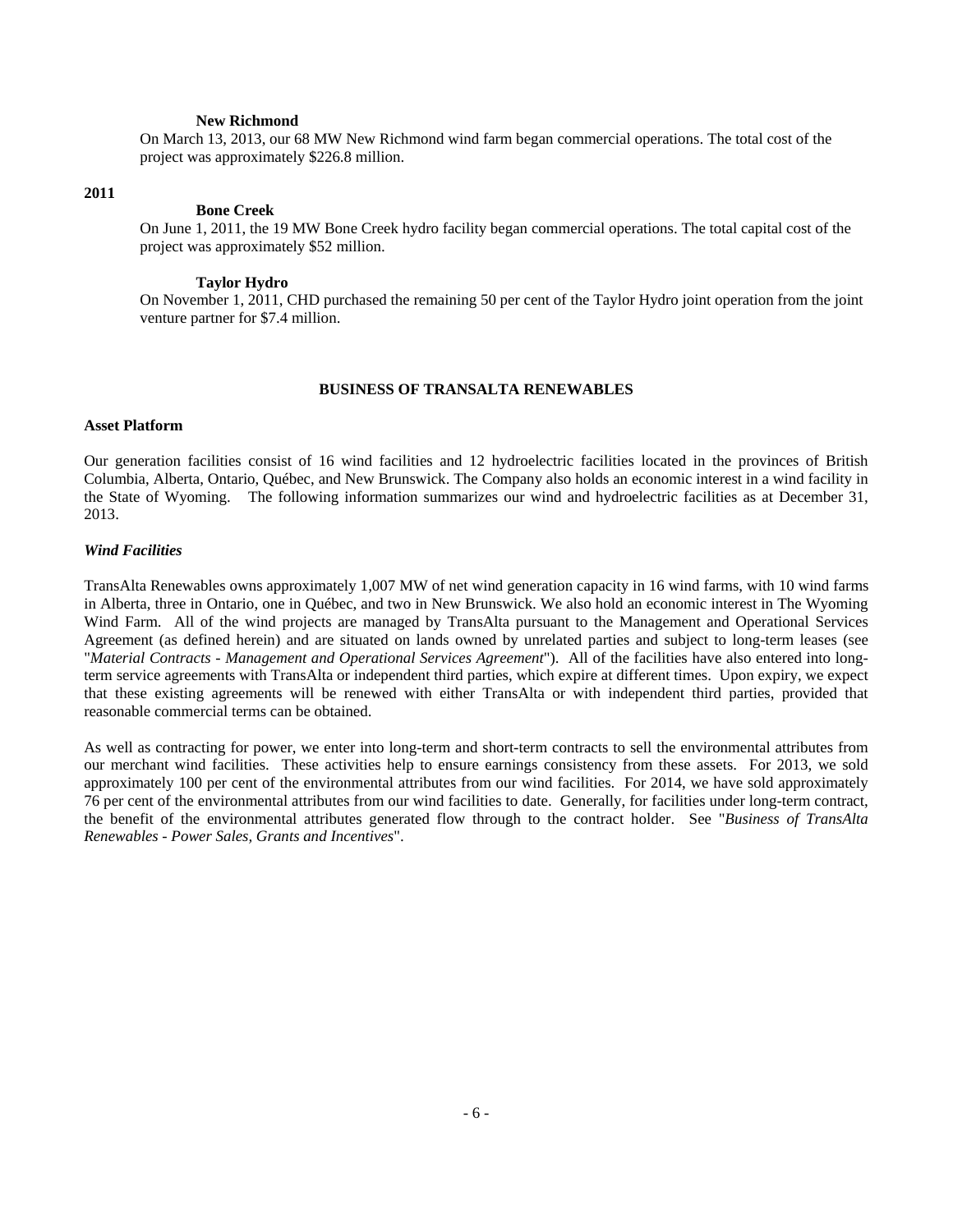**New Richmond**

On March 13, 2013, our 68 MW New Richmond wind farm began commercial operations. The total cost of the project was approximately $226.8 million.

**2011**

**Bone Creek**

On June 1, 2011, the 19 MW Bone Creek hydro facility began commercial operations. The total capital cost of the project was approximately $52 million.

**Taylor Hydro**

On November 1, 2011, CHD purchased the remaining 50 per cent of the Taylor Hydro joint operation from the joint venture partner for $7.4 million.

## BUSINESS OF TRANSALTA RENEWABLES

### Asset Platform

Our generation facilities consist of 16 wind facilities and 12 hydroelectric facilities located in the provinces of British Columbia, Alberta, Ontario, Québec, and New Brunswick. The Company also holds an economic interest in a wind facility in the State of Wyoming. The following information summarizes our wind and hydroelectric facilities as at December 31, 2013.

### *Wind Facilities*

TransAlta Renewables owns approximately 1,007 MW of net wind generation capacity in 16 wind farms, with 10 wind farms in Alberta, three in Ontario, one in Québec, and two in New Brunswick. We also hold an economic interest in The Wyoming Wind Farm. All of the wind projects are managed by TransAlta pursuant to the Management and Operational Services Agreement (as defined herein) and are situated on lands owned by unrelated parties and subject to long-term leases (see "*Material Contracts - Management and Operational Services Agreement*"). All of the facilities have also entered into long-term service agreements with TransAlta or independent third parties, which expire at different times. Upon expiry, we expect that these existing agreements will be renewed with either TransAlta or with independent third parties, provided that reasonable commercial terms can be obtained.

As well as contracting for power, we enter into long-term and short-term contracts to sell the environmental attributes from our merchant wind facilities. These activities help to ensure earnings consistency from these assets. For 2013, we sold approximately 100 per cent of the environmental attributes from our wind facilities. For 2014, we have sold approximately 76 per cent of the environmental attributes from our wind facilities to date. Generally, for facilities under long-term contract, the benefit of the environmental attributes generated flow through to the contract holder. See "*Business of TransAlta Renewables - Power Sales, Grants and Incentives*".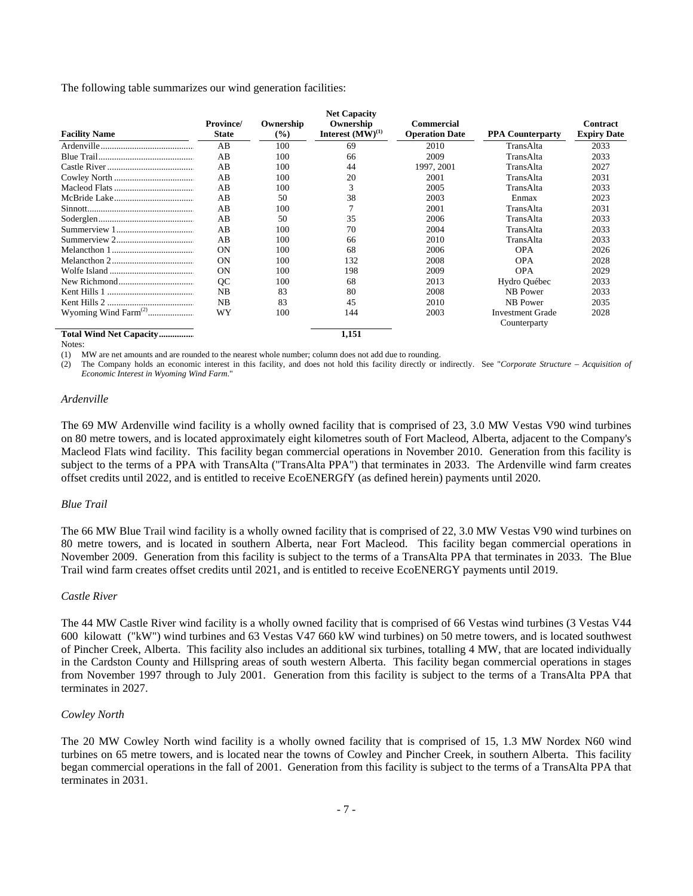The following table summarizes our wind generation facilities:

| Facility Name | Province/ State | Ownership (%) | Net Capacity Ownership Interest (MW)[(1)] | Commercial Operation Date | PPA Counterparty | Contract Expiry Date |
|---|---|---|---|---|---|---|
| Ardenville | AB | 100 | 69 | 2010 | TransAlta | 2033 |
| Blue Trail | AB | 100 | 66 | 2009 | TransAlta | 2033 |
| Castle River | AB | 100 | 44 | 1997, 2001 | TransAlta | 2027 |
| Cowley North | AB | 100 | 20 | 2001 | TransAlta | 2031 |
| Macleod Flats | AB | 100 | 3 | 2005 | TransAlta | 2033 |
| McBride Lake | AB | 50 | 38 | 2003 | Enmax | 2023 |
| Sinnott | AB | 100 | 7 | 2001 | TransAlta | 2031 |
| Soderglen | AB | 50 | 35 | 2006 | TransAlta | 2033 |
| Summerview 1 | AB | 100 | 70 | 2004 | TransAlta | 2033 |
| Summerview 2 | AB | 100 | 66 | 2010 | TransAlta | 2033 |
| Melancthon 1 | ON | 100 | 68 | 2006 | OPA | 2026 |
| Melancthon 2 | ON | 100 | 132 | 2008 | OPA | 2028 |
| Wolfe Island | ON | 100 | 198 | 2009 | OPA | 2029 |
| New Richmond | QC | 100 | 68 | 2013 | Hydro Québec | 2033 |
| Kent Hills 1 | NB | 83 | 80 | 2008 | NB Power | 2033 |
| Kent Hills 2 | NB | 83 | 45 | 2010 | NB Power | 2035 |
| Wyoming Wind Farm[(2)] | WY | 100 | 144 | 2003 | Investment Grade Counterparty | 2028 |
| **Total Wind Net Capacity** | | | **1,151** | | | |

Notes:

(1) MW are net amounts and are rounded to the nearest whole number; column does not add due to rounding.

(2) The Company holds an economic interest in this facility, and does not hold this facility directly or indirectly. See "*Corporate Structure – Acquisition of Economic Interest in Wyoming Wind Farm*."

*Ardenville*

The 69 MW Ardenville wind facility is a wholly owned facility that is comprised of 23, 3.0 MW Vestas V90 wind turbines on 80 metre towers, and is located approximately eight kilometres south of Fort Macleod, Alberta, adjacent to the Company's Macleod Flats wind facility. This facility began commercial operations in November 2010. Generation from this facility is subject to the terms of a PPA with TransAlta ("TransAlta PPA") that terminates in 2033. The Ardenville wind farm creates offset credits until 2022, and is entitled to receive EcoENERGfY (as defined herein) payments until 2020.

*Blue Trail*

The 66 MW Blue Trail wind facility is a wholly owned facility that is comprised of 22, 3.0 MW Vestas V90 wind turbines on 80 metre towers, and is located in southern Alberta, near Fort Macleod. This facility began commercial operations in November 2009. Generation from this facility is subject to the terms of a TransAlta PPA that terminates in 2033. The Blue Trail wind farm creates offset credits until 2021, and is entitled to receive EcoENERGY payments until 2019.

*Castle River*

The 44 MW Castle River wind facility is a wholly owned facility that is comprised of 66 Vestas wind turbines (3 Vestas V44 600 kilowatt ("kW") wind turbines and 63 Vestas V47 660 kW wind turbines) on 50 metre towers, and is located southwest of Pincher Creek, Alberta. This facility also includes an additional six turbines, totalling 4 MW, that are located individually in the Cardston County and Hillspring areas of south western Alberta. This facility began commercial operations in stages from November 1997 through to July 2001. Generation from this facility is subject to the terms of a TransAlta PPA that terminates in 2027.

*Cowley North*

The 20 MW Cowley North wind facility is a wholly owned facility that is comprised of 15, 1.3 MW Nordex N60 wind turbines on 65 metre towers, and is located near the towns of Cowley and Pincher Creek, in southern Alberta. This facility began commercial operations in the fall of 2001. Generation from this facility is subject to the terms of a TransAlta PPA that terminates in 2031.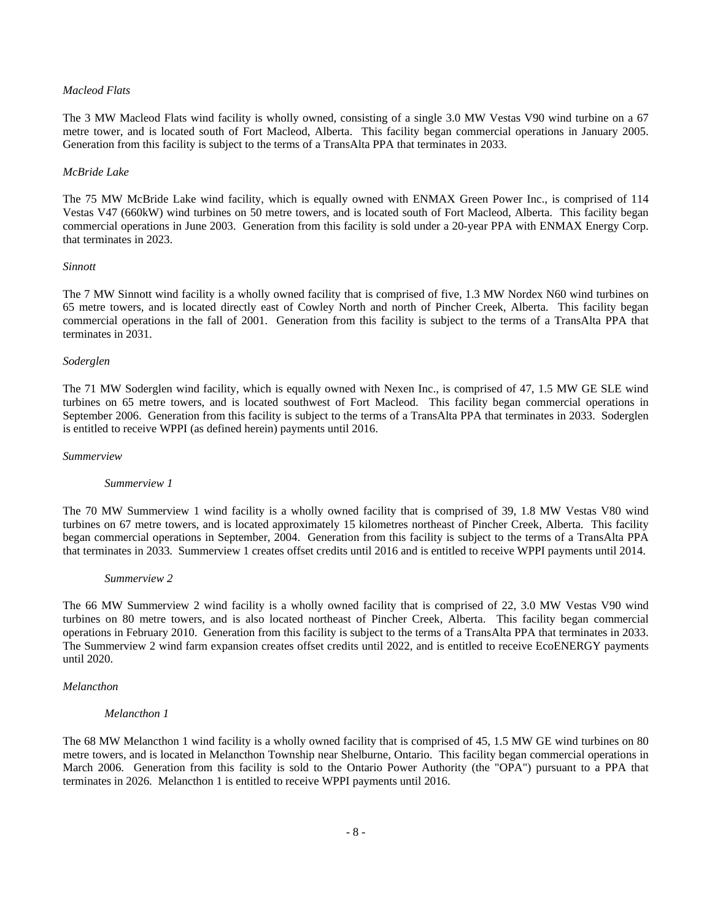*Macleod Flats*

The 3 MW Macleod Flats wind facility is wholly owned, consisting of a single 3.0 MW Vestas V90 wind turbine on a 67 metre tower, and is located south of Fort Macleod, Alberta. This facility began commercial operations in January 2005. Generation from this facility is subject to the terms of a TransAlta PPA that terminates in 2033.

*McBride Lake*

The 75 MW McBride Lake wind facility, which is equally owned with ENMAX Green Power Inc., is comprised of 114 Vestas V47 (660kW) wind turbines on 50 metre towers, and is located south of Fort Macleod, Alberta. This facility began commercial operations in June 2003. Generation from this facility is sold under a 20-year PPA with ENMAX Energy Corp. that terminates in 2023.

*Sinnott*

The 7 MW Sinnott wind facility is a wholly owned facility that is comprised of five, 1.3 MW Nordex N60 wind turbines on 65 metre towers, and is located directly east of Cowley North and north of Pincher Creek, Alberta. This facility began commercial operations in the fall of 2001. Generation from this facility is subject to the terms of a TransAlta PPA that terminates in 2031.

*Soderglen*

The 71 MW Soderglen wind facility, which is equally owned with Nexen Inc., is comprised of 47, 1.5 MW GE SLE wind turbines on 65 metre towers, and is located southwest of Fort Macleod. This facility began commercial operations in September 2006. Generation from this facility is subject to the terms of a TransAlta PPA that terminates in 2033. Soderglen is entitled to receive WPPI (as defined herein) payments until 2016.

*Summerview*

*Summerview 1*

The 70 MW Summerview 1 wind facility is a wholly owned facility that is comprised of 39, 1.8 MW Vestas V80 wind turbines on 67 metre towers, and is located approximately 15 kilometres northeast of Pincher Creek, Alberta. This facility began commercial operations in September, 2004. Generation from this facility is subject to the terms of a TransAlta PPA that terminates in 2033. Summerview 1 creates offset credits until 2016 and is entitled to receive WPPI payments until 2014.

*Summerview 2*

The 66 MW Summerview 2 wind facility is a wholly owned facility that is comprised of 22, 3.0 MW Vestas V90 wind turbines on 80 metre towers, and is also located northeast of Pincher Creek, Alberta. This facility began commercial operations in February 2010. Generation from this facility is subject to the terms of a TransAlta PPA that terminates in 2033. The Summerview 2 wind farm expansion creates offset credits until 2022, and is entitled to receive EcoENERGY payments until 2020.

*Melancthon*

*Melancthon 1*

The 68 MW Melancthon 1 wind facility is a wholly owned facility that is comprised of 45, 1.5 MW GE wind turbines on 80 metre towers, and is located in Melancthon Township near Shelburne, Ontario. This facility began commercial operations in March 2006. Generation from this facility is sold to the Ontario Power Authority (the "OPA") pursuant to a PPA that terminates in 2026. Melancthon 1 is entitled to receive WPPI payments until 2016.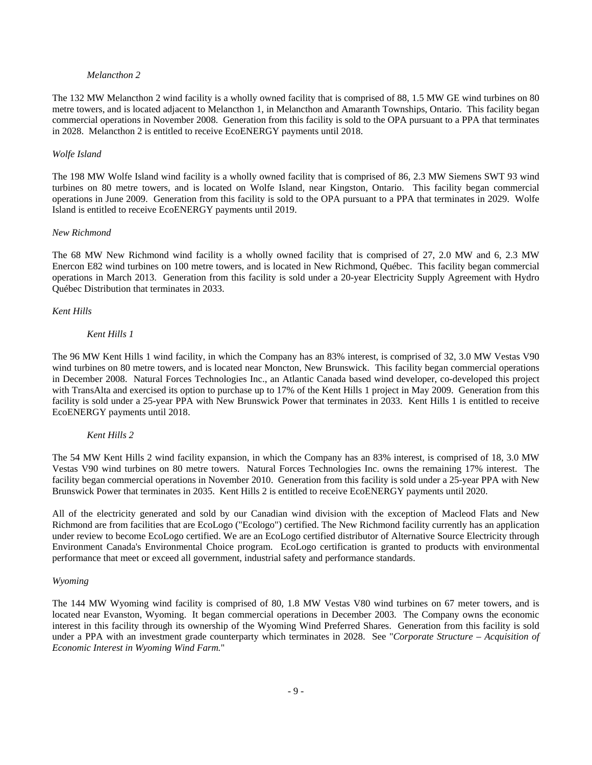*Melancthon 2*

The 132 MW Melancthon 2 wind facility is a wholly owned facility that is comprised of 88, 1.5 MW GE wind turbines on 80 metre towers, and is located adjacent to Melancthon 1, in Melancthon and Amaranth Townships, Ontario. This facility began commercial operations in November 2008. Generation from this facility is sold to the OPA pursuant to a PPA that terminates in 2028. Melancthon 2 is entitled to receive EcoENERGY payments until 2018.

*Wolfe Island*

The 198 MW Wolfe Island wind facility is a wholly owned facility that is comprised of 86, 2.3 MW Siemens SWT 93 wind turbines on 80 metre towers, and is located on Wolfe Island, near Kingston, Ontario. This facility began commercial operations in June 2009. Generation from this facility is sold to the OPA pursuant to a PPA that terminates in 2029. Wolfe Island is entitled to receive EcoENERGY payments until 2019.

*New Richmond*

The 68 MW New Richmond wind facility is a wholly owned facility that is comprised of 27, 2.0 MW and 6, 2.3 MW Enercon E82 wind turbines on 100 metre towers, and is located in New Richmond, Québec. This facility began commercial operations in March 2013. Generation from this facility is sold under a 20-year Electricity Supply Agreement with Hydro Québec Distribution that terminates in 2033.

*Kent Hills*

*Kent Hills 1*

The 96 MW Kent Hills 1 wind facility, in which the Company has an 83% interest, is comprised of 32, 3.0 MW Vestas V90 wind turbines on 80 metre towers, and is located near Moncton, New Brunswick. This facility began commercial operations in December 2008. Natural Forces Technologies Inc., an Atlantic Canada based wind developer, co-developed this project with TransAlta and exercised its option to purchase up to 17% of the Kent Hills 1 project in May 2009. Generation from this facility is sold under a 25-year PPA with New Brunswick Power that terminates in 2033. Kent Hills 1 is entitled to receive EcoENERGY payments until 2018.

*Kent Hills 2*

The 54 MW Kent Hills 2 wind facility expansion, in which the Company has an 83% interest, is comprised of 18, 3.0 MW Vestas V90 wind turbines on 80 metre towers. Natural Forces Technologies Inc. owns the remaining 17% interest. The facility began commercial operations in November 2010. Generation from this facility is sold under a 25-year PPA with New Brunswick Power that terminates in 2035. Kent Hills 2 is entitled to receive EcoENERGY payments until 2020.

All of the electricity generated and sold by our Canadian wind division with the exception of Macleod Flats and New Richmond are from facilities that are EcoLogo ("Ecologo") certified. The New Richmond facility currently has an application under review to become EcoLogo certified. We are an EcoLogo certified distributor of Alternative Source Electricity through Environment Canada's Environmental Choice program. EcoLogo certification is granted to products with environmental performance that meet or exceed all government, industrial safety and performance standards.

*Wyoming*

The 144 MW Wyoming wind facility is comprised of 80, 1.8 MW Vestas V80 wind turbines on 67 meter towers, and is located near Evanston, Wyoming. It began commercial operations in December 2003. The Company owns the economic interest in this facility through its ownership of the Wyoming Wind Preferred Shares. Generation from this facility is sold under a PPA with an investment grade counterparty which terminates in 2028. See "*Corporate Structure – Acquisition of Economic Interest in Wyoming Wind Farm.*"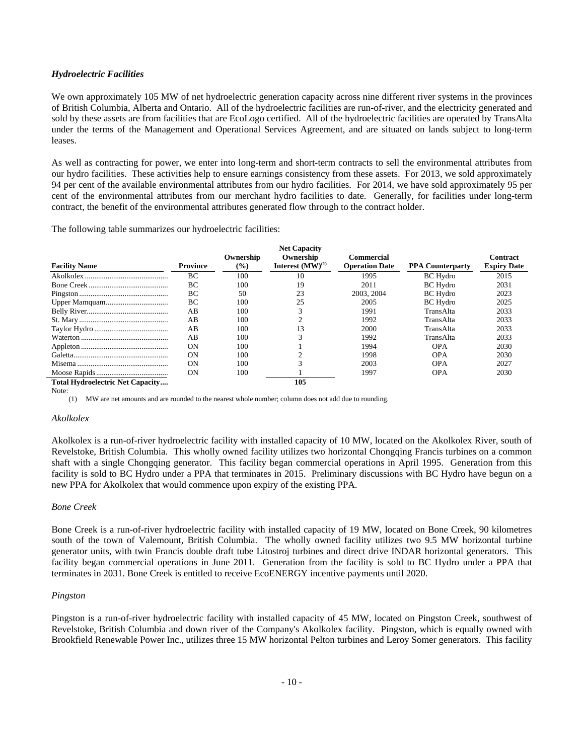### *Hydroelectric Facilities*

We own approximately 105 MW of net hydroelectric generation capacity across nine different river systems in the provinces of British Columbia, Alberta and Ontario. All of the hydroelectric facilities are run-of-river, and the electricity generated and sold by these assets are from facilities that are EcoLogo certified. All of the hydroelectric facilities are operated by TransAlta under the terms of the Management and Operational Services Agreement, and are situated on lands subject to long-term leases.

As well as contracting for power, we enter into long-term and short-term contracts to sell the environmental attributes from our hydro facilities. These activities help to ensure earnings consistency from these assets. For 2013, we sold approximately 94 per cent of the available environmental attributes from our hydro facilities. For 2014, we have sold approximately 95 per cent of the environmental attributes from our merchant hydro facilities to date. Generally, for facilities under long-term contract, the benefit of the environmental attributes generated flow through to the contract holder.

The following table summarizes our hydroelectric facilities:

| Facility Name | Province | Ownership (%) | Net Capacity Ownership Interest (MW)[(1)] | Commercial Operation Date | PPA Counterparty | Contract Expiry Date |
|---|---|---|---|---|---|---|
| Akolkolex | BC | 100 | 10 | 1995 | BC Hydro | 2015 |
| Bone Creek | BC | 100 | 19 | 2011 | BC Hydro | 2031 |
| Pingston | BC | 50 | 23 | 2003, 2004 | BC Hydro | 2023 |
| Upper Mamquam | BC | 100 | 25 | 2005 | BC Hydro | 2025 |
| Belly River | AB | 100 | 3 | 1991 | TransAlta | 2033 |
| St. Mary | AB | 100 | 2 | 1992 | TransAlta | 2033 |
| Taylor Hydro | AB | 100 | 13 | 2000 | TransAlta | 2033 |
| Waterton | AB | 100 | 3 | 1992 | TransAlta | 2033 |
| Appleton | ON | 100 | 1 | 1994 | OPA | 2030 |
| Galetta | ON | 100 | 2 | 1998 | OPA | 2030 |
| Misema | ON | 100 | 3 | 2003 | OPA | 2027 |
| Moose Rapids | ON | 100 | 1 | 1997 | OPA | 2030 |
| **Total Hydroelectric Net Capacity** | | | **105** | | | |

Note:

(1) MW are net amounts and are rounded to the nearest whole number; column does not add due to rounding.

*Akolkolex*

Akolkolex is a run-of-river hydroelectric facility with installed capacity of 10 MW, located on the Akolkolex River, south of Revelstoke, British Columbia. This wholly owned facility utilizes two horizontal Chongqing Francis turbines on a common shaft with a single Chongqing generator. This facility began commercial operations in April 1995. Generation from this facility is sold to BC Hydro under a PPA that terminates in 2015. Preliminary discussions with BC Hydro have begun on a new PPA for Akolkolex that would commence upon expiry of the existing PPA.

*Bone Creek*

Bone Creek is a run-of-river hydroelectric facility with installed capacity of 19 MW, located on Bone Creek, 90 kilometres south of the town of Valemount, British Columbia. The wholly owned facility utilizes two 9.5 MW horizontal turbine generator units, with twin Francis double draft tube Litostroj turbines and direct drive INDAR horizontal generators. This facility began commercial operations in June 2011. Generation from the facility is sold to BC Hydro under a PPA that terminates in 2031. Bone Creek is entitled to receive EcoENERGY incentive payments until 2020.

*Pingston*

Pingston is a run-of-river hydroelectric facility with installed capacity of 45 MW, located on Pingston Creek, southwest of Revelstoke, British Columbia and down river of the Company's Akolkolex facility. Pingston, which is equally owned with Brookfield Renewable Power Inc., utilizes three 15 MW horizontal Pelton turbines and Leroy Somer generators. This facility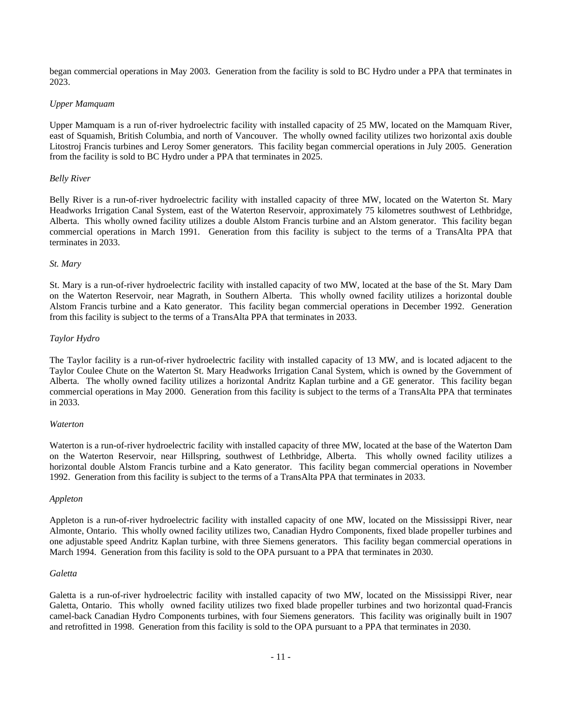began commercial operations in May 2003. Generation from the facility is sold to BC Hydro under a PPA that terminates in 2023.

*Upper Mamquam*

Upper Mamquam is a run of-river hydroelectric facility with installed capacity of 25 MW, located on the Mamquam River, east of Squamish, British Columbia, and north of Vancouver. The wholly owned facility utilizes two horizontal axis double Litostroj Francis turbines and Leroy Somer generators. This facility began commercial operations in July 2005. Generation from the facility is sold to BC Hydro under a PPA that terminates in 2025.

*Belly River*

Belly River is a run-of-river hydroelectric facility with installed capacity of three MW, located on the Waterton St. Mary Headworks Irrigation Canal System, east of the Waterton Reservoir, approximately 75 kilometres southwest of Lethbridge, Alberta. This wholly owned facility utilizes a double Alstom Francis turbine and an Alstom generator. This facility began commercial operations in March 1991. Generation from this facility is subject to the terms of a TransAlta PPA that terminates in 2033.

*St. Mary*

St. Mary is a run-of-river hydroelectric facility with installed capacity of two MW, located at the base of the St. Mary Dam on the Waterton Reservoir, near Magrath, in Southern Alberta. This wholly owned facility utilizes a horizontal double Alstom Francis turbine and a Kato generator. This facility began commercial operations in December 1992. Generation from this facility is subject to the terms of a TransAlta PPA that terminates in 2033.

*Taylor Hydro*

The Taylor facility is a run-of-river hydroelectric facility with installed capacity of 13 MW, and is located adjacent to the Taylor Coulee Chute on the Waterton St. Mary Headworks Irrigation Canal System, which is owned by the Government of Alberta. The wholly owned facility utilizes a horizontal Andritz Kaplan turbine and a GE generator. This facility began commercial operations in May 2000. Generation from this facility is subject to the terms of a TransAlta PPA that terminates in 2033.

*Waterton*

Waterton is a run-of-river hydroelectric facility with installed capacity of three MW, located at the base of the Waterton Dam on the Waterton Reservoir, near Hillspring, southwest of Lethbridge, Alberta. This wholly owned facility utilizes a horizontal double Alstom Francis turbine and a Kato generator. This facility began commercial operations in November 1992. Generation from this facility is subject to the terms of a TransAlta PPA that terminates in 2033.

*Appleton*

Appleton is a run-of-river hydroelectric facility with installed capacity of one MW, located on the Mississippi River, near Almonte, Ontario. This wholly owned facility utilizes two, Canadian Hydro Components, fixed blade propeller turbines and one adjustable speed Andritz Kaplan turbine, with three Siemens generators. This facility began commercial operations in March 1994. Generation from this facility is sold to the OPA pursuant to a PPA that terminates in 2030.

*Galetta*

Galetta is a run-of-river hydroelectric facility with installed capacity of two MW, located on the Mississippi River, near Galetta, Ontario. This wholly owned facility utilizes two fixed blade propeller turbines and two horizontal quad-Francis camel-back Canadian Hydro Components turbines, with four Siemens generators. This facility was originally built in 1907 and retrofitted in 1998. Generation from this facility is sold to the OPA pursuant to a PPA that terminates in 2030.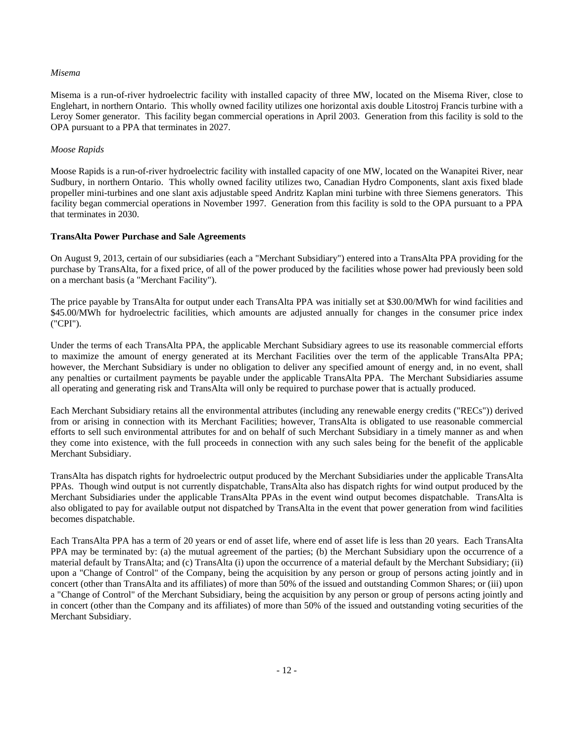*Misema*

Misema is a run-of-river hydroelectric facility with installed capacity of three MW, located on the Misema River, close to Englehart, in northern Ontario. This wholly owned facility utilizes one horizontal axis double Litostroj Francis turbine with a Leroy Somer generator. This facility began commercial operations in April 2003. Generation from this facility is sold to the OPA pursuant to a PPA that terminates in 2027.

*Moose Rapids*

Moose Rapids is a run-of-river hydroelectric facility with installed capacity of one MW, located on the Wanapitei River, near Sudbury, in northern Ontario. This wholly owned facility utilizes two, Canadian Hydro Components, slant axis fixed blade propeller mini-turbines and one slant axis adjustable speed Andritz Kaplan mini turbine with three Siemens generators. This facility began commercial operations in November 1997. Generation from this facility is sold to the OPA pursuant to a PPA that terminates in 2030.

**TransAlta Power Purchase and Sale Agreements**

On August 9, 2013, certain of our subsidiaries (each a "Merchant Subsidiary") entered into a TransAlta PPA providing for the purchase by TransAlta, for a fixed price, of all of the power produced by the facilities whose power had previously been sold on a merchant basis (a "Merchant Facility").

The price payable by TransAlta for output under each TransAlta PPA was initially set at $30.00/MWh for wind facilities and $45.00/MWh for hydroelectric facilities, which amounts are adjusted annually for changes in the consumer price index ("CPI").

Under the terms of each TransAlta PPA, the applicable Merchant Subsidiary agrees to use its reasonable commercial efforts to maximize the amount of energy generated at its Merchant Facilities over the term of the applicable TransAlta PPA; however, the Merchant Subsidiary is under no obligation to deliver any specified amount of energy and, in no event, shall any penalties or curtailment payments be payable under the applicable TransAlta PPA. The Merchant Subsidiaries assume all operating and generating risk and TransAlta will only be required to purchase power that is actually produced.

Each Merchant Subsidiary retains all the environmental attributes (including any renewable energy credits ("RECs")) derived from or arising in connection with its Merchant Facilities; however, TransAlta is obligated to use reasonable commercial efforts to sell such environmental attributes for and on behalf of such Merchant Subsidiary in a timely manner as and when they come into existence, with the full proceeds in connection with any such sales being for the benefit of the applicable Merchant Subsidiary.

TransAlta has dispatch rights for hydroelectric output produced by the Merchant Subsidiaries under the applicable TransAlta PPAs. Though wind output is not currently dispatchable, TransAlta also has dispatch rights for wind output produced by the Merchant Subsidiaries under the applicable TransAlta PPAs in the event wind output becomes dispatchable. TransAlta is also obligated to pay for available output not dispatched by TransAlta in the event that power generation from wind facilities becomes dispatchable.

Each TransAlta PPA has a term of 20 years or end of asset life, where end of asset life is less than 20 years. Each TransAlta PPA may be terminated by: (a) the mutual agreement of the parties; (b) the Merchant Subsidiary upon the occurrence of a material default by TransAlta; and (c) TransAlta (i) upon the occurrence of a material default by the Merchant Subsidiary; (ii) upon a "Change of Control" of the Company, being the acquisition by any person or group of persons acting jointly and in concert (other than TransAlta and its affiliates) of more than 50% of the issued and outstanding Common Shares; or (iii) upon a "Change of Control" of the Merchant Subsidiary, being the acquisition by any person or group of persons acting jointly and in concert (other than the Company and its affiliates) of more than 50% of the issued and outstanding voting securities of the Merchant Subsidiary.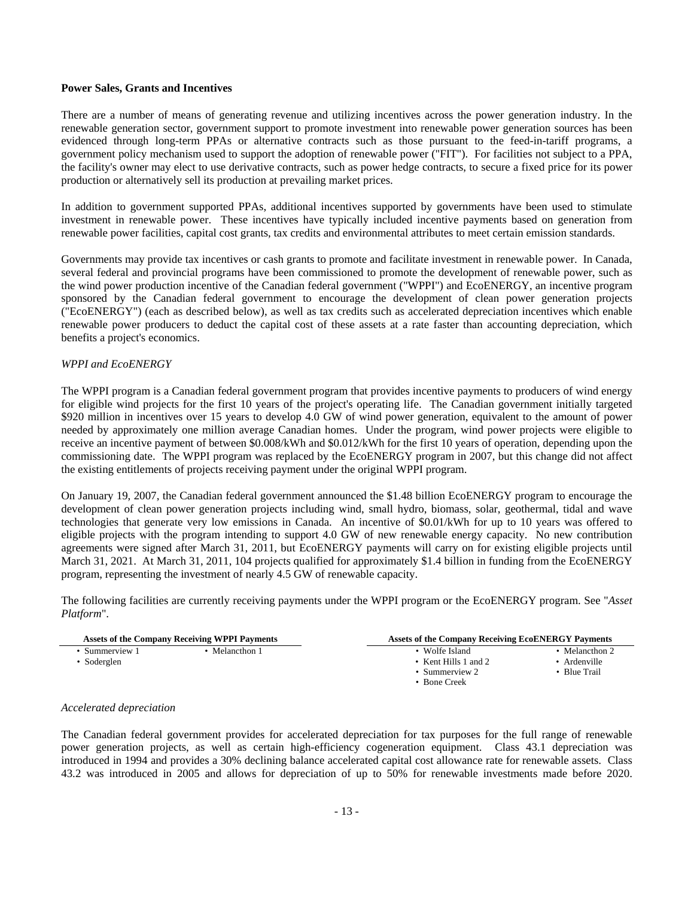**Power Sales, Grants and Incentives**

There are a number of means of generating revenue and utilizing incentives across the power generation industry. In the renewable generation sector, government support to promote investment into renewable power generation sources has been evidenced through long-term PPAs or alternative contracts such as those pursuant to the feed-in-tariff programs, a government policy mechanism used to support the adoption of renewable power ("FIT"). For facilities not subject to a PPA, the facility's owner may elect to use derivative contracts, such as power hedge contracts, to secure a fixed price for its power production or alternatively sell its production at prevailing market prices.

In addition to government supported PPAs, additional incentives supported by governments have been used to stimulate investment in renewable power. These incentives have typically included incentive payments based on generation from renewable power facilities, capital cost grants, tax credits and environmental attributes to meet certain emission standards.

Governments may provide tax incentives or cash grants to promote and facilitate investment in renewable power. In Canada, several federal and provincial programs have been commissioned to promote the development of renewable power, such as the wind power production incentive of the Canadian federal government ("WPPI") and EcoENERGY, an incentive program sponsored by the Canadian federal government to encourage the development of clean power generation projects ("EcoENERGY") (each as described below), as well as tax credits such as accelerated depreciation incentives which enable renewable power producers to deduct the capital cost of these assets at a rate faster than accounting depreciation, which benefits a project's economics.

*WPPI and EcoENERGY*

The WPPI program is a Canadian federal government program that provides incentive payments to producers of wind energy for eligible wind projects for the first 10 years of the project's operating life. The Canadian government initially targeted $920 million in incentives over 15 years to develop 4.0 GW of wind power generation, equivalent to the amount of power needed by approximately one million average Canadian homes. Under the program, wind power projects were eligible to receive an incentive payment of between $0.008/kWh and $0.012/kWh for the first 10 years of operation, depending upon the commissioning date. The WPPI program was replaced by the EcoENERGY program in 2007, but this change did not affect the existing entitlements of projects receiving payment under the original WPPI program.

On January 19, 2007, the Canadian federal government announced the $1.48 billion EcoENERGY program to encourage the development of clean power generation projects including wind, small hydro, biomass, solar, geothermal, tidal and wave technologies that generate very low emissions in Canada. An incentive of $0.01/kWh for up to 10 years was offered to eligible projects with the program intending to support 4.0 GW of new renewable energy capacity. No new contribution agreements were signed after March 31, 2011, but EcoENERGY payments will carry on for existing eligible projects until March 31, 2021. At March 31, 2011, 104 projects qualified for approximately $1.4 billion in funding from the EcoENERGY program, representing the investment of nearly 4.5 GW of renewable capacity.

The following facilities are currently receiving payments under the WPPI program or the EcoENERGY program. See "*Asset Platform*".

| Assets of the Company Receiving WPPI Payments | |
|---|---|
| • Summerview 1 | • Melancthon 1 |
| • Soderglen | |

| Assets of the Company Receiving EcoENERGY Payments | |
|---|---|
| • Wolfe Island | • Melancthon 2 |
| • Kent Hills 1 and 2 | • Ardenville |
| • Summerview 2 | • Blue Trail |
| • Bone Creek | |

*Accelerated depreciation*

The Canadian federal government provides for accelerated depreciation for tax purposes for the full range of renewable power generation projects, as well as certain high-efficiency cogeneration equipment. Class 43.1 depreciation was introduced in 1994 and provides a 30% declining balance accelerated capital cost allowance rate for renewable assets. Class 43.2 was introduced in 2005 and allows for depreciation of up to 50% for renewable investments made before 2020.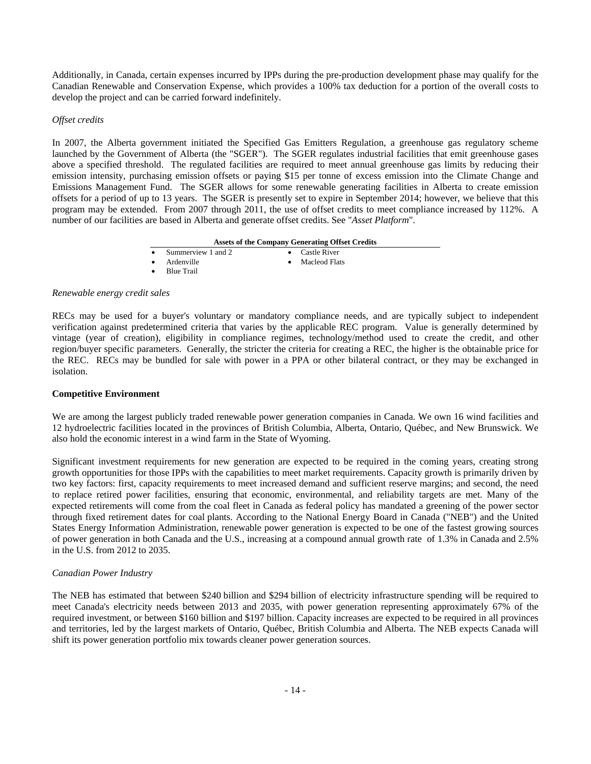Additionally, in Canada, certain expenses incurred by IPPs during the pre-production development phase may qualify for the Canadian Renewable and Conservation Expense, which provides a 100% tax deduction for a portion of the overall costs to develop the project and can be carried forward indefinitely.

*Offset credits*

In 2007, the Alberta government initiated the Specified Gas Emitters Regulation, a greenhouse gas regulatory scheme launched by the Government of Alberta (the "SGER"). The SGER regulates industrial facilities that emit greenhouse gases above a specified threshold. The regulated facilities are required to meet annual greenhouse gas limits by reducing their emission intensity, purchasing emission offsets or paying $15 per tonne of excess emission into the Climate Change and Emissions Management Fund. The SGER allows for some renewable generating facilities in Alberta to create emission offsets for a period of up to 13 years. The SGER is presently set to expire in September 2014; however, we believe that this program may be extended. From 2007 through 2011, the use of offset credits to meet compliance increased by 112%. A number of our facilities are based in Alberta and generate offset credits. See "*Asset Platform*".

**Assets of the Company Generating Offset Credits**

- Summerview 1 and 2
- Ardenville
- Blue Trail
- Castle River
- Macleod Flats

*Renewable energy credit sales*

RECs may be used for a buyer's voluntary or mandatory compliance needs, and are typically subject to independent verification against predetermined criteria that varies by the applicable REC program. Value is generally determined by vintage (year of creation), eligibility in compliance regimes, technology/method used to create the credit, and other region/buyer specific parameters. Generally, the stricter the criteria for creating a REC, the higher is the obtainable price for the REC. RECs may be bundled for sale with power in a PPA or other bilateral contract, or they may be exchanged in isolation.

**Competitive Environment**

We are among the largest publicly traded renewable power generation companies in Canada. We own 16 wind facilities and 12 hydroelectric facilities located in the provinces of British Columbia, Alberta, Ontario, Québec, and New Brunswick. We also hold the economic interest in a wind farm in the State of Wyoming.

Significant investment requirements for new generation are expected to be required in the coming years, creating strong growth opportunities for those IPPs with the capabilities to meet market requirements. Capacity growth is primarily driven by two key factors: first, capacity requirements to meet increased demand and sufficient reserve margins; and second, the need to replace retired power facilities, ensuring that economic, environmental, and reliability targets are met. Many of the expected retirements will come from the coal fleet in Canada as federal policy has mandated a greening of the power sector through fixed retirement dates for coal plants. According to the National Energy Board in Canada ("NEB") and the United States Energy Information Administration, renewable power generation is expected to be one of the fastest growing sources of power generation in both Canada and the U.S., increasing at a compound annual growth rate of 1.3% in Canada and 2.5% in the U.S. from 2012 to 2035.

*Canadian Power Industry*

The NEB has estimated that between $240 billion and $294 billion of electricity infrastructure spending will be required to meet Canada's electricity needs between 2013 and 2035, with power generation representing approximately 67% of the required investment, or between $160 billion and $197 billion. Capacity increases are expected to be required in all provinces and territories, led by the largest markets of Ontario, Québec, British Columbia and Alberta. The NEB expects Canada will shift its power generation portfolio mix towards cleaner power generation sources.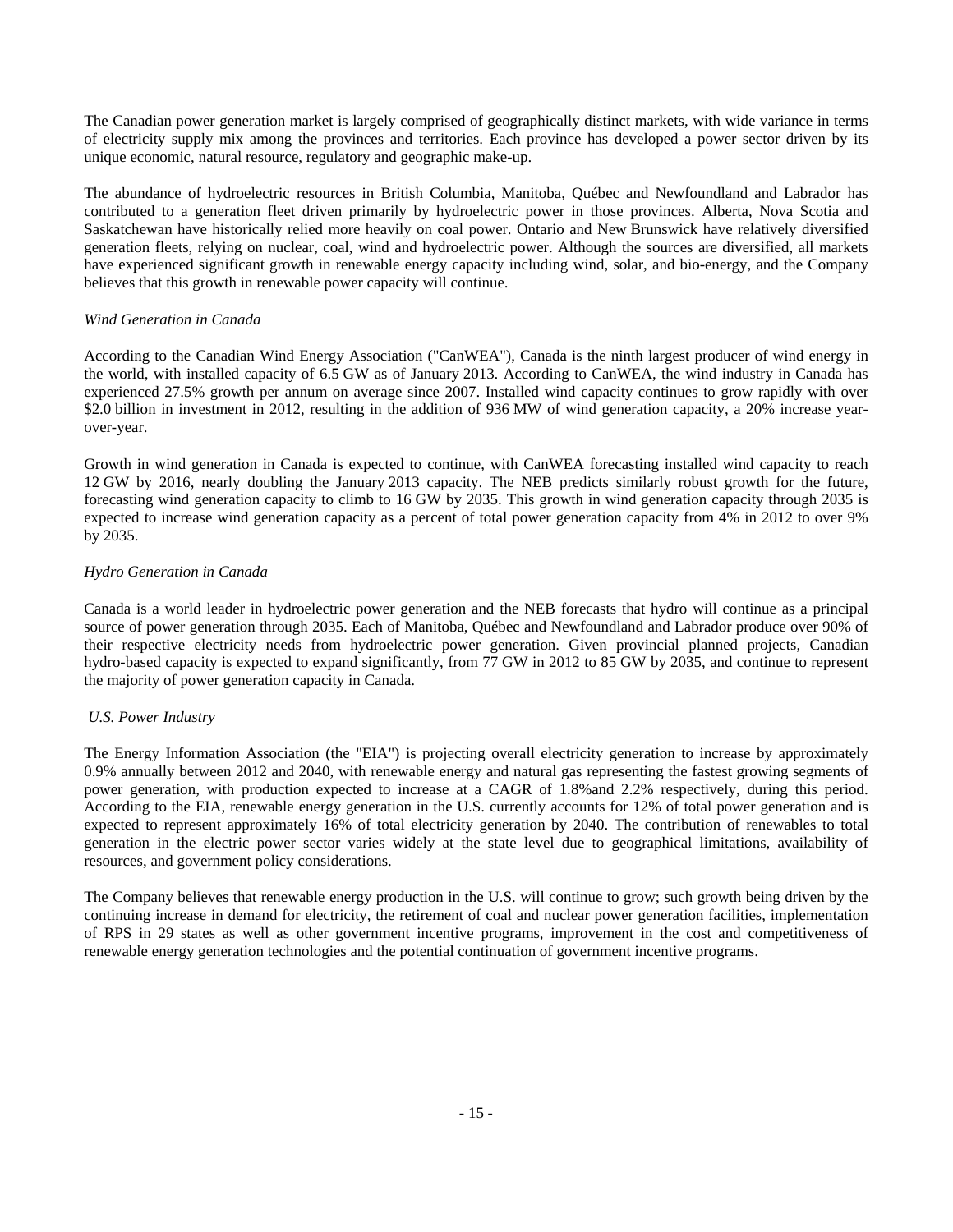The Canadian power generation market is largely comprised of geographically distinct markets, with wide variance in terms of electricity supply mix among the provinces and territories. Each province has developed a power sector driven by its unique economic, natural resource, regulatory and geographic make-up.

The abundance of hydroelectric resources in British Columbia, Manitoba, Québec and Newfoundland and Labrador has contributed to a generation fleet driven primarily by hydroelectric power in those provinces. Alberta, Nova Scotia and Saskatchewan have historically relied more heavily on coal power. Ontario and New Brunswick have relatively diversified generation fleets, relying on nuclear, coal, wind and hydroelectric power. Although the sources are diversified, all markets have experienced significant growth in renewable energy capacity including wind, solar, and bio-energy, and the Company believes that this growth in renewable power capacity will continue.

*Wind Generation in Canada*

According to the Canadian Wind Energy Association ("CanWEA"), Canada is the ninth largest producer of wind energy in the world, with installed capacity of 6.5 GW as of January 2013. According to CanWEA, the wind industry in Canada has experienced 27.5% growth per annum on average since 2007. Installed wind capacity continues to grow rapidly with over $2.0 billion in investment in 2012, resulting in the addition of 936 MW of wind generation capacity, a 20% increase year-over-year.

Growth in wind generation in Canada is expected to continue, with CanWEA forecasting installed wind capacity to reach 12 GW by 2016, nearly doubling the January 2013 capacity. The NEB predicts similarly robust growth for the future, forecasting wind generation capacity to climb to 16 GW by 2035. This growth in wind generation capacity through 2035 is expected to increase wind generation capacity as a percent of total power generation capacity from 4% in 2012 to over 9% by 2035.

*Hydro Generation in Canada*

Canada is a world leader in hydroelectric power generation and the NEB forecasts that hydro will continue as a principal source of power generation through 2035. Each of Manitoba, Québec and Newfoundland and Labrador produce over 90% of their respective electricity needs from hydroelectric power generation. Given provincial planned projects, Canadian hydro-based capacity is expected to expand significantly, from 77 GW in 2012 to 85 GW by 2035, and continue to represent the majority of power generation capacity in Canada.

*U.S. Power Industry*

The Energy Information Association (the "EIA") is projecting overall electricity generation to increase by approximately 0.9% annually between 2012 and 2040, with renewable energy and natural gas representing the fastest growing segments of power generation, with production expected to increase at a CAGR of 1.8%and 2.2% respectively, during this period. According to the EIA, renewable energy generation in the U.S. currently accounts for 12% of total power generation and is expected to represent approximately 16% of total electricity generation by 2040. The contribution of renewables to total generation in the electric power sector varies widely at the state level due to geographical limitations, availability of resources, and government policy considerations.

The Company believes that renewable energy production in the U.S. will continue to grow; such growth being driven by the continuing increase in demand for electricity, the retirement of coal and nuclear power generation facilities, implementation of RPS in 29 states as well as other government incentive programs, improvement in the cost and competitiveness of renewable energy generation technologies and the potential continuation of government incentive programs.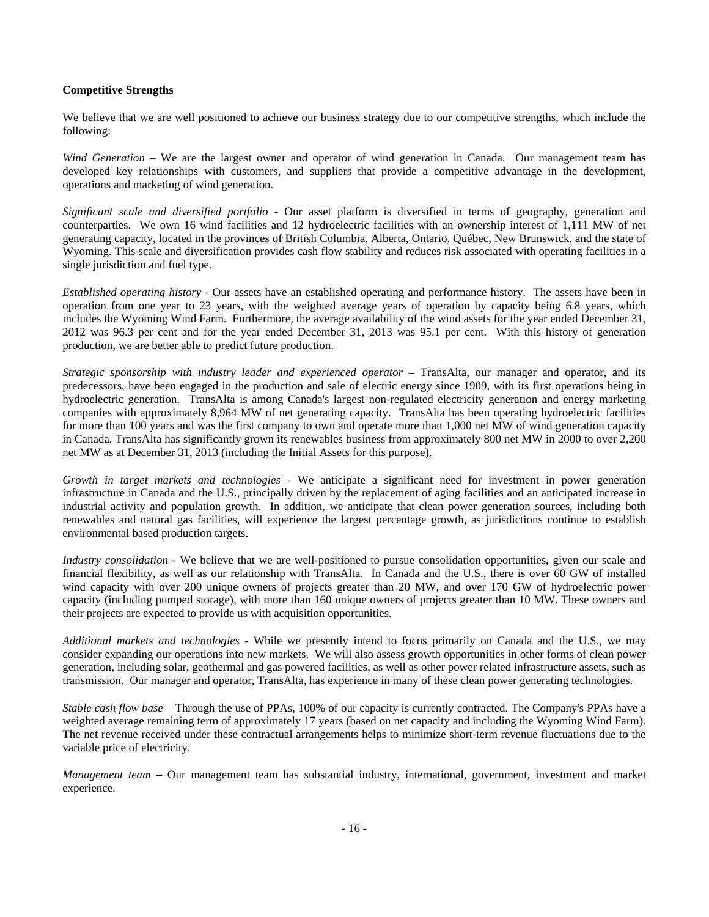**Competitive Strengths**

We believe that we are well positioned to achieve our business strategy due to our competitive strengths, which include the following:

*Wind Generation* – We are the largest owner and operator of wind generation in Canada. Our management team has developed key relationships with customers, and suppliers that provide a competitive advantage in the development, operations and marketing of wind generation.

*Significant scale and diversified portfolio* - Our asset platform is diversified in terms of geography, generation and counterparties. We own 16 wind facilities and 12 hydroelectric facilities with an ownership interest of 1,111 MW of net generating capacity, located in the provinces of British Columbia, Alberta, Ontario, Québec, New Brunswick, and the state of Wyoming. This scale and diversification provides cash flow stability and reduces risk associated with operating facilities in a single jurisdiction and fuel type.

*Established operating history* - Our assets have an established operating and performance history. The assets have been in operation from one year to 23 years, with the weighted average years of operation by capacity being 6.8 years, which includes the Wyoming Wind Farm. Furthermore, the average availability of the wind assets for the year ended December 31, 2012 was 96.3 per cent and for the year ended December 31, 2013 was 95.1 per cent. With this history of generation production, we are better able to predict future production.

*Strategic sponsorship with industry leader and experienced operator* – TransAlta, our manager and operator, and its predecessors, have been engaged in the production and sale of electric energy since 1909, with its first operations being in hydroelectric generation. TransAlta is among Canada's largest non-regulated electricity generation and energy marketing companies with approximately 8,964 MW of net generating capacity. TransAlta has been operating hydroelectric facilities for more than 100 years and was the first company to own and operate more than 1,000 net MW of wind generation capacity in Canada. TransAlta has significantly grown its renewables business from approximately 800 net MW in 2000 to over 2,200 net MW as at December 31, 2013 (including the Initial Assets for this purpose).

*Growth in target markets and technologies* - We anticipate a significant need for investment in power generation infrastructure in Canada and the U.S., principally driven by the replacement of aging facilities and an anticipated increase in industrial activity and population growth. In addition, we anticipate that clean power generation sources, including both renewables and natural gas facilities, will experience the largest percentage growth, as jurisdictions continue to establish environmental based production targets.

*Industry consolidation* - We believe that we are well-positioned to pursue consolidation opportunities, given our scale and financial flexibility, as well as our relationship with TransAlta. In Canada and the U.S., there is over 60 GW of installed wind capacity with over 200 unique owners of projects greater than 20 MW, and over 170 GW of hydroelectric power capacity (including pumped storage), with more than 160 unique owners of projects greater than 10 MW. These owners and their projects are expected to provide us with acquisition opportunities.

*Additional markets and technologies* - While we presently intend to focus primarily on Canada and the U.S., we may consider expanding our operations into new markets. We will also assess growth opportunities in other forms of clean power generation, including solar, geothermal and gas powered facilities, as well as other power related infrastructure assets, such as transmission. Our manager and operator, TransAlta, has experience in many of these clean power generating technologies.

*Stable cash flow base* – Through the use of PPAs, 100% of our capacity is currently contracted. The Company's PPAs have a weighted average remaining term of approximately 17 years (based on net capacity and including the Wyoming Wind Farm). The net revenue received under these contractual arrangements helps to minimize short-term revenue fluctuations due to the variable price of electricity.

*Management team* – Our management team has substantial industry, international, government, investment and market experience.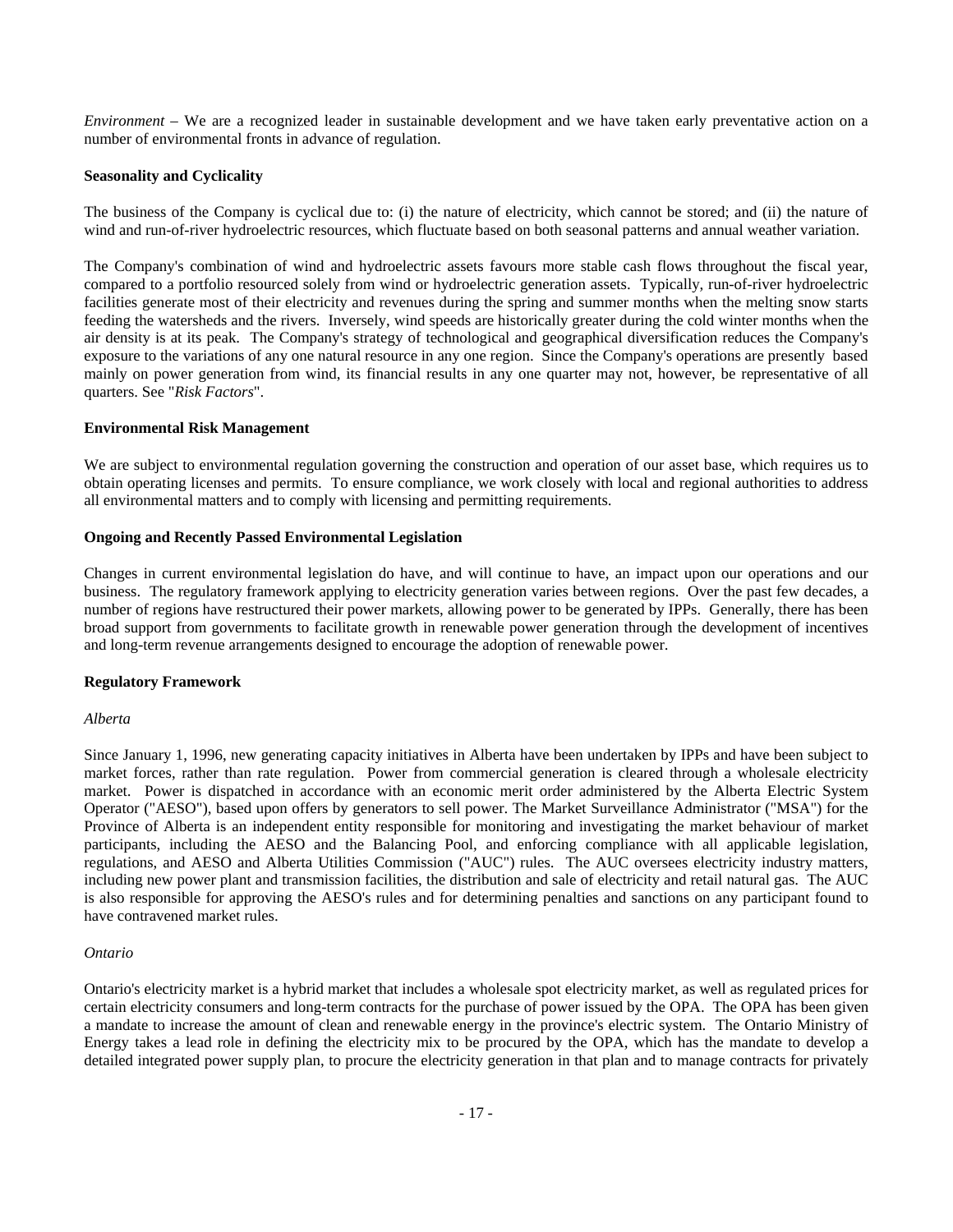*Environment* – We are a recognized leader in sustainable development and we have taken early preventative action on a number of environmental fronts in advance of regulation.

**Seasonality and Cyclicality**

The business of the Company is cyclical due to: (i) the nature of electricity, which cannot be stored; and (ii) the nature of wind and run-of-river hydroelectric resources, which fluctuate based on both seasonal patterns and annual weather variation.

The Company's combination of wind and hydroelectric assets favours more stable cash flows throughout the fiscal year, compared to a portfolio resourced solely from wind or hydroelectric generation assets. Typically, run-of-river hydroelectric facilities generate most of their electricity and revenues during the spring and summer months when the melting snow starts feeding the watersheds and the rivers. Inversely, wind speeds are historically greater during the cold winter months when the air density is at its peak. The Company's strategy of technological and geographical diversification reduces the Company's exposure to the variations of any one natural resource in any one region. Since the Company's operations are presently based mainly on power generation from wind, its financial results in any one quarter may not, however, be representative of all quarters. See "*Risk Factors*".

**Environmental Risk Management**

We are subject to environmental regulation governing the construction and operation of our asset base, which requires us to obtain operating licenses and permits. To ensure compliance, we work closely with local and regional authorities to address all environmental matters and to comply with licensing and permitting requirements.

**Ongoing and Recently Passed Environmental Legislation**

Changes in current environmental legislation do have, and will continue to have, an impact upon our operations and our business. The regulatory framework applying to electricity generation varies between regions. Over the past few decades, a number of regions have restructured their power markets, allowing power to be generated by IPPs. Generally, there has been broad support from governments to facilitate growth in renewable power generation through the development of incentives and long-term revenue arrangements designed to encourage the adoption of renewable power.

**Regulatory Framework**

*Alberta*

Since January 1, 1996, new generating capacity initiatives in Alberta have been undertaken by IPPs and have been subject to market forces, rather than rate regulation. Power from commercial generation is cleared through a wholesale electricity market. Power is dispatched in accordance with an economic merit order administered by the Alberta Electric System Operator ("AESO"), based upon offers by generators to sell power. The Market Surveillance Administrator ("MSA") for the Province of Alberta is an independent entity responsible for monitoring and investigating the market behaviour of market participants, including the AESO and the Balancing Pool, and enforcing compliance with all applicable legislation, regulations, and AESO and Alberta Utilities Commission ("AUC") rules. The AUC oversees electricity industry matters, including new power plant and transmission facilities, the distribution and sale of electricity and retail natural gas. The AUC is also responsible for approving the AESO's rules and for determining penalties and sanctions on any participant found to have contravened market rules.

*Ontario*

Ontario's electricity market is a hybrid market that includes a wholesale spot electricity market, as well as regulated prices for certain electricity consumers and long-term contracts for the purchase of power issued by the OPA. The OPA has been given a mandate to increase the amount of clean and renewable energy in the province's electric system. The Ontario Ministry of Energy takes a lead role in defining the electricity mix to be procured by the OPA, which has the mandate to develop a detailed integrated power supply plan, to procure the electricity generation in that plan and to manage contracts for privately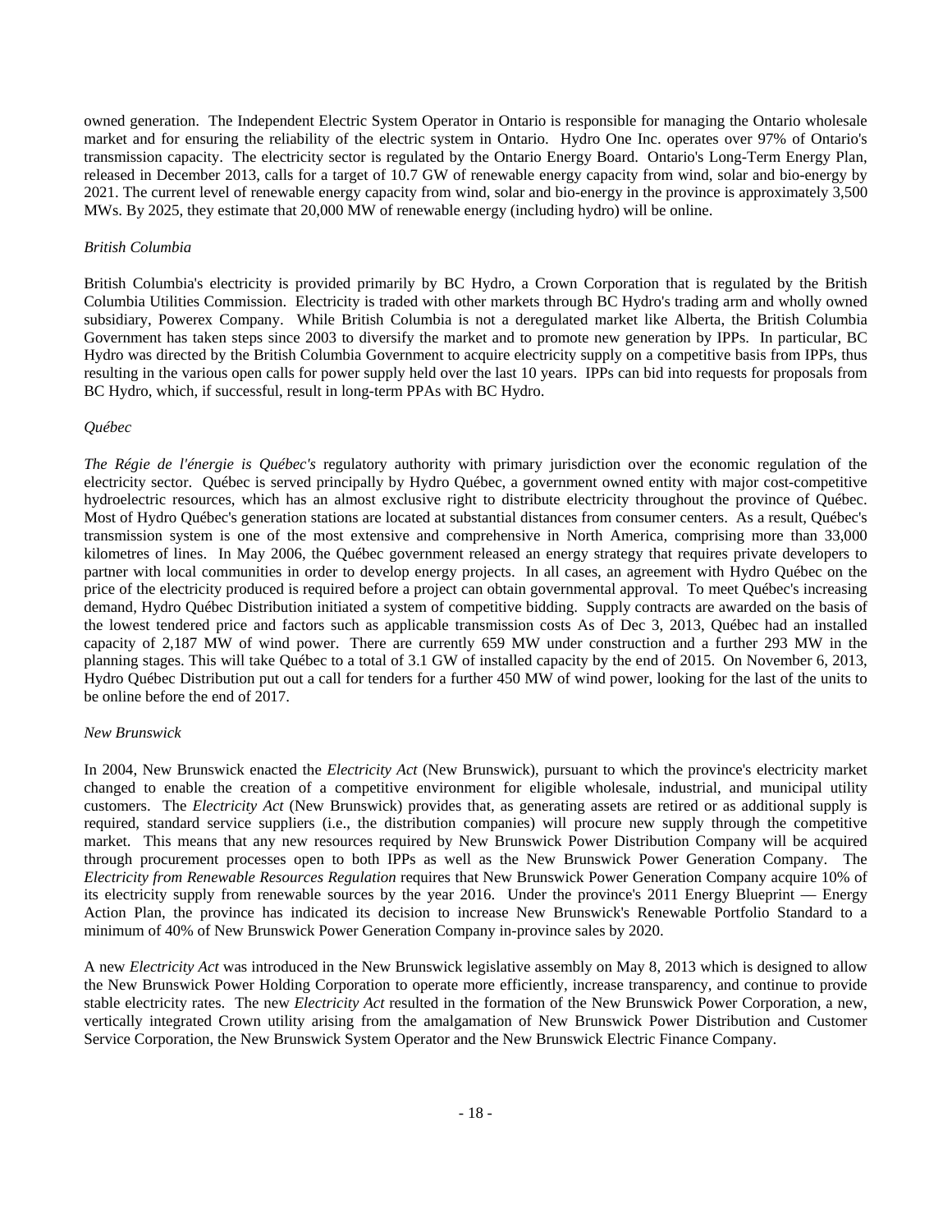owned generation. The Independent Electric System Operator in Ontario is responsible for managing the Ontario wholesale market and for ensuring the reliability of the electric system in Ontario. Hydro One Inc. operates over 97% of Ontario's transmission capacity. The electricity sector is regulated by the Ontario Energy Board. Ontario's Long-Term Energy Plan, released in December 2013, calls for a target of 10.7 GW of renewable energy capacity from wind, solar and bio-energy by 2021. The current level of renewable energy capacity from wind, solar and bio-energy in the province is approximately 3,500 MWs. By 2025, they estimate that 20,000 MW of renewable energy (including hydro) will be online.

*British Columbia*

British Columbia's electricity is provided primarily by BC Hydro, a Crown Corporation that is regulated by the British Columbia Utilities Commission. Electricity is traded with other markets through BC Hydro's trading arm and wholly owned subsidiary, Powerex Company. While British Columbia is not a deregulated market like Alberta, the British Columbia Government has taken steps since 2003 to diversify the market and to promote new generation by IPPs. In particular, BC Hydro was directed by the British Columbia Government to acquire electricity supply on a competitive basis from IPPs, thus resulting in the various open calls for power supply held over the last 10 years. IPPs can bid into requests for proposals from BC Hydro, which, if successful, result in long-term PPAs with BC Hydro.

*Québec*

*The Régie de l'énergie is Québec's* regulatory authority with primary jurisdiction over the economic regulation of the electricity sector. Québec is served principally by Hydro Québec, a government owned entity with major cost-competitive hydroelectric resources, which has an almost exclusive right to distribute electricity throughout the province of Québec. Most of Hydro Québec's generation stations are located at substantial distances from consumer centers. As a result, Québec's transmission system is one of the most extensive and comprehensive in North America, comprising more than 33,000 kilometres of lines. In May 2006, the Québec government released an energy strategy that requires private developers to partner with local communities in order to develop energy projects. In all cases, an agreement with Hydro Québec on the price of the electricity produced is required before a project can obtain governmental approval. To meet Québec's increasing demand, Hydro Québec Distribution initiated a system of competitive bidding. Supply contracts are awarded on the basis of the lowest tendered price and factors such as applicable transmission costs As of Dec 3, 2013, Québec had an installed capacity of 2,187 MW of wind power. There are currently 659 MW under construction and a further 293 MW in the planning stages. This will take Québec to a total of 3.1 GW of installed capacity by the end of 2015. On November 6, 2013, Hydro Québec Distribution put out a call for tenders for a further 450 MW of wind power, looking for the last of the units to be online before the end of 2017.

*New Brunswick*

In 2004, New Brunswick enacted the *Electricity Act* (New Brunswick), pursuant to which the province's electricity market changed to enable the creation of a competitive environment for eligible wholesale, industrial, and municipal utility customers. The *Electricity Act* (New Brunswick) provides that, as generating assets are retired or as additional supply is required, standard service suppliers (i.e., the distribution companies) will procure new supply through the competitive market. This means that any new resources required by New Brunswick Power Distribution Company will be acquired through procurement processes open to both IPPs as well as the New Brunswick Power Generation Company. The *Electricity from Renewable Resources Regulation* requires that New Brunswick Power Generation Company acquire 10% of its electricity supply from renewable sources by the year 2016. Under the province's 2011 Energy Blueprint — Energy Action Plan, the province has indicated its decision to increase New Brunswick's Renewable Portfolio Standard to a minimum of 40% of New Brunswick Power Generation Company in-province sales by 2020.

A new *Electricity Act* was introduced in the New Brunswick legislative assembly on May 8, 2013 which is designed to allow the New Brunswick Power Holding Corporation to operate more efficiently, increase transparency, and continue to provide stable electricity rates. The new *Electricity Act* resulted in the formation of the New Brunswick Power Corporation, a new, vertically integrated Crown utility arising from the amalgamation of New Brunswick Power Distribution and Customer Service Corporation, the New Brunswick System Operator and the New Brunswick Electric Finance Company.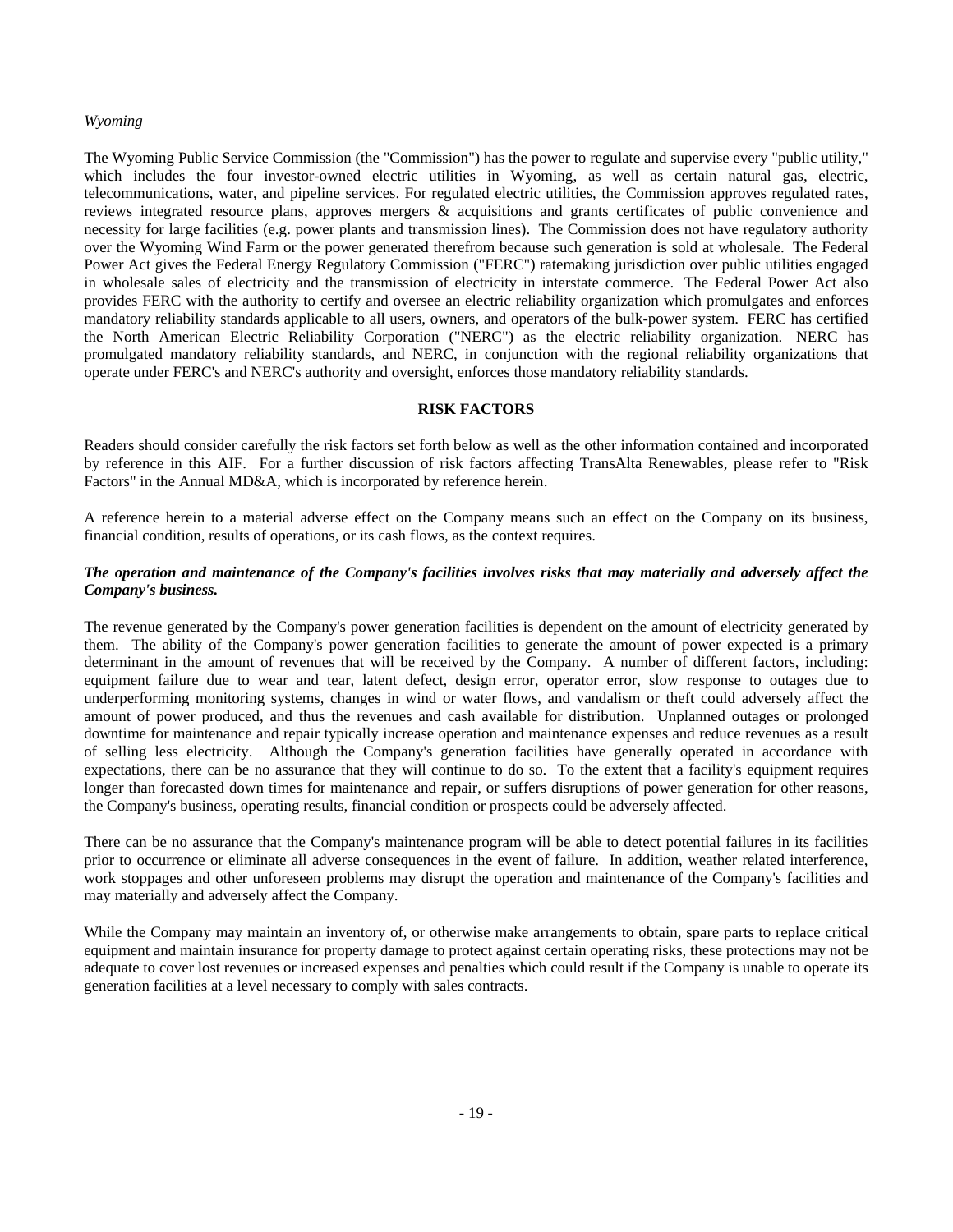*Wyoming*

The Wyoming Public Service Commission (the "Commission") has the power to regulate and supervise every "public utility," which includes the four investor-owned electric utilities in Wyoming, as well as certain natural gas, electric, telecommunications, water, and pipeline services. For regulated electric utilities, the Commission approves regulated rates, reviews integrated resource plans, approves mergers & acquisitions and grants certificates of public convenience and necessity for large facilities (e.g. power plants and transmission lines). The Commission does not have regulatory authority over the Wyoming Wind Farm or the power generated therefrom because such generation is sold at wholesale. The Federal Power Act gives the Federal Energy Regulatory Commission ("FERC") ratemaking jurisdiction over public utilities engaged in wholesale sales of electricity and the transmission of electricity in interstate commerce. The Federal Power Act also provides FERC with the authority to certify and oversee an electric reliability organization which promulgates and enforces mandatory reliability standards applicable to all users, owners, and operators of the bulk-power system. FERC has certified the North American Electric Reliability Corporation ("NERC") as the electric reliability organization. NERC has promulgated mandatory reliability standards, and NERC, in conjunction with the regional reliability organizations that operate under FERC's and NERC's authority and oversight, enforces those mandatory reliability standards.

## RISK FACTORS

Readers should consider carefully the risk factors set forth below as well as the other information contained and incorporated by reference in this AIF. For a further discussion of risk factors affecting TransAlta Renewables, please refer to "Risk Factors" in the Annual MD&A, which is incorporated by reference herein.

A reference herein to a material adverse effect on the Company means such an effect on the Company on its business, financial condition, results of operations, or its cash flows, as the context requires.

***The operation and maintenance of the Company's facilities involves risks that may materially and adversely affect the Company's business.***

The revenue generated by the Company's power generation facilities is dependent on the amount of electricity generated by them. The ability of the Company's power generation facilities to generate the amount of power expected is a primary determinant in the amount of revenues that will be received by the Company. A number of different factors, including: equipment failure due to wear and tear, latent defect, design error, operator error, slow response to outages due to underperforming monitoring systems, changes in wind or water flows, and vandalism or theft could adversely affect the amount of power produced, and thus the revenues and cash available for distribution. Unplanned outages or prolonged downtime for maintenance and repair typically increase operation and maintenance expenses and reduce revenues as a result of selling less electricity. Although the Company's generation facilities have generally operated in accordance with expectations, there can be no assurance that they will continue to do so. To the extent that a facility's equipment requires longer than forecasted down times for maintenance and repair, or suffers disruptions of power generation for other reasons, the Company's business, operating results, financial condition or prospects could be adversely affected.

There can be no assurance that the Company's maintenance program will be able to detect potential failures in its facilities prior to occurrence or eliminate all adverse consequences in the event of failure. In addition, weather related interference, work stoppages and other unforeseen problems may disrupt the operation and maintenance of the Company's facilities and may materially and adversely affect the Company.

While the Company may maintain an inventory of, or otherwise make arrangements to obtain, spare parts to replace critical equipment and maintain insurance for property damage to protect against certain operating risks, these protections may not be adequate to cover lost revenues or increased expenses and penalties which could result if the Company is unable to operate its generation facilities at a level necessary to comply with sales contracts.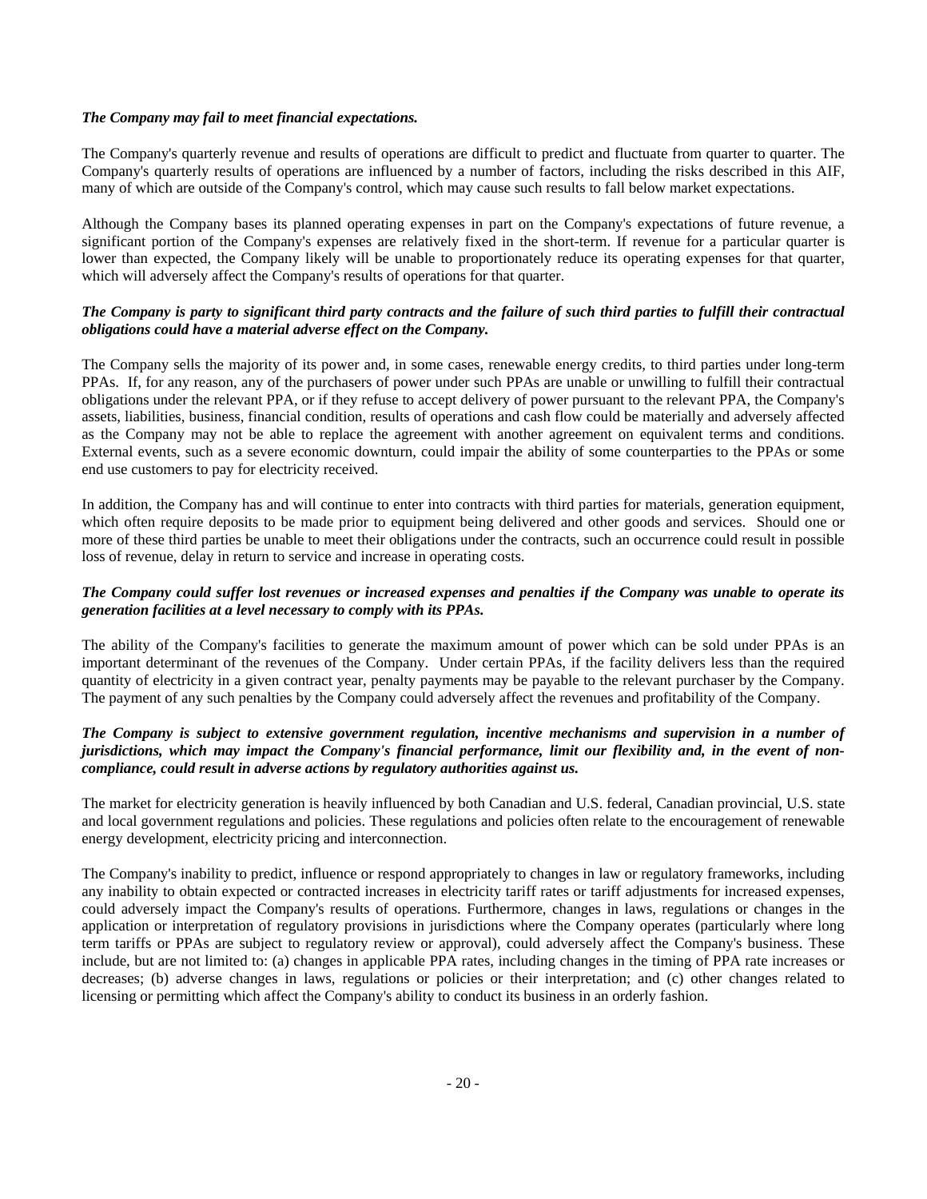***The Company may fail to meet financial expectations.***

The Company's quarterly revenue and results of operations are difficult to predict and fluctuate from quarter to quarter. The Company's quarterly results of operations are influenced by a number of factors, including the risks described in this AIF, many of which are outside of the Company's control, which may cause such results to fall below market expectations.

Although the Company bases its planned operating expenses in part on the Company's expectations of future revenue, a significant portion of the Company's expenses are relatively fixed in the short-term. If revenue for a particular quarter is lower than expected, the Company likely will be unable to proportionately reduce its operating expenses for that quarter, which will adversely affect the Company's results of operations for that quarter.

***The Company is party to significant third party contracts and the failure of such third parties to fulfill their contractual obligations could have a material adverse effect on the Company.***

The Company sells the majority of its power and, in some cases, renewable energy credits, to third parties under long-term PPAs. If, for any reason, any of the purchasers of power under such PPAs are unable or unwilling to fulfill their contractual obligations under the relevant PPA, or if they refuse to accept delivery of power pursuant to the relevant PPA, the Company's assets, liabilities, business, financial condition, results of operations and cash flow could be materially and adversely affected as the Company may not be able to replace the agreement with another agreement on equivalent terms and conditions. External events, such as a severe economic downturn, could impair the ability of some counterparties to the PPAs or some end use customers to pay for electricity received.

In addition, the Company has and will continue to enter into contracts with third parties for materials, generation equipment, which often require deposits to be made prior to equipment being delivered and other goods and services. Should one or more of these third parties be unable to meet their obligations under the contracts, such an occurrence could result in possible loss of revenue, delay in return to service and increase in operating costs.

***The Company could suffer lost revenues or increased expenses and penalties if the Company was unable to operate its generation facilities at a level necessary to comply with its PPAs.***

The ability of the Company's facilities to generate the maximum amount of power which can be sold under PPAs is an important determinant of the revenues of the Company. Under certain PPAs, if the facility delivers less than the required quantity of electricity in a given contract year, penalty payments may be payable to the relevant purchaser by the Company. The payment of any such penalties by the Company could adversely affect the revenues and profitability of the Company.

***The Company is subject to extensive government regulation, incentive mechanisms and supervision in a number of jurisdictions, which may impact the Company's financial performance, limit our flexibility and, in the event of non-compliance, could result in adverse actions by regulatory authorities against us.***

The market for electricity generation is heavily influenced by both Canadian and U.S. federal, Canadian provincial, U.S. state and local government regulations and policies. These regulations and policies often relate to the encouragement of renewable energy development, electricity pricing and interconnection.

The Company's inability to predict, influence or respond appropriately to changes in law or regulatory frameworks, including any inability to obtain expected or contracted increases in electricity tariff rates or tariff adjustments for increased expenses, could adversely impact the Company's results of operations. Furthermore, changes in laws, regulations or changes in the application or interpretation of regulatory provisions in jurisdictions where the Company operates (particularly where long term tariffs or PPAs are subject to regulatory review or approval), could adversely affect the Company's business. These include, but are not limited to: (a) changes in applicable PPA rates, including changes in the timing of PPA rate increases or decreases; (b) adverse changes in laws, regulations or policies or their interpretation; and (c) other changes related to licensing or permitting which affect the Company's ability to conduct its business in an orderly fashion.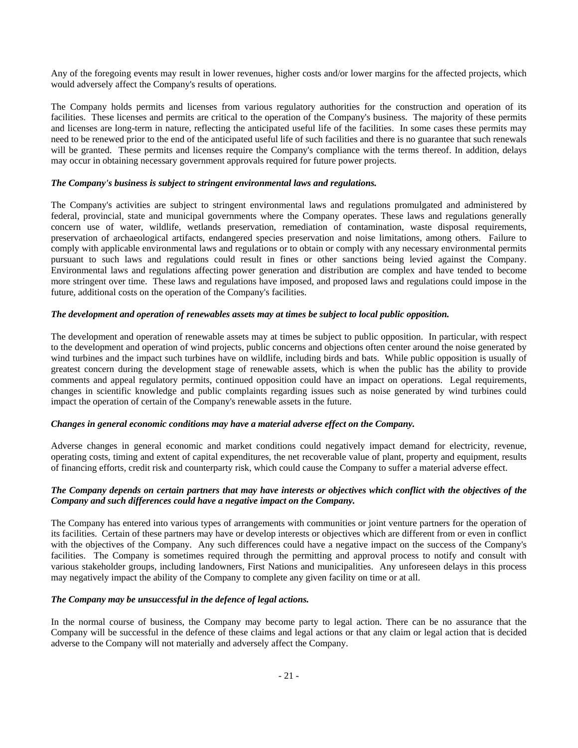Any of the foregoing events may result in lower revenues, higher costs and/or lower margins for the affected projects, which would adversely affect the Company's results of operations.

The Company holds permits and licenses from various regulatory authorities for the construction and operation of its facilities. These licenses and permits are critical to the operation of the Company's business. The majority of these permits and licenses are long-term in nature, reflecting the anticipated useful life of the facilities. In some cases these permits may need to be renewed prior to the end of the anticipated useful life of such facilities and there is no guarantee that such renewals will be granted. These permits and licenses require the Company's compliance with the terms thereof. In addition, delays may occur in obtaining necessary government approvals required for future power projects.

***The Company's business is subject to stringent environmental laws and regulations.***

The Company's activities are subject to stringent environmental laws and regulations promulgated and administered by federal, provincial, state and municipal governments where the Company operates. These laws and regulations generally concern use of water, wildlife, wetlands preservation, remediation of contamination, waste disposal requirements, preservation of archaeological artifacts, endangered species preservation and noise limitations, among others. Failure to comply with applicable environmental laws and regulations or to obtain or comply with any necessary environmental permits pursuant to such laws and regulations could result in fines or other sanctions being levied against the Company. Environmental laws and regulations affecting power generation and distribution are complex and have tended to become more stringent over time. These laws and regulations have imposed, and proposed laws and regulations could impose in the future, additional costs on the operation of the Company's facilities.

***The development and operation of renewables assets may at times be subject to local public opposition.***

The development and operation of renewable assets may at times be subject to public opposition. In particular, with respect to the development and operation of wind projects, public concerns and objections often center around the noise generated by wind turbines and the impact such turbines have on wildlife, including birds and bats. While public opposition is usually of greatest concern during the development stage of renewable assets, which is when the public has the ability to provide comments and appeal regulatory permits, continued opposition could have an impact on operations. Legal requirements, changes in scientific knowledge and public complaints regarding issues such as noise generated by wind turbines could impact the operation of certain of the Company's renewable assets in the future.

***Changes in general economic conditions may have a material adverse effect on the Company.***

Adverse changes in general economic and market conditions could negatively impact demand for electricity, revenue, operating costs, timing and extent of capital expenditures, the net recoverable value of plant, property and equipment, results of financing efforts, credit risk and counterparty risk, which could cause the Company to suffer a material adverse effect.

***The Company depends on certain partners that may have interests or objectives which conflict with the objectives of the Company and such differences could have a negative impact on the Company.***

The Company has entered into various types of arrangements with communities or joint venture partners for the operation of its facilities. Certain of these partners may have or develop interests or objectives which are different from or even in conflict with the objectives of the Company. Any such differences could have a negative impact on the success of the Company's facilities. The Company is sometimes required through the permitting and approval process to notify and consult with various stakeholder groups, including landowners, First Nations and municipalities. Any unforeseen delays in this process may negatively impact the ability of the Company to complete any given facility on time or at all.

***The Company may be unsuccessful in the defence of legal actions.***

In the normal course of business, the Company may become party to legal action. There can be no assurance that the Company will be successful in the defence of these claims and legal actions or that any claim or legal action that is decided adverse to the Company will not materially and adversely affect the Company.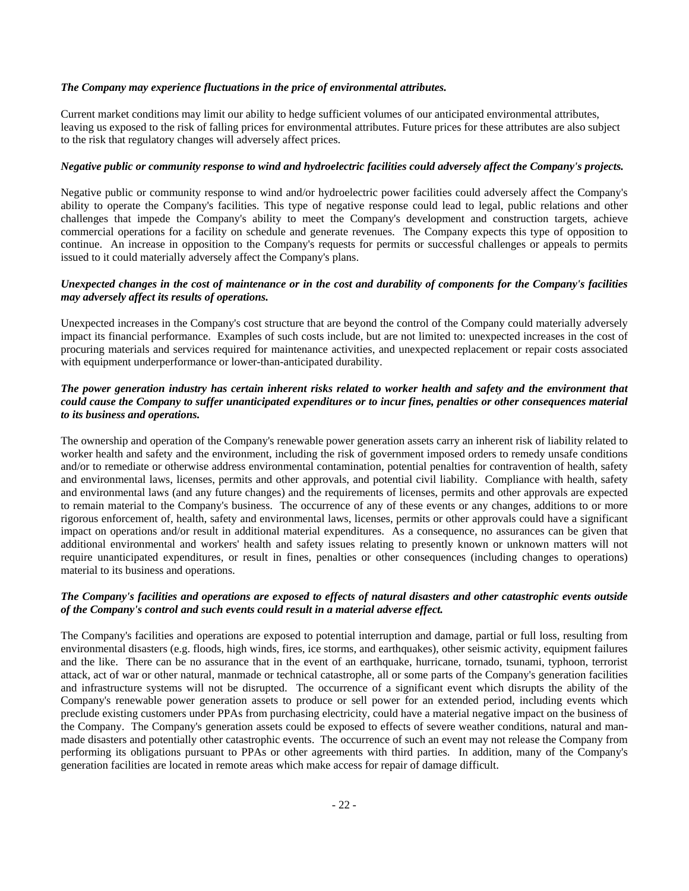***The Company may experience fluctuations in the price of environmental attributes.***

Current market conditions may limit our ability to hedge sufficient volumes of our anticipated environmental attributes, leaving us exposed to the risk of falling prices for environmental attributes. Future prices for these attributes are also subject to the risk that regulatory changes will adversely affect prices.

***Negative public or community response to wind and hydroelectric facilities could adversely affect the Company's projects.***

Negative public or community response to wind and/or hydroelectric power facilities could adversely affect the Company's ability to operate the Company's facilities. This type of negative response could lead to legal, public relations and other challenges that impede the Company's ability to meet the Company's development and construction targets, achieve commercial operations for a facility on schedule and generate revenues. The Company expects this type of opposition to continue. An increase in opposition to the Company's requests for permits or successful challenges or appeals to permits issued to it could materially adversely affect the Company's plans.

***Unexpected changes in the cost of maintenance or in the cost and durability of components for the Company's facilities may adversely affect its results of operations.***

Unexpected increases in the Company's cost structure that are beyond the control of the Company could materially adversely impact its financial performance. Examples of such costs include, but are not limited to: unexpected increases in the cost of procuring materials and services required for maintenance activities, and unexpected replacement or repair costs associated with equipment underperformance or lower-than-anticipated durability.

***The power generation industry has certain inherent risks related to worker health and safety and the environment that could cause the Company to suffer unanticipated expenditures or to incur fines, penalties or other consequences material to its business and operations.***

The ownership and operation of the Company's renewable power generation assets carry an inherent risk of liability related to worker health and safety and the environment, including the risk of government imposed orders to remedy unsafe conditions and/or to remediate or otherwise address environmental contamination, potential penalties for contravention of health, safety and environmental laws, licenses, permits and other approvals, and potential civil liability. Compliance with health, safety and environmental laws (and any future changes) and the requirements of licenses, permits and other approvals are expected to remain material to the Company's business. The occurrence of any of these events or any changes, additions to or more rigorous enforcement of, health, safety and environmental laws, licenses, permits or other approvals could have a significant impact on operations and/or result in additional material expenditures. As a consequence, no assurances can be given that additional environmental and workers' health and safety issues relating to presently known or unknown matters will not require unanticipated expenditures, or result in fines, penalties or other consequences (including changes to operations) material to its business and operations.

***The Company's facilities and operations are exposed to effects of natural disasters and other catastrophic events outside of the Company's control and such events could result in a material adverse effect.***

The Company's facilities and operations are exposed to potential interruption and damage, partial or full loss, resulting from environmental disasters (e.g. floods, high winds, fires, ice storms, and earthquakes), other seismic activity, equipment failures and the like. There can be no assurance that in the event of an earthquake, hurricane, tornado, tsunami, typhoon, terrorist attack, act of war or other natural, manmade or technical catastrophe, all or some parts of the Company's generation facilities and infrastructure systems will not be disrupted. The occurrence of a significant event which disrupts the ability of the Company's renewable power generation assets to produce or sell power for an extended period, including events which preclude existing customers under PPAs from purchasing electricity, could have a material negative impact on the business of the Company. The Company's generation assets could be exposed to effects of severe weather conditions, natural and man-made disasters and potentially other catastrophic events. The occurrence of such an event may not release the Company from performing its obligations pursuant to PPAs or other agreements with third parties. In addition, many of the Company's generation facilities are located in remote areas which make access for repair of damage difficult.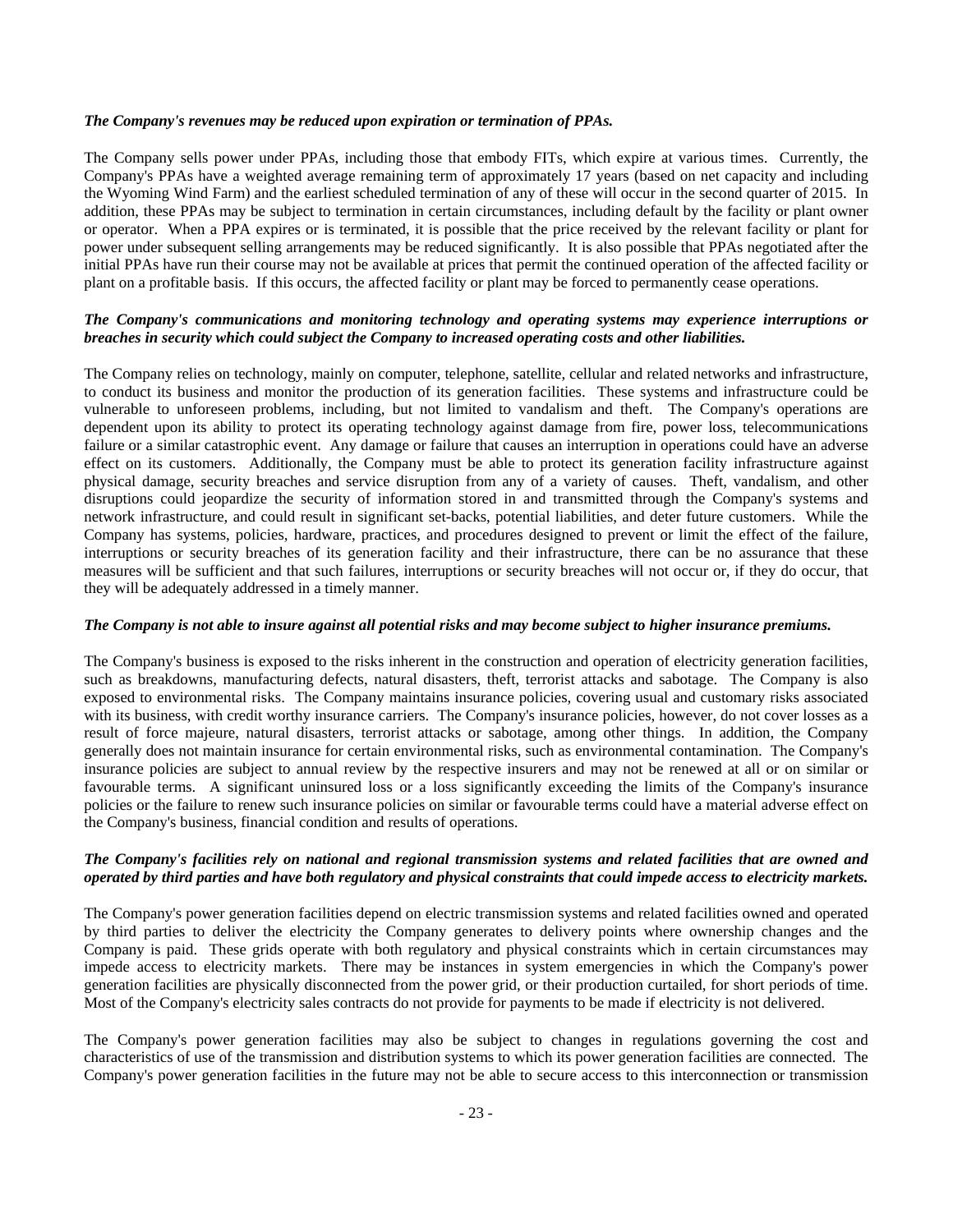***The Company's revenues may be reduced upon expiration or termination of PPAs.***

The Company sells power under PPAs, including those that embody FITs, which expire at various times. Currently, the Company's PPAs have a weighted average remaining term of approximately 17 years (based on net capacity and including the Wyoming Wind Farm) and the earliest scheduled termination of any of these will occur in the second quarter of 2015. In addition, these PPAs may be subject to termination in certain circumstances, including default by the facility or plant owner or operator. When a PPA expires or is terminated, it is possible that the price received by the relevant facility or plant for power under subsequent selling arrangements may be reduced significantly. It is also possible that PPAs negotiated after the initial PPAs have run their course may not be available at prices that permit the continued operation of the affected facility or plant on a profitable basis. If this occurs, the affected facility or plant may be forced to permanently cease operations.

***The Company's communications and monitoring technology and operating systems may experience interruptions or breaches in security which could subject the Company to increased operating costs and other liabilities.***

The Company relies on technology, mainly on computer, telephone, satellite, cellular and related networks and infrastructure, to conduct its business and monitor the production of its generation facilities. These systems and infrastructure could be vulnerable to unforeseen problems, including, but not limited to vandalism and theft. The Company's operations are dependent upon its ability to protect its operating technology against damage from fire, power loss, telecommunications failure or a similar catastrophic event. Any damage or failure that causes an interruption in operations could have an adverse effect on its customers. Additionally, the Company must be able to protect its generation facility infrastructure against physical damage, security breaches and service disruption from any of a variety of causes. Theft, vandalism, and other disruptions could jeopardize the security of information stored in and transmitted through the Company's systems and network infrastructure, and could result in significant set-backs, potential liabilities, and deter future customers. While the Company has systems, policies, hardware, practices, and procedures designed to prevent or limit the effect of the failure, interruptions or security breaches of its generation facility and their infrastructure, there can be no assurance that these measures will be sufficient and that such failures, interruptions or security breaches will not occur or, if they do occur, that they will be adequately addressed in a timely manner.

***The Company is not able to insure against all potential risks and may become subject to higher insurance premiums.***

The Company's business is exposed to the risks inherent in the construction and operation of electricity generation facilities, such as breakdowns, manufacturing defects, natural disasters, theft, terrorist attacks and sabotage. The Company is also exposed to environmental risks. The Company maintains insurance policies, covering usual and customary risks associated with its business, with credit worthy insurance carriers. The Company's insurance policies, however, do not cover losses as a result of force majeure, natural disasters, terrorist attacks or sabotage, among other things. In addition, the Company generally does not maintain insurance for certain environmental risks, such as environmental contamination. The Company's insurance policies are subject to annual review by the respective insurers and may not be renewed at all or on similar or favourable terms. A significant uninsured loss or a loss significantly exceeding the limits of the Company's insurance policies or the failure to renew such insurance policies on similar or favourable terms could have a material adverse effect on the Company's business, financial condition and results of operations.

***The Company's facilities rely on national and regional transmission systems and related facilities that are owned and operated by third parties and have both regulatory and physical constraints that could impede access to electricity markets.***

The Company's power generation facilities depend on electric transmission systems and related facilities owned and operated by third parties to deliver the electricity the Company generates to delivery points where ownership changes and the Company is paid. These grids operate with both regulatory and physical constraints which in certain circumstances may impede access to electricity markets. There may be instances in system emergencies in which the Company's power generation facilities are physically disconnected from the power grid, or their production curtailed, for short periods of time. Most of the Company's electricity sales contracts do not provide for payments to be made if electricity is not delivered.

The Company's power generation facilities may also be subject to changes in regulations governing the cost and characteristics of use of the transmission and distribution systems to which its power generation facilities are connected. The Company's power generation facilities in the future may not be able to secure access to this interconnection or transmission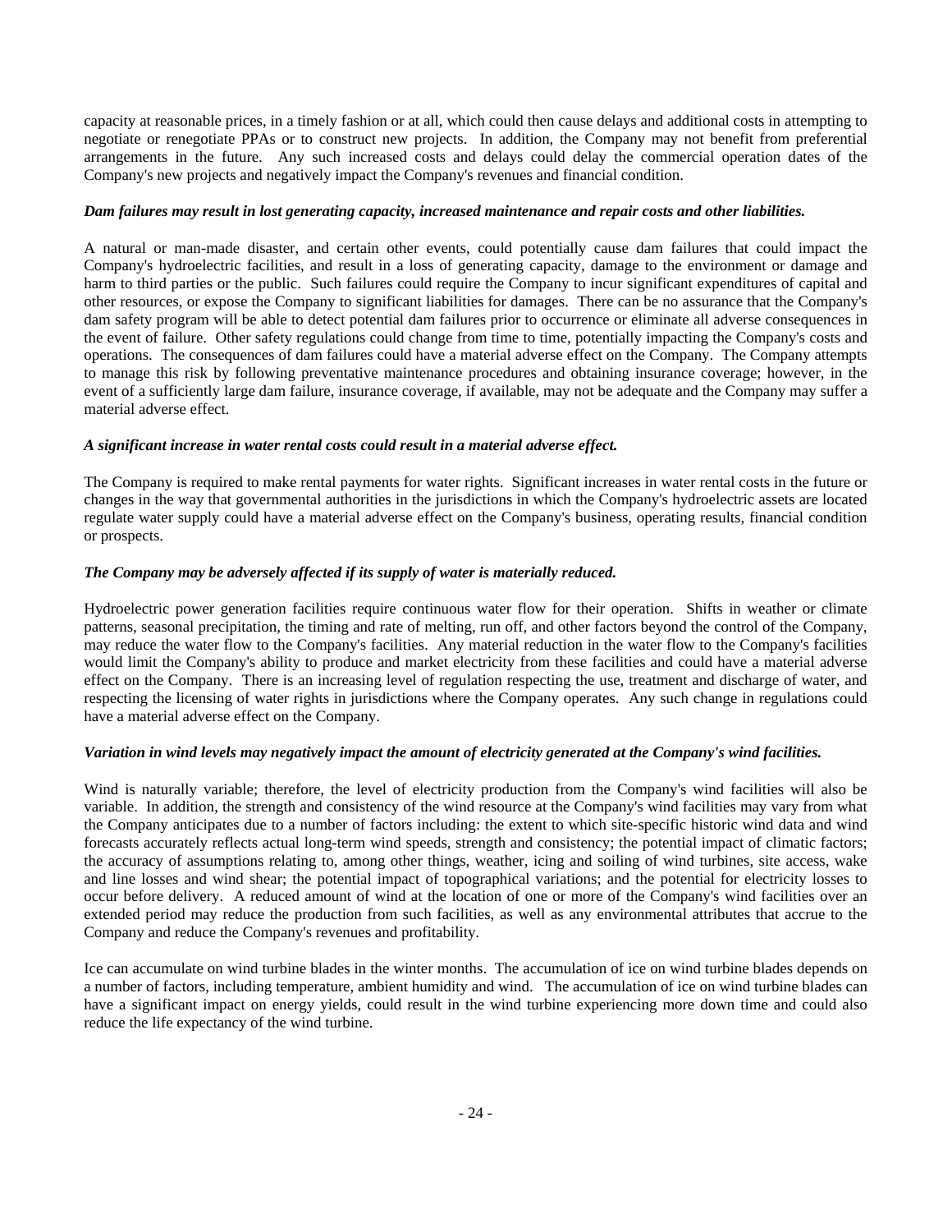capacity at reasonable prices, in a timely fashion or at all, which could then cause delays and additional costs in attempting to negotiate or renegotiate PPAs or to construct new projects. In addition, the Company may not benefit from preferential arrangements in the future. Any such increased costs and delays could delay the commercial operation dates of the Company's new projects and negatively impact the Company's revenues and financial condition.

***Dam failures may result in lost generating capacity, increased maintenance and repair costs and other liabilities.***

A natural or man-made disaster, and certain other events, could potentially cause dam failures that could impact the Company's hydroelectric facilities, and result in a loss of generating capacity, damage to the environment or damage and harm to third parties or the public. Such failures could require the Company to incur significant expenditures of capital and other resources, or expose the Company to significant liabilities for damages. There can be no assurance that the Company's dam safety program will be able to detect potential dam failures prior to occurrence or eliminate all adverse consequences in the event of failure. Other safety regulations could change from time to time, potentially impacting the Company's costs and operations. The consequences of dam failures could have a material adverse effect on the Company. The Company attempts to manage this risk by following preventative maintenance procedures and obtaining insurance coverage; however, in the event of a sufficiently large dam failure, insurance coverage, if available, may not be adequate and the Company may suffer a material adverse effect.

***A significant increase in water rental costs could result in a material adverse effect.***

The Company is required to make rental payments for water rights. Significant increases in water rental costs in the future or changes in the way that governmental authorities in the jurisdictions in which the Company's hydroelectric assets are located regulate water supply could have a material adverse effect on the Company's business, operating results, financial condition or prospects.

***The Company may be adversely affected if its supply of water is materially reduced.***

Hydroelectric power generation facilities require continuous water flow for their operation. Shifts in weather or climate patterns, seasonal precipitation, the timing and rate of melting, run off, and other factors beyond the control of the Company, may reduce the water flow to the Company's facilities. Any material reduction in the water flow to the Company's facilities would limit the Company's ability to produce and market electricity from these facilities and could have a material adverse effect on the Company. There is an increasing level of regulation respecting the use, treatment and discharge of water, and respecting the licensing of water rights in jurisdictions where the Company operates. Any such change in regulations could have a material adverse effect on the Company.

***Variation in wind levels may negatively impact the amount of electricity generated at the Company's wind facilities.***

Wind is naturally variable; therefore, the level of electricity production from the Company's wind facilities will also be variable. In addition, the strength and consistency of the wind resource at the Company's wind facilities may vary from what the Company anticipates due to a number of factors including: the extent to which site-specific historic wind data and wind forecasts accurately reflects actual long-term wind speeds, strength and consistency; the potential impact of climatic factors; the accuracy of assumptions relating to, among other things, weather, icing and soiling of wind turbines, site access, wake and line losses and wind shear; the potential impact of topographical variations; and the potential for electricity losses to occur before delivery. A reduced amount of wind at the location of one or more of the Company's wind facilities over an extended period may reduce the production from such facilities, as well as any environmental attributes that accrue to the Company and reduce the Company's revenues and profitability.

Ice can accumulate on wind turbine blades in the winter months. The accumulation of ice on wind turbine blades depends on a number of factors, including temperature, ambient humidity and wind. The accumulation of ice on wind turbine blades can have a significant impact on energy yields, could result in the wind turbine experiencing more down time and could also reduce the life expectancy of the wind turbine.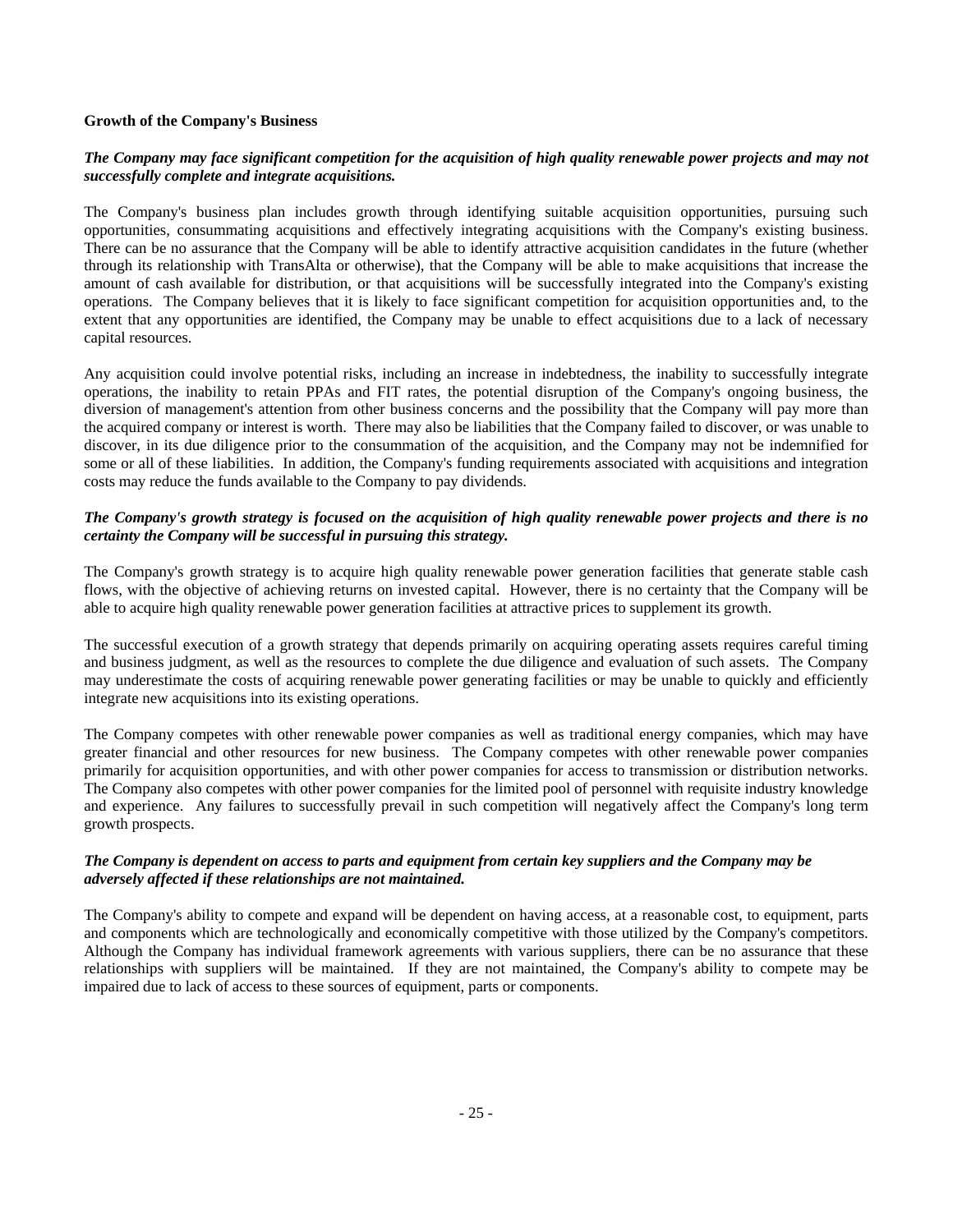**Growth of the Company's Business**

***The Company may face significant competition for the acquisition of high quality renewable power projects and may not successfully complete and integrate acquisitions.***

The Company's business plan includes growth through identifying suitable acquisition opportunities, pursuing such opportunities, consummating acquisitions and effectively integrating acquisitions with the Company's existing business. There can be no assurance that the Company will be able to identify attractive acquisition candidates in the future (whether through its relationship with TransAlta or otherwise), that the Company will be able to make acquisitions that increase the amount of cash available for distribution, or that acquisitions will be successfully integrated into the Company's existing operations. The Company believes that it is likely to face significant competition for acquisition opportunities and, to the extent that any opportunities are identified, the Company may be unable to effect acquisitions due to a lack of necessary capital resources.

Any acquisition could involve potential risks, including an increase in indebtedness, the inability to successfully integrate operations, the inability to retain PPAs and FIT rates, the potential disruption of the Company's ongoing business, the diversion of management's attention from other business concerns and the possibility that the Company will pay more than the acquired company or interest is worth. There may also be liabilities that the Company failed to discover, or was unable to discover, in its due diligence prior to the consummation of the acquisition, and the Company may not be indemnified for some or all of these liabilities. In addition, the Company's funding requirements associated with acquisitions and integration costs may reduce the funds available to the Company to pay dividends.

***The Company's growth strategy is focused on the acquisition of high quality renewable power projects and there is no certainty the Company will be successful in pursuing this strategy.***

The Company's growth strategy is to acquire high quality renewable power generation facilities that generate stable cash flows, with the objective of achieving returns on invested capital. However, there is no certainty that the Company will be able to acquire high quality renewable power generation facilities at attractive prices to supplement its growth.

The successful execution of a growth strategy that depends primarily on acquiring operating assets requires careful timing and business judgment, as well as the resources to complete the due diligence and evaluation of such assets. The Company may underestimate the costs of acquiring renewable power generating facilities or may be unable to quickly and efficiently integrate new acquisitions into its existing operations.

The Company competes with other renewable power companies as well as traditional energy companies, which may have greater financial and other resources for new business. The Company competes with other renewable power companies primarily for acquisition opportunities, and with other power companies for access to transmission or distribution networks. The Company also competes with other power companies for the limited pool of personnel with requisite industry knowledge and experience. Any failures to successfully prevail in such competition will negatively affect the Company's long term growth prospects.

***The Company is dependent on access to parts and equipment from certain key suppliers and the Company may be adversely affected if these relationships are not maintained.***

The Company's ability to compete and expand will be dependent on having access, at a reasonable cost, to equipment, parts and components which are technologically and economically competitive with those utilized by the Company's competitors. Although the Company has individual framework agreements with various suppliers, there can be no assurance that these relationships with suppliers will be maintained. If they are not maintained, the Company's ability to compete may be impaired due to lack of access to these sources of equipment, parts or components.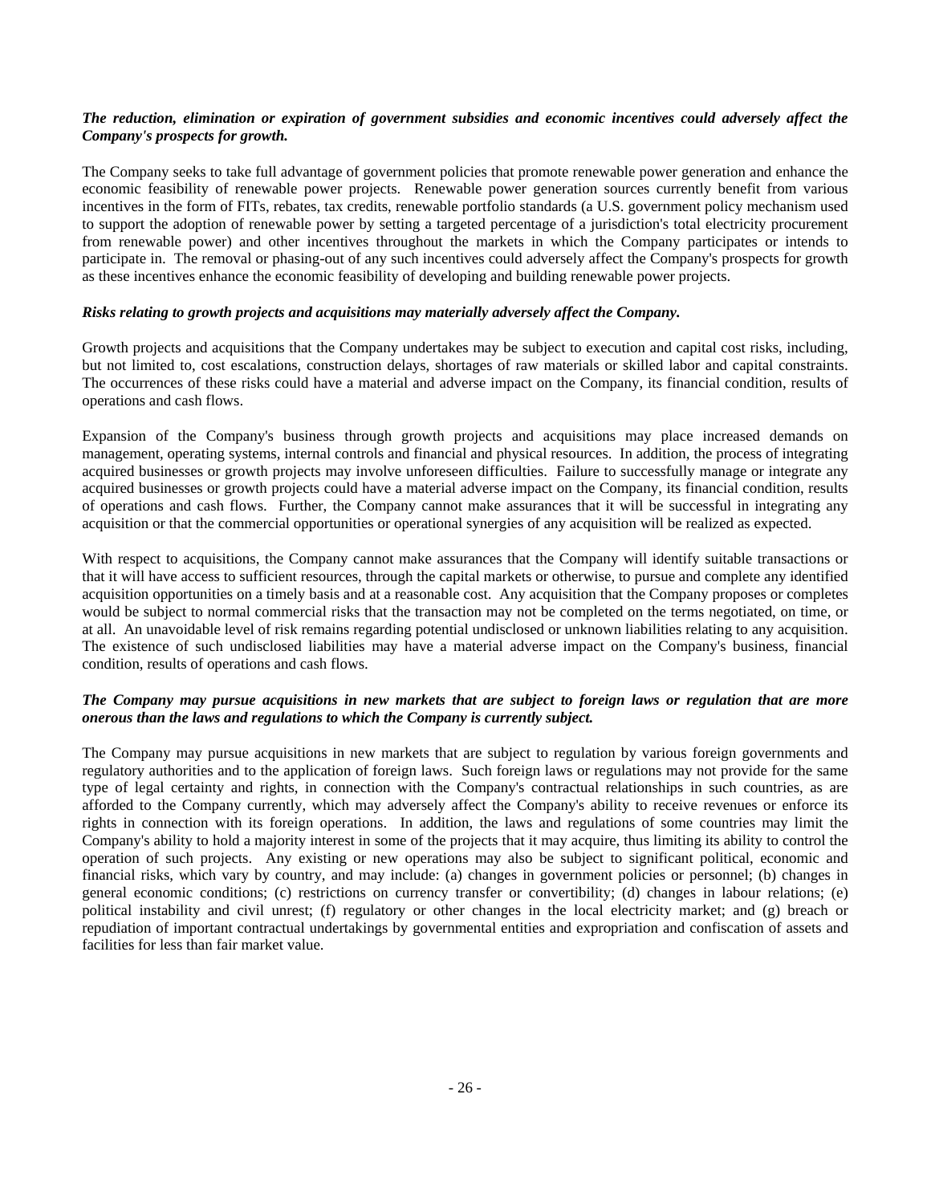***The reduction, elimination or expiration of government subsidies and economic incentives could adversely affect the Company's prospects for growth.***

The Company seeks to take full advantage of government policies that promote renewable power generation and enhance the economic feasibility of renewable power projects. Renewable power generation sources currently benefit from various incentives in the form of FITs, rebates, tax credits, renewable portfolio standards (a U.S. government policy mechanism used to support the adoption of renewable power by setting a targeted percentage of a jurisdiction's total electricity procurement from renewable power) and other incentives throughout the markets in which the Company participates or intends to participate in. The removal or phasing-out of any such incentives could adversely affect the Company's prospects for growth as these incentives enhance the economic feasibility of developing and building renewable power projects.

***Risks relating to growth projects and acquisitions may materially adversely affect the Company.***

Growth projects and acquisitions that the Company undertakes may be subject to execution and capital cost risks, including, but not limited to, cost escalations, construction delays, shortages of raw materials or skilled labor and capital constraints. The occurrences of these risks could have a material and adverse impact on the Company, its financial condition, results of operations and cash flows.

Expansion of the Company's business through growth projects and acquisitions may place increased demands on management, operating systems, internal controls and financial and physical resources. In addition, the process of integrating acquired businesses or growth projects may involve unforeseen difficulties. Failure to successfully manage or integrate any acquired businesses or growth projects could have a material adverse impact on the Company, its financial condition, results of operations and cash flows. Further, the Company cannot make assurances that it will be successful in integrating any acquisition or that the commercial opportunities or operational synergies of any acquisition will be realized as expected.

With respect to acquisitions, the Company cannot make assurances that the Company will identify suitable transactions or that it will have access to sufficient resources, through the capital markets or otherwise, to pursue and complete any identified acquisition opportunities on a timely basis and at a reasonable cost. Any acquisition that the Company proposes or completes would be subject to normal commercial risks that the transaction may not be completed on the terms negotiated, on time, or at all. An unavoidable level of risk remains regarding potential undisclosed or unknown liabilities relating to any acquisition. The existence of such undisclosed liabilities may have a material adverse impact on the Company's business, financial condition, results of operations and cash flows.

***The Company may pursue acquisitions in new markets that are subject to foreign laws or regulation that are more onerous than the laws and regulations to which the Company is currently subject.***

The Company may pursue acquisitions in new markets that are subject to regulation by various foreign governments and regulatory authorities and to the application of foreign laws. Such foreign laws or regulations may not provide for the same type of legal certainty and rights, in connection with the Company's contractual relationships in such countries, as are afforded to the Company currently, which may adversely affect the Company's ability to receive revenues or enforce its rights in connection with its foreign operations. In addition, the laws and regulations of some countries may limit the Company's ability to hold a majority interest in some of the projects that it may acquire, thus limiting its ability to control the operation of such projects. Any existing or new operations may also be subject to significant political, economic and financial risks, which vary by country, and may include: (a) changes in government policies or personnel; (b) changes in general economic conditions; (c) restrictions on currency transfer or convertibility; (d) changes in labour relations; (e) political instability and civil unrest; (f) regulatory or other changes in the local electricity market; and (g) breach or repudiation of important contractual undertakings by governmental entities and expropriation and confiscation of assets and facilities for less than fair market value.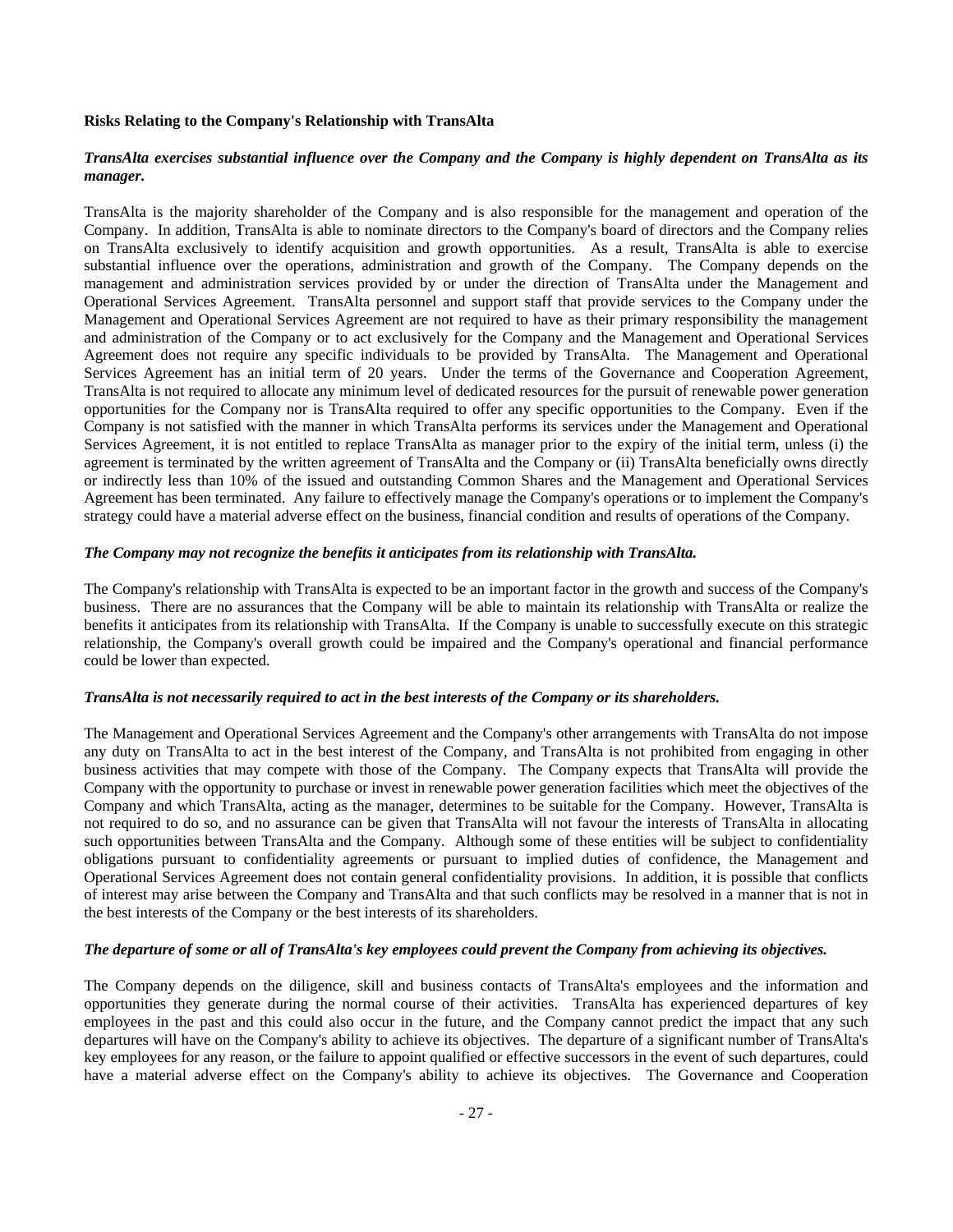**Risks Relating to the Company's Relationship with TransAlta**

***TransAlta exercises substantial influence over the Company and the Company is highly dependent on TransAlta as its manager.***

TransAlta is the majority shareholder of the Company and is also responsible for the management and operation of the Company. In addition, TransAlta is able to nominate directors to the Company's board of directors and the Company relies on TransAlta exclusively to identify acquisition and growth opportunities. As a result, TransAlta is able to exercise substantial influence over the operations, administration and growth of the Company. The Company depends on the management and administration services provided by or under the direction of TransAlta under the Management and Operational Services Agreement. TransAlta personnel and support staff that provide services to the Company under the Management and Operational Services Agreement are not required to have as their primary responsibility the management and administration of the Company or to act exclusively for the Company and the Management and Operational Services Agreement does not require any specific individuals to be provided by TransAlta. The Management and Operational Services Agreement has an initial term of 20 years. Under the terms of the Governance and Cooperation Agreement, TransAlta is not required to allocate any minimum level of dedicated resources for the pursuit of renewable power generation opportunities for the Company nor is TransAlta required to offer any specific opportunities to the Company. Even if the Company is not satisfied with the manner in which TransAlta performs its services under the Management and Operational Services Agreement, it is not entitled to replace TransAlta as manager prior to the expiry of the initial term, unless (i) the agreement is terminated by the written agreement of TransAlta and the Company or (ii) TransAlta beneficially owns directly or indirectly less than 10% of the issued and outstanding Common Shares and the Management and Operational Services Agreement has been terminated. Any failure to effectively manage the Company's operations or to implement the Company's strategy could have a material adverse effect on the business, financial condition and results of operations of the Company.

***The Company may not recognize the benefits it anticipates from its relationship with TransAlta.***

The Company's relationship with TransAlta is expected to be an important factor in the growth and success of the Company's business. There are no assurances that the Company will be able to maintain its relationship with TransAlta or realize the benefits it anticipates from its relationship with TransAlta. If the Company is unable to successfully execute on this strategic relationship, the Company's overall growth could be impaired and the Company's operational and financial performance could be lower than expected.

***TransAlta is not necessarily required to act in the best interests of the Company or its shareholders.***

The Management and Operational Services Agreement and the Company's other arrangements with TransAlta do not impose any duty on TransAlta to act in the best interest of the Company, and TransAlta is not prohibited from engaging in other business activities that may compete with those of the Company. The Company expects that TransAlta will provide the Company with the opportunity to purchase or invest in renewable power generation facilities which meet the objectives of the Company and which TransAlta, acting as the manager, determines to be suitable for the Company. However, TransAlta is not required to do so, and no assurance can be given that TransAlta will not favour the interests of TransAlta in allocating such opportunities between TransAlta and the Company. Although some of these entities will be subject to confidentiality obligations pursuant to confidentiality agreements or pursuant to implied duties of confidence, the Management and Operational Services Agreement does not contain general confidentiality provisions. In addition, it is possible that conflicts of interest may arise between the Company and TransAlta and that such conflicts may be resolved in a manner that is not in the best interests of the Company or the best interests of its shareholders.

***The departure of some or all of TransAlta's key employees could prevent the Company from achieving its objectives.***

The Company depends on the diligence, skill and business contacts of TransAlta's employees and the information and opportunities they generate during the normal course of their activities. TransAlta has experienced departures of key employees in the past and this could also occur in the future, and the Company cannot predict the impact that any such departures will have on the Company's ability to achieve its objectives. The departure of a significant number of TransAlta's key employees for any reason, or the failure to appoint qualified or effective successors in the event of such departures, could have a material adverse effect on the Company's ability to achieve its objectives. The Governance and Cooperation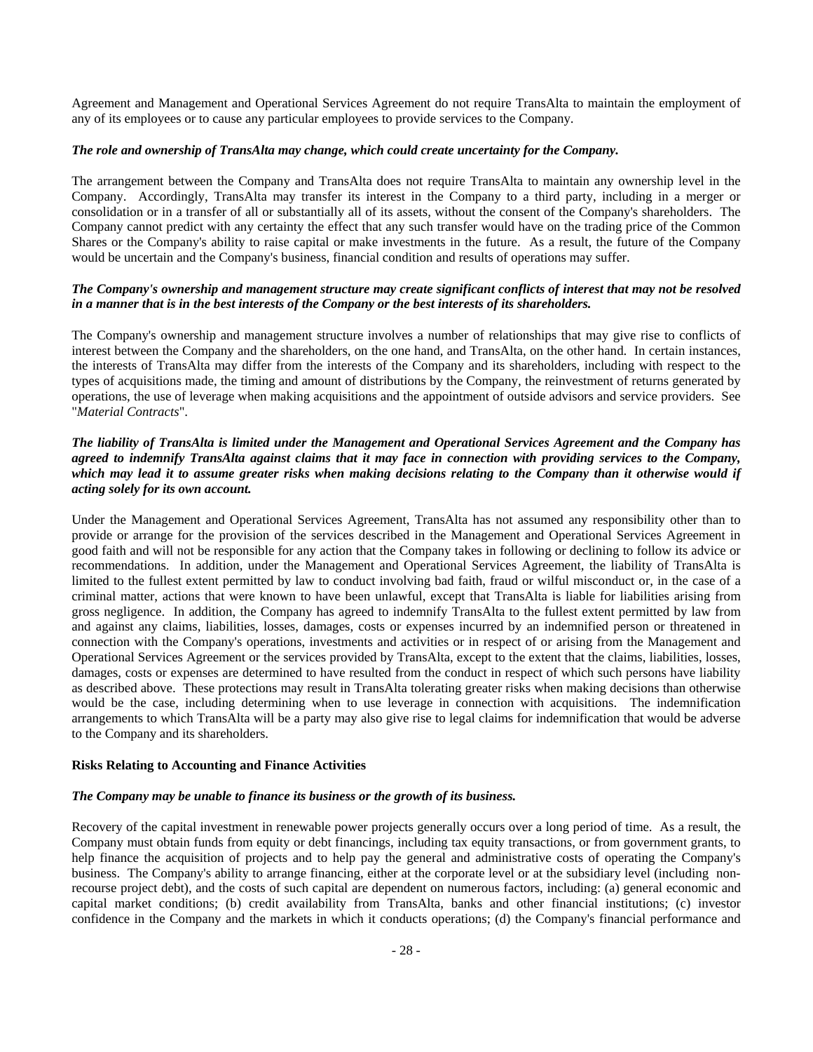Agreement and Management and Operational Services Agreement do not require TransAlta to maintain the employment of any of its employees or to cause any particular employees to provide services to the Company.

***The role and ownership of TransAlta may change, which could create uncertainty for the Company.***

The arrangement between the Company and TransAlta does not require TransAlta to maintain any ownership level in the Company. Accordingly, TransAlta may transfer its interest in the Company to a third party, including in a merger or consolidation or in a transfer of all or substantially all of its assets, without the consent of the Company's shareholders. The Company cannot predict with any certainty the effect that any such transfer would have on the trading price of the Common Shares or the Company's ability to raise capital or make investments in the future. As a result, the future of the Company would be uncertain and the Company's business, financial condition and results of operations may suffer.

***The Company's ownership and management structure may create significant conflicts of interest that may not be resolved in a manner that is in the best interests of the Company or the best interests of its shareholders.***

The Company's ownership and management structure involves a number of relationships that may give rise to conflicts of interest between the Company and the shareholders, on the one hand, and TransAlta, on the other hand. In certain instances, the interests of TransAlta may differ from the interests of the Company and its shareholders, including with respect to the types of acquisitions made, the timing and amount of distributions by the Company, the reinvestment of returns generated by operations, the use of leverage when making acquisitions and the appointment of outside advisors and service providers. See "*Material Contracts*".

***The liability of TransAlta is limited under the Management and Operational Services Agreement and the Company has agreed to indemnify TransAlta against claims that it may face in connection with providing services to the Company, which may lead it to assume greater risks when making decisions relating to the Company than it otherwise would if acting solely for its own account.***

Under the Management and Operational Services Agreement, TransAlta has not assumed any responsibility other than to provide or arrange for the provision of the services described in the Management and Operational Services Agreement in good faith and will not be responsible for any action that the Company takes in following or declining to follow its advice or recommendations. In addition, under the Management and Operational Services Agreement, the liability of TransAlta is limited to the fullest extent permitted by law to conduct involving bad faith, fraud or wilful misconduct or, in the case of a criminal matter, actions that were known to have been unlawful, except that TransAlta is liable for liabilities arising from gross negligence. In addition, the Company has agreed to indemnify TransAlta to the fullest extent permitted by law from and against any claims, liabilities, losses, damages, costs or expenses incurred by an indemnified person or threatened in connection with the Company's operations, investments and activities or in respect of or arising from the Management and Operational Services Agreement or the services provided by TransAlta, except to the extent that the claims, liabilities, losses, damages, costs or expenses are determined to have resulted from the conduct in respect of which such persons have liability as described above. These protections may result in TransAlta tolerating greater risks when making decisions than otherwise would be the case, including determining when to use leverage in connection with acquisitions. The indemnification arrangements to which TransAlta will be a party may also give rise to legal claims for indemnification that would be adverse to the Company and its shareholders.

**Risks Relating to Accounting and Finance Activities**

***The Company may be unable to finance its business or the growth of its business.***

Recovery of the capital investment in renewable power projects generally occurs over a long period of time. As a result, the Company must obtain funds from equity or debt financings, including tax equity transactions, or from government grants, to help finance the acquisition of projects and to help pay the general and administrative costs of operating the Company's business. The Company's ability to arrange financing, either at the corporate level or at the subsidiary level (including non-recourse project debt), and the costs of such capital are dependent on numerous factors, including: (a) general economic and capital market conditions; (b) credit availability from TransAlta, banks and other financial institutions; (c) investor confidence in the Company and the markets in which it conducts operations; (d) the Company's financial performance and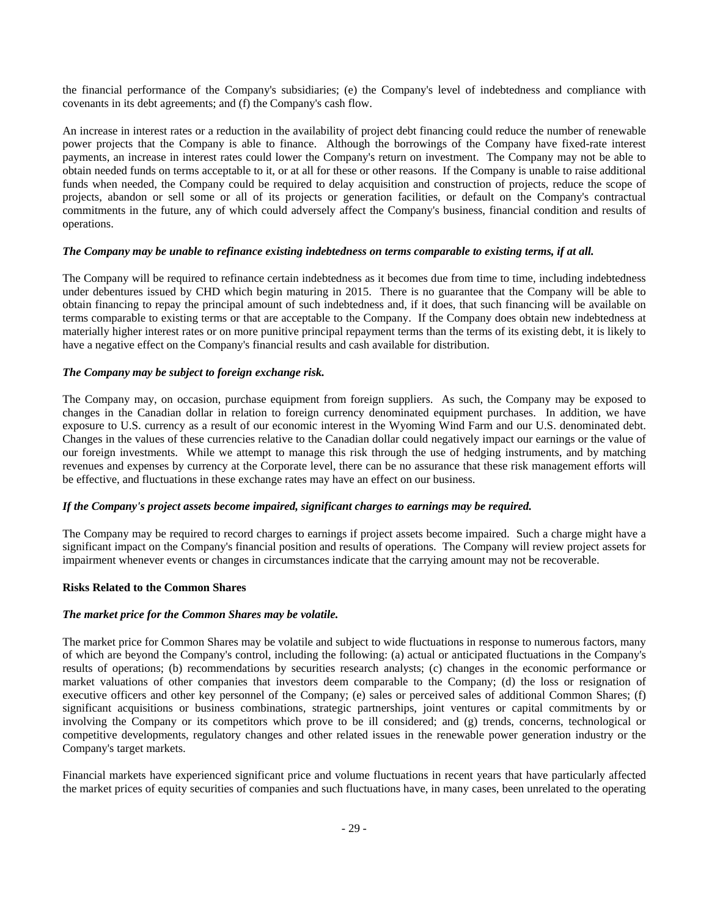the financial performance of the Company's subsidiaries; (e) the Company's level of indebtedness and compliance with covenants in its debt agreements; and (f) the Company's cash flow.

An increase in interest rates or a reduction in the availability of project debt financing could reduce the number of renewable power projects that the Company is able to finance. Although the borrowings of the Company have fixed-rate interest payments, an increase in interest rates could lower the Company's return on investment. The Company may not be able to obtain needed funds on terms acceptable to it, or at all for these or other reasons. If the Company is unable to raise additional funds when needed, the Company could be required to delay acquisition and construction of projects, reduce the scope of projects, abandon or sell some or all of its projects or generation facilities, or default on the Company's contractual commitments in the future, any of which could adversely affect the Company's business, financial condition and results of operations.

***The Company may be unable to refinance existing indebtedness on terms comparable to existing terms, if at all.***

The Company will be required to refinance certain indebtedness as it becomes due from time to time, including indebtedness under debentures issued by CHD which begin maturing in 2015. There is no guarantee that the Company will be able to obtain financing to repay the principal amount of such indebtedness and, if it does, that such financing will be available on terms comparable to existing terms or that are acceptable to the Company. If the Company does obtain new indebtedness at materially higher interest rates or on more punitive principal repayment terms than the terms of its existing debt, it is likely to have a negative effect on the Company's financial results and cash available for distribution.

***The Company may be subject to foreign exchange risk.***

The Company may, on occasion, purchase equipment from foreign suppliers. As such, the Company may be exposed to changes in the Canadian dollar in relation to foreign currency denominated equipment purchases. In addition, we have exposure to U.S. currency as a result of our economic interest in the Wyoming Wind Farm and our U.S. denominated debt. Changes in the values of these currencies relative to the Canadian dollar could negatively impact our earnings or the value of our foreign investments. While we attempt to manage this risk through the use of hedging instruments, and by matching revenues and expenses by currency at the Corporate level, there can be no assurance that these risk management efforts will be effective, and fluctuations in these exchange rates may have an effect on our business.

***If the Company's project assets become impaired, significant charges to earnings may be required.***

The Company may be required to record charges to earnings if project assets become impaired. Such a charge might have a significant impact on the Company's financial position and results of operations. The Company will review project assets for impairment whenever events or changes in circumstances indicate that the carrying amount may not be recoverable.

**Risks Related to the Common Shares**

***The market price for the Common Shares may be volatile.***

The market price for Common Shares may be volatile and subject to wide fluctuations in response to numerous factors, many of which are beyond the Company's control, including the following: (a) actual or anticipated fluctuations in the Company's results of operations; (b) recommendations by securities research analysts; (c) changes in the economic performance or market valuations of other companies that investors deem comparable to the Company; (d) the loss or resignation of executive officers and other key personnel of the Company; (e) sales or perceived sales of additional Common Shares; (f) significant acquisitions or business combinations, strategic partnerships, joint ventures or capital commitments by or involving the Company or its competitors which prove to be ill considered; and (g) trends, concerns, technological or competitive developments, regulatory changes and other related issues in the renewable power generation industry or the Company's target markets.

Financial markets have experienced significant price and volume fluctuations in recent years that have particularly affected the market prices of equity securities of companies and such fluctuations have, in many cases, been unrelated to the operating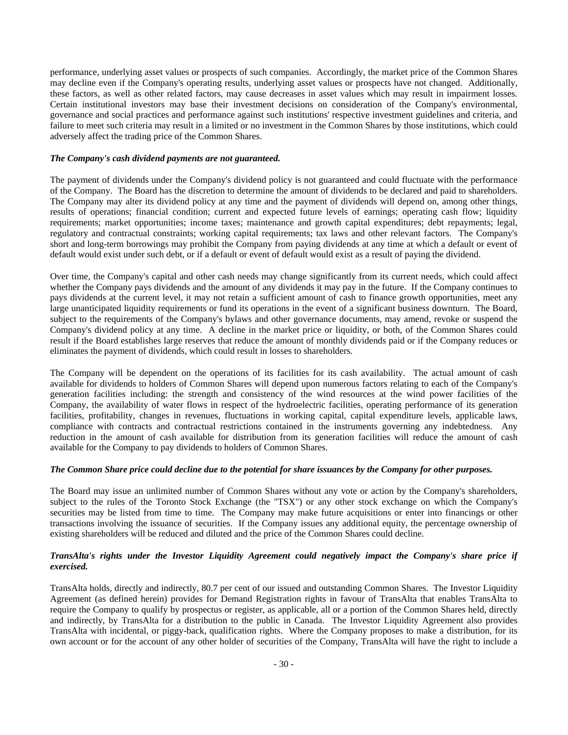performance, underlying asset values or prospects of such companies. Accordingly, the market price of the Common Shares may decline even if the Company's operating results, underlying asset values or prospects have not changed. Additionally, these factors, as well as other related factors, may cause decreases in asset values which may result in impairment losses. Certain institutional investors may base their investment decisions on consideration of the Company's environmental, governance and social practices and performance against such institutions' respective investment guidelines and criteria, and failure to meet such criteria may result in a limited or no investment in the Common Shares by those institutions, which could adversely affect the trading price of the Common Shares.

***The Company's cash dividend payments are not guaranteed.***

The payment of dividends under the Company's dividend policy is not guaranteed and could fluctuate with the performance of the Company. The Board has the discretion to determine the amount of dividends to be declared and paid to shareholders. The Company may alter its dividend policy at any time and the payment of dividends will depend on, among other things, results of operations; financial condition; current and expected future levels of earnings; operating cash flow; liquidity requirements; market opportunities; income taxes; maintenance and growth capital expenditures; debt repayments; legal, regulatory and contractual constraints; working capital requirements; tax laws and other relevant factors. The Company's short and long-term borrowings may prohibit the Company from paying dividends at any time at which a default or event of default would exist under such debt, or if a default or event of default would exist as a result of paying the dividend.

Over time, the Company's capital and other cash needs may change significantly from its current needs, which could affect whether the Company pays dividends and the amount of any dividends it may pay in the future. If the Company continues to pays dividends at the current level, it may not retain a sufficient amount of cash to finance growth opportunities, meet any large unanticipated liquidity requirements or fund its operations in the event of a significant business downturn. The Board, subject to the requirements of the Company's bylaws and other governance documents, may amend, revoke or suspend the Company's dividend policy at any time. A decline in the market price or liquidity, or both, of the Common Shares could result if the Board establishes large reserves that reduce the amount of monthly dividends paid or if the Company reduces or eliminates the payment of dividends, which could result in losses to shareholders.

The Company will be dependent on the operations of its facilities for its cash availability. The actual amount of cash available for dividends to holders of Common Shares will depend upon numerous factors relating to each of the Company's generation facilities including: the strength and consistency of the wind resources at the wind power facilities of the Company, the availability of water flows in respect of the hydroelectric facilities, operating performance of its generation facilities, profitability, changes in revenues, fluctuations in working capital, capital expenditure levels, applicable laws, compliance with contracts and contractual restrictions contained in the instruments governing any indebtedness. Any reduction in the amount of cash available for distribution from its generation facilities will reduce the amount of cash available for the Company to pay dividends to holders of Common Shares.

***The Common Share price could decline due to the potential for share issuances by the Company for other purposes.***

The Board may issue an unlimited number of Common Shares without any vote or action by the Company's shareholders, subject to the rules of the Toronto Stock Exchange (the "TSX") or any other stock exchange on which the Company's securities may be listed from time to time. The Company may make future acquisitions or enter into financings or other transactions involving the issuance of securities. If the Company issues any additional equity, the percentage ownership of existing shareholders will be reduced and diluted and the price of the Common Shares could decline.

***TransAlta's rights under the Investor Liquidity Agreement could negatively impact the Company's share price if exercised.***

TransAlta holds, directly and indirectly, 80.7 per cent of our issued and outstanding Common Shares. The Investor Liquidity Agreement (as defined herein) provides for Demand Registration rights in favour of TransAlta that enables TransAlta to require the Company to qualify by prospectus or register, as applicable, all or a portion of the Common Shares held, directly and indirectly, by TransAlta for a distribution to the public in Canada. The Investor Liquidity Agreement also provides TransAlta with incidental, or piggy-back, qualification rights. Where the Company proposes to make a distribution, for its own account or for the account of any other holder of securities of the Company, TransAlta will have the right to include a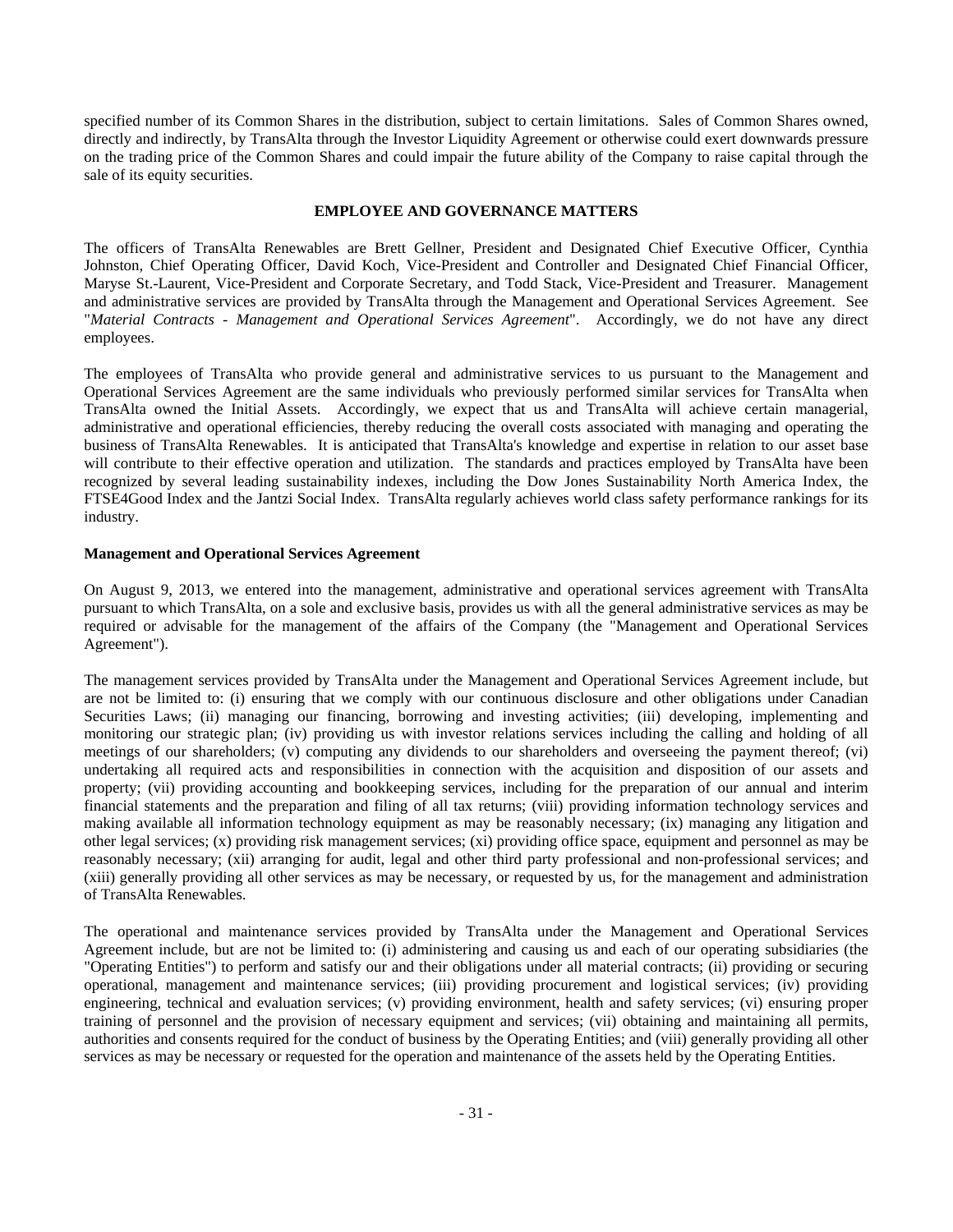specified number of its Common Shares in the distribution, subject to certain limitations. Sales of Common Shares owned, directly and indirectly, by TransAlta through the Investor Liquidity Agreement or otherwise could exert downwards pressure on the trading price of the Common Shares and could impair the future ability of the Company to raise capital through the sale of its equity securities.

## EMPLOYEE AND GOVERNANCE MATTERS

The officers of TransAlta Renewables are Brett Gellner, President and Designated Chief Executive Officer, Cynthia Johnston, Chief Operating Officer, David Koch, Vice-President and Controller and Designated Chief Financial Officer, Maryse St.-Laurent, Vice-President and Corporate Secretary, and Todd Stack, Vice-President and Treasurer. Management and administrative services are provided by TransAlta through the Management and Operational Services Agreement. See "*Material Contracts - Management and Operational Services Agreement*". Accordingly, we do not have any direct employees.

The employees of TransAlta who provide general and administrative services to us pursuant to the Management and Operational Services Agreement are the same individuals who previously performed similar services for TransAlta when TransAlta owned the Initial Assets. Accordingly, we expect that us and TransAlta will achieve certain managerial, administrative and operational efficiencies, thereby reducing the overall costs associated with managing and operating the business of TransAlta Renewables. It is anticipated that TransAlta's knowledge and expertise in relation to our asset base will contribute to their effective operation and utilization. The standards and practices employed by TransAlta have been recognized by several leading sustainability indexes, including the Dow Jones Sustainability North America Index, the FTSE4Good Index and the Jantzi Social Index. TransAlta regularly achieves world class safety performance rankings for its industry.

### Management and Operational Services Agreement

On August 9, 2013, we entered into the management, administrative and operational services agreement with TransAlta pursuant to which TransAlta, on a sole and exclusive basis, provides us with all the general administrative services as may be required or advisable for the management of the affairs of the Company (the "Management and Operational Services Agreement").

The management services provided by TransAlta under the Management and Operational Services Agreement include, but are not be limited to: (i) ensuring that we comply with our continuous disclosure and other obligations under Canadian Securities Laws; (ii) managing our financing, borrowing and investing activities; (iii) developing, implementing and monitoring our strategic plan; (iv) providing us with investor relations services including the calling and holding of all meetings of our shareholders; (v) computing any dividends to our shareholders and overseeing the payment thereof; (vi) undertaking all required acts and responsibilities in connection with the acquisition and disposition of our assets and property; (vii) providing accounting and bookkeeping services, including for the preparation of our annual and interim financial statements and the preparation and filing of all tax returns; (viii) providing information technology services and making available all information technology equipment as may be reasonably necessary; (ix) managing any litigation and other legal services; (x) providing risk management services; (xi) providing office space, equipment and personnel as may be reasonably necessary; (xii) arranging for audit, legal and other third party professional and non-professional services; and (xiii) generally providing all other services as may be necessary, or requested by us, for the management and administration of TransAlta Renewables.

The operational and maintenance services provided by TransAlta under the Management and Operational Services Agreement include, but are not be limited to: (i) administering and causing us and each of our operating subsidiaries (the "Operating Entities") to perform and satisfy our and their obligations under all material contracts; (ii) providing or securing operational, management and maintenance services; (iii) providing procurement and logistical services; (iv) providing engineering, technical and evaluation services; (v) providing environment, health and safety services; (vi) ensuring proper training of personnel and the provision of necessary equipment and services; (vii) obtaining and maintaining all permits, authorities and consents required for the conduct of business by the Operating Entities; and (viii) generally providing all other services as may be necessary or requested for the operation and maintenance of the assets held by the Operating Entities.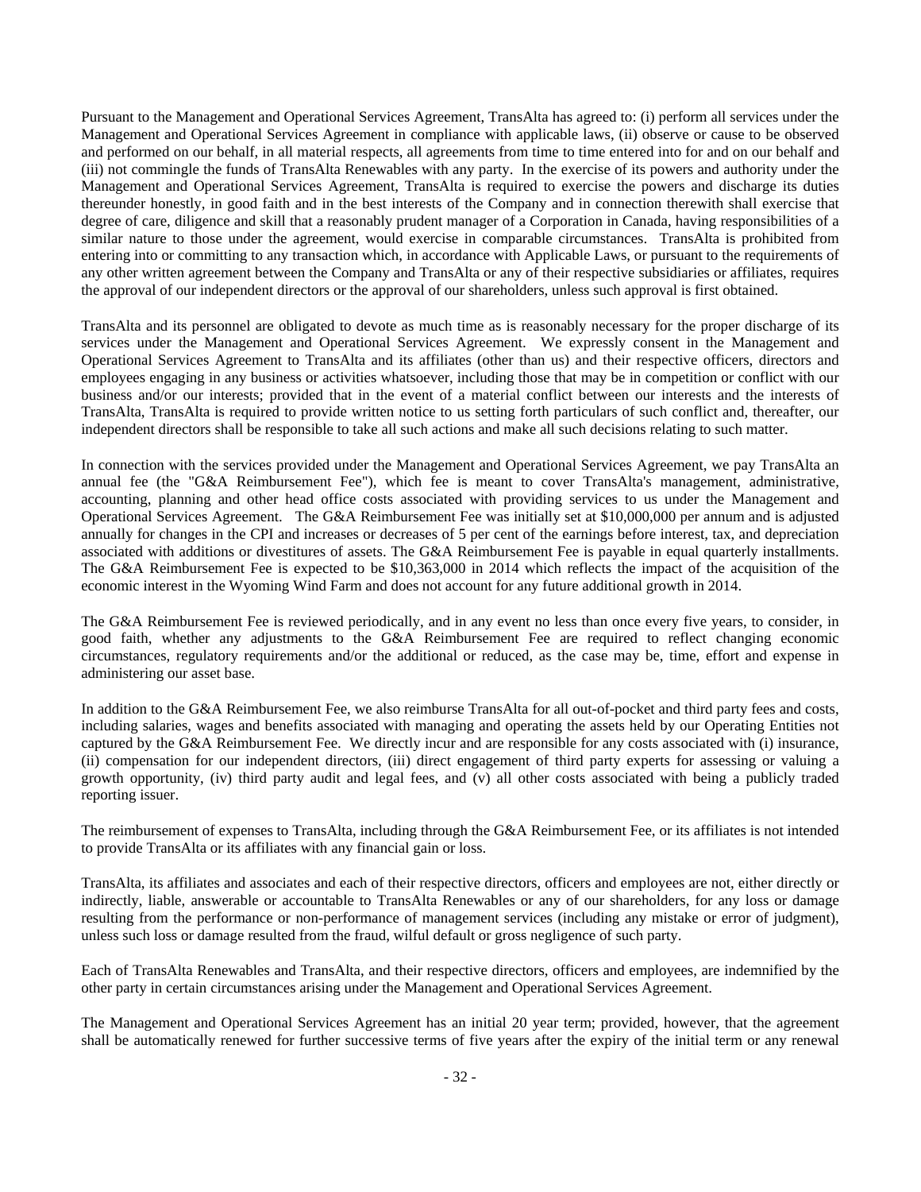Pursuant to the Management and Operational Services Agreement, TransAlta has agreed to: (i) perform all services under the Management and Operational Services Agreement in compliance with applicable laws, (ii) observe or cause to be observed and performed on our behalf, in all material respects, all agreements from time to time entered into for and on our behalf and (iii) not commingle the funds of TransAlta Renewables with any party. In the exercise of its powers and authority under the Management and Operational Services Agreement, TransAlta is required to exercise the powers and discharge its duties thereunder honestly, in good faith and in the best interests of the Company and in connection therewith shall exercise that degree of care, diligence and skill that a reasonably prudent manager of a Corporation in Canada, having responsibilities of a similar nature to those under the agreement, would exercise in comparable circumstances. TransAlta is prohibited from entering into or committing to any transaction which, in accordance with Applicable Laws, or pursuant to the requirements of any other written agreement between the Company and TransAlta or any of their respective subsidiaries or affiliates, requires the approval of our independent directors or the approval of our shareholders, unless such approval is first obtained.

TransAlta and its personnel are obligated to devote as much time as is reasonably necessary for the proper discharge of its services under the Management and Operational Services Agreement. We expressly consent in the Management and Operational Services Agreement to TransAlta and its affiliates (other than us) and their respective officers, directors and employees engaging in any business or activities whatsoever, including those that may be in competition or conflict with our business and/or our interests; provided that in the event of a material conflict between our interests and the interests of TransAlta, TransAlta is required to provide written notice to us setting forth particulars of such conflict and, thereafter, our independent directors shall be responsible to take all such actions and make all such decisions relating to such matter.

In connection with the services provided under the Management and Operational Services Agreement, we pay TransAlta an annual fee (the "G&A Reimbursement Fee"), which fee is meant to cover TransAlta's management, administrative, accounting, planning and other head office costs associated with providing services to us under the Management and Operational Services Agreement. The G&A Reimbursement Fee was initially set at $10,000,000 per annum and is adjusted annually for changes in the CPI and increases or decreases of 5 per cent of the earnings before interest, tax, and depreciation associated with additions or divestitures of assets. The G&A Reimbursement Fee is payable in equal quarterly installments. The G&A Reimbursement Fee is expected to be $10,363,000 in 2014 which reflects the impact of the acquisition of the economic interest in the Wyoming Wind Farm and does not account for any future additional growth in 2014.

The G&A Reimbursement Fee is reviewed periodically, and in any event no less than once every five years, to consider, in good faith, whether any adjustments to the G&A Reimbursement Fee are required to reflect changing economic circumstances, regulatory requirements and/or the additional or reduced, as the case may be, time, effort and expense in administering our asset base.

In addition to the G&A Reimbursement Fee, we also reimburse TransAlta for all out-of-pocket and third party fees and costs, including salaries, wages and benefits associated with managing and operating the assets held by our Operating Entities not captured by the G&A Reimbursement Fee. We directly incur and are responsible for any costs associated with (i) insurance, (ii) compensation for our independent directors, (iii) direct engagement of third party experts for assessing or valuing a growth opportunity, (iv) third party audit and legal fees, and (v) all other costs associated with being a publicly traded reporting issuer.

The reimbursement of expenses to TransAlta, including through the G&A Reimbursement Fee, or its affiliates is not intended to provide TransAlta or its affiliates with any financial gain or loss.

TransAlta, its affiliates and associates and each of their respective directors, officers and employees are not, either directly or indirectly, liable, answerable or accountable to TransAlta Renewables or any of our shareholders, for any loss or damage resulting from the performance or non-performance of management services (including any mistake or error of judgment), unless such loss or damage resulted from the fraud, wilful default or gross negligence of such party.

Each of TransAlta Renewables and TransAlta, and their respective directors, officers and employees, are indemnified by the other party in certain circumstances arising under the Management and Operational Services Agreement.

The Management and Operational Services Agreement has an initial 20 year term; provided, however, that the agreement shall be automatically renewed for further successive terms of five years after the expiry of the initial term or any renewal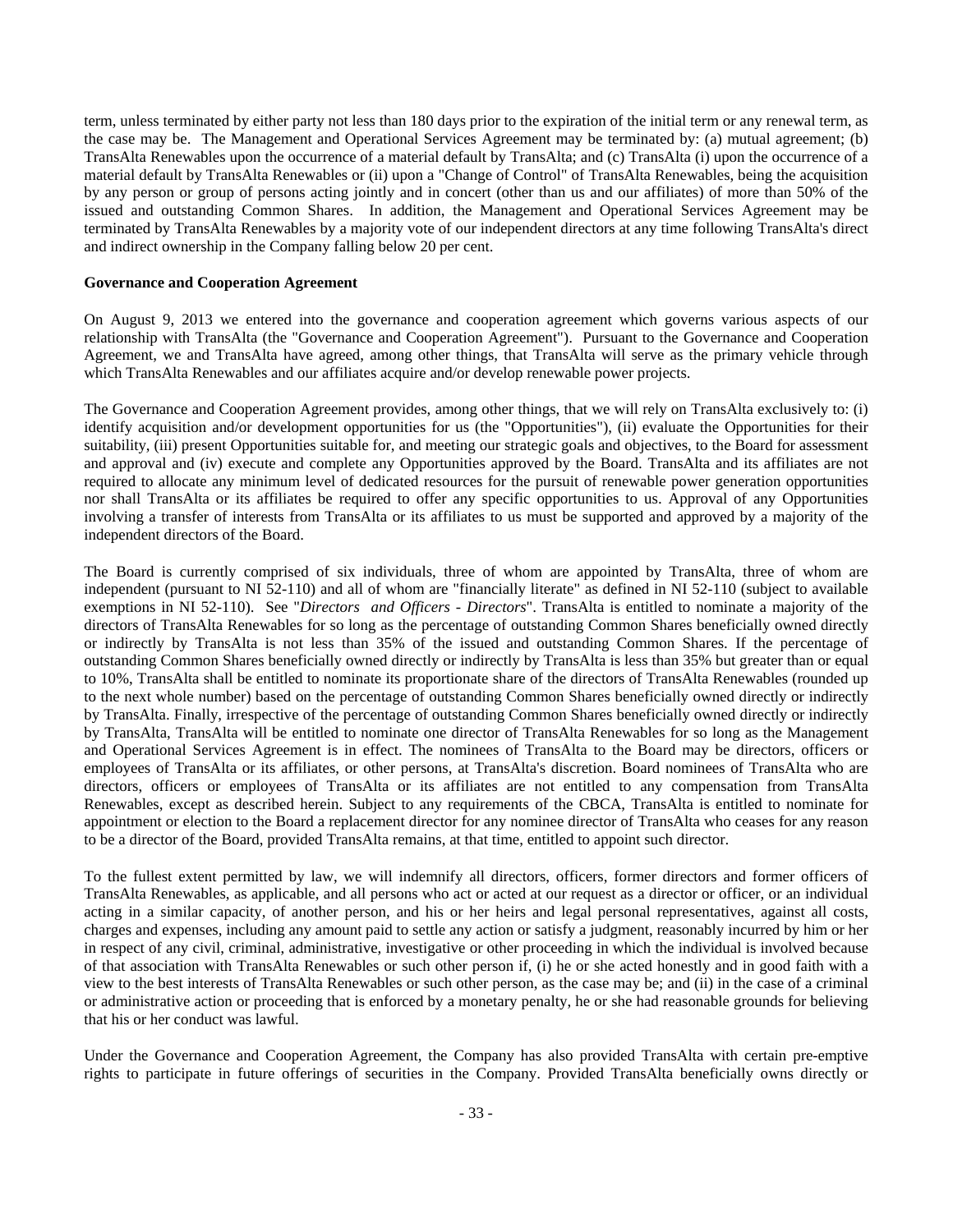term, unless terminated by either party not less than 180 days prior to the expiration of the initial term or any renewal term, as the case may be. The Management and Operational Services Agreement may be terminated by: (a) mutual agreement; (b) TransAlta Renewables upon the occurrence of a material default by TransAlta; and (c) TransAlta (i) upon the occurrence of a material default by TransAlta Renewables or (ii) upon a "Change of Control" of TransAlta Renewables, being the acquisition by any person or group of persons acting jointly and in concert (other than us and our affiliates) of more than 50% of the issued and outstanding Common Shares. In addition, the Management and Operational Services Agreement may be terminated by TransAlta Renewables by a majority vote of our independent directors at any time following TransAlta's direct and indirect ownership in the Company falling below 20 per cent.

**Governance and Cooperation Agreement**

On August 9, 2013 we entered into the governance and cooperation agreement which governs various aspects of our relationship with TransAlta (the "Governance and Cooperation Agreement"). Pursuant to the Governance and Cooperation Agreement, we and TransAlta have agreed, among other things, that TransAlta will serve as the primary vehicle through which TransAlta Renewables and our affiliates acquire and/or develop renewable power projects.

The Governance and Cooperation Agreement provides, among other things, that we will rely on TransAlta exclusively to: (i) identify acquisition and/or development opportunities for us (the "Opportunities"), (ii) evaluate the Opportunities for their suitability, (iii) present Opportunities suitable for, and meeting our strategic goals and objectives, to the Board for assessment and approval and (iv) execute and complete any Opportunities approved by the Board. TransAlta and its affiliates are not required to allocate any minimum level of dedicated resources for the pursuit of renewable power generation opportunities nor shall TransAlta or its affiliates be required to offer any specific opportunities to us. Approval of any Opportunities involving a transfer of interests from TransAlta or its affiliates to us must be supported and approved by a majority of the independent directors of the Board.

The Board is currently comprised of six individuals, three of whom are appointed by TransAlta, three of whom are independent (pursuant to NI 52-110) and all of whom are "financially literate" as defined in NI 52-110 (subject to available exemptions in NI 52-110). See "*Directors and Officers - Directors*". TransAlta is entitled to nominate a majority of the directors of TransAlta Renewables for so long as the percentage of outstanding Common Shares beneficially owned directly or indirectly by TransAlta is not less than 35% of the issued and outstanding Common Shares. If the percentage of outstanding Common Shares beneficially owned directly or indirectly by TransAlta is less than 35% but greater than or equal to 10%, TransAlta shall be entitled to nominate its proportionate share of the directors of TransAlta Renewables (rounded up to the next whole number) based on the percentage of outstanding Common Shares beneficially owned directly or indirectly by TransAlta. Finally, irrespective of the percentage of outstanding Common Shares beneficially owned directly or indirectly by TransAlta, TransAlta will be entitled to nominate one director of TransAlta Renewables for so long as the Management and Operational Services Agreement is in effect. The nominees of TransAlta to the Board may be directors, officers or employees of TransAlta or its affiliates, or other persons, at TransAlta's discretion. Board nominees of TransAlta who are directors, officers or employees of TransAlta or its affiliates are not entitled to any compensation from TransAlta Renewables, except as described herein. Subject to any requirements of the CBCA, TransAlta is entitled to nominate for appointment or election to the Board a replacement director for any nominee director of TransAlta who ceases for any reason to be a director of the Board, provided TransAlta remains, at that time, entitled to appoint such director.

To the fullest extent permitted by law, we will indemnify all directors, officers, former directors and former officers of TransAlta Renewables, as applicable, and all persons who act or acted at our request as a director or officer, or an individual acting in a similar capacity, of another person, and his or her heirs and legal personal representatives, against all costs, charges and expenses, including any amount paid to settle any action or satisfy a judgment, reasonably incurred by him or her in respect of any civil, criminal, administrative, investigative or other proceeding in which the individual is involved because of that association with TransAlta Renewables or such other person if, (i) he or she acted honestly and in good faith with a view to the best interests of TransAlta Renewables or such other person, as the case may be; and (ii) in the case of a criminal or administrative action or proceeding that is enforced by a monetary penalty, he or she had reasonable grounds for believing that his or her conduct was lawful.

Under the Governance and Cooperation Agreement, the Company has also provided TransAlta with certain pre-emptive rights to participate in future offerings of securities in the Company. Provided TransAlta beneficially owns directly or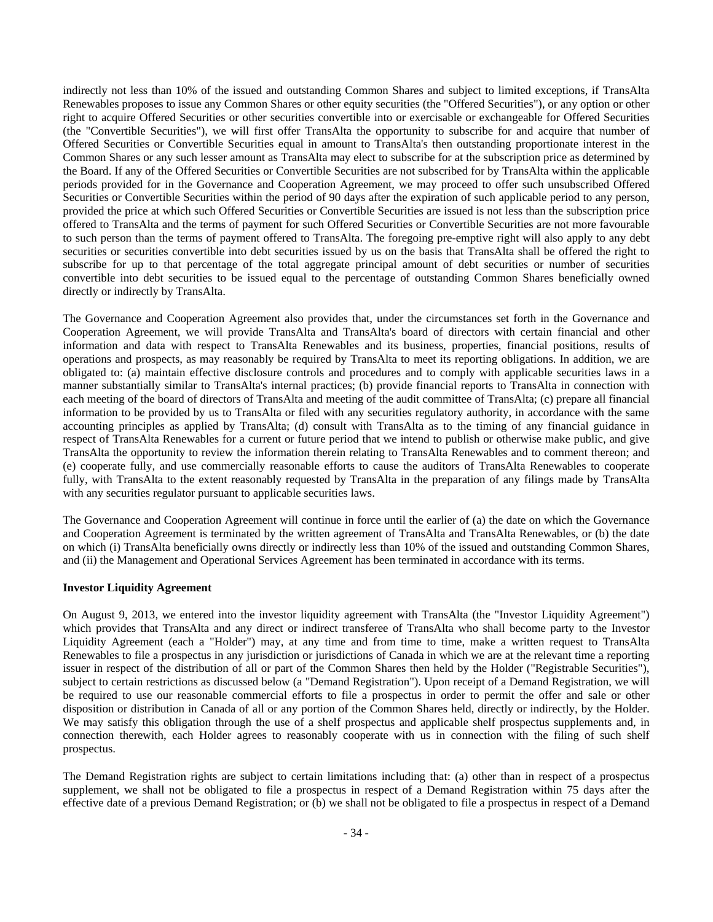indirectly not less than 10% of the issued and outstanding Common Shares and subject to limited exceptions, if TransAlta Renewables proposes to issue any Common Shares or other equity securities (the "Offered Securities"), or any option or other right to acquire Offered Securities or other securities convertible into or exercisable or exchangeable for Offered Securities (the "Convertible Securities"), we will first offer TransAlta the opportunity to subscribe for and acquire that number of Offered Securities or Convertible Securities equal in amount to TransAlta's then outstanding proportionate interest in the Common Shares or any such lesser amount as TransAlta may elect to subscribe for at the subscription price as determined by the Board. If any of the Offered Securities or Convertible Securities are not subscribed for by TransAlta within the applicable periods provided for in the Governance and Cooperation Agreement, we may proceed to offer such unsubscribed Offered Securities or Convertible Securities within the period of 90 days after the expiration of such applicable period to any person, provided the price at which such Offered Securities or Convertible Securities are issued is not less than the subscription price offered to TransAlta and the terms of payment for such Offered Securities or Convertible Securities are not more favourable to such person than the terms of payment offered to TransAlta. The foregoing pre-emptive right will also apply to any debt securities or securities convertible into debt securities issued by us on the basis that TransAlta shall be offered the right to subscribe for up to that percentage of the total aggregate principal amount of debt securities or number of securities convertible into debt securities to be issued equal to the percentage of outstanding Common Shares beneficially owned directly or indirectly by TransAlta.

The Governance and Cooperation Agreement also provides that, under the circumstances set forth in the Governance and Cooperation Agreement, we will provide TransAlta and TransAlta's board of directors with certain financial and other information and data with respect to TransAlta Renewables and its business, properties, financial positions, results of operations and prospects, as may reasonably be required by TransAlta to meet its reporting obligations. In addition, we are obligated to: (a) maintain effective disclosure controls and procedures and to comply with applicable securities laws in a manner substantially similar to TransAlta's internal practices; (b) provide financial reports to TransAlta in connection with each meeting of the board of directors of TransAlta and meeting of the audit committee of TransAlta; (c) prepare all financial information to be provided by us to TransAlta or filed with any securities regulatory authority, in accordance with the same accounting principles as applied by TransAlta; (d) consult with TransAlta as to the timing of any financial guidance in respect of TransAlta Renewables for a current or future period that we intend to publish or otherwise make public, and give TransAlta the opportunity to review the information therein relating to TransAlta Renewables and to comment thereon; and (e) cooperate fully, and use commercially reasonable efforts to cause the auditors of TransAlta Renewables to cooperate fully, with TransAlta to the extent reasonably requested by TransAlta in the preparation of any filings made by TransAlta with any securities regulator pursuant to applicable securities laws.

The Governance and Cooperation Agreement will continue in force until the earlier of (a) the date on which the Governance and Cooperation Agreement is terminated by the written agreement of TransAlta and TransAlta Renewables, or (b) the date on which (i) TransAlta beneficially owns directly or indirectly less than 10% of the issued and outstanding Common Shares, and (ii) the Management and Operational Services Agreement has been terminated in accordance with its terms.

**Investor Liquidity Agreement**

On August 9, 2013, we entered into the investor liquidity agreement with TransAlta (the "Investor Liquidity Agreement") which provides that TransAlta and any direct or indirect transferee of TransAlta who shall become party to the Investor Liquidity Agreement (each a "Holder") may, at any time and from time to time, make a written request to TransAlta Renewables to file a prospectus in any jurisdiction or jurisdictions of Canada in which we are at the relevant time a reporting issuer in respect of the distribution of all or part of the Common Shares then held by the Holder ("Registrable Securities"), subject to certain restrictions as discussed below (a "Demand Registration"). Upon receipt of a Demand Registration, we will be required to use our reasonable commercial efforts to file a prospectus in order to permit the offer and sale or other disposition or distribution in Canada of all or any portion of the Common Shares held, directly or indirectly, by the Holder. We may satisfy this obligation through the use of a shelf prospectus and applicable shelf prospectus supplements and, in connection therewith, each Holder agrees to reasonably cooperate with us in connection with the filing of such shelf prospectus.

The Demand Registration rights are subject to certain limitations including that: (a) other than in respect of a prospectus supplement, we shall not be obligated to file a prospectus in respect of a Demand Registration within 75 days after the effective date of a previous Demand Registration; or (b) we shall not be obligated to file a prospectus in respect of a Demand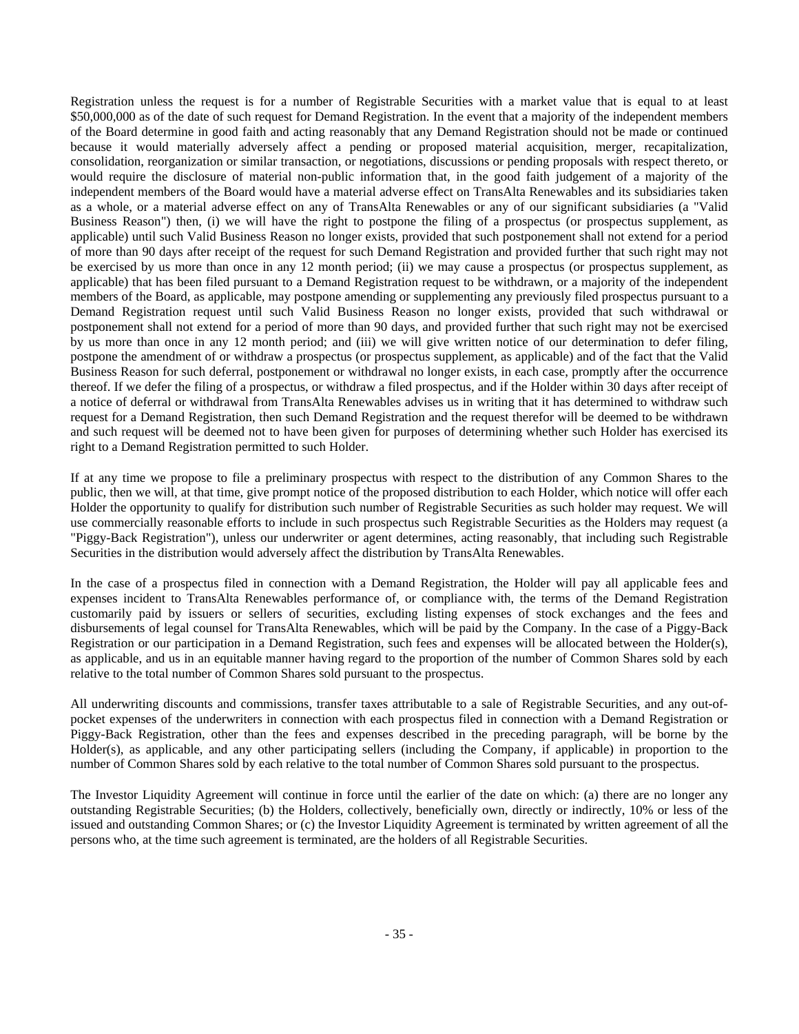Registration unless the request is for a number of Registrable Securities with a market value that is equal to at least $50,000,000 as of the date of such request for Demand Registration. In the event that a majority of the independent members of the Board determine in good faith and acting reasonably that any Demand Registration should not be made or continued because it would materially adversely affect a pending or proposed material acquisition, merger, recapitalization, consolidation, reorganization or similar transaction, or negotiations, discussions or pending proposals with respect thereto, or would require the disclosure of material non-public information that, in the good faith judgement of a majority of the independent members of the Board would have a material adverse effect on TransAlta Renewables and its subsidiaries taken as a whole, or a material adverse effect on any of TransAlta Renewables or any of our significant subsidiaries (a "Valid Business Reason") then, (i) we will have the right to postpone the filing of a prospectus (or prospectus supplement, as applicable) until such Valid Business Reason no longer exists, provided that such postponement shall not extend for a period of more than 90 days after receipt of the request for such Demand Registration and provided further that such right may not be exercised by us more than once in any 12 month period; (ii) we may cause a prospectus (or prospectus supplement, as applicable) that has been filed pursuant to a Demand Registration request to be withdrawn, or a majority of the independent members of the Board, as applicable, may postpone amending or supplementing any previously filed prospectus pursuant to a Demand Registration request until such Valid Business Reason no longer exists, provided that such withdrawal or postponement shall not extend for a period of more than 90 days, and provided further that such right may not be exercised by us more than once in any 12 month period; and (iii) we will give written notice of our determination to defer filing, postpone the amendment of or withdraw a prospectus (or prospectus supplement, as applicable) and of the fact that the Valid Business Reason for such deferral, postponement or withdrawal no longer exists, in each case, promptly after the occurrence thereof. If we defer the filing of a prospectus, or withdraw a filed prospectus, and if the Holder within 30 days after receipt of a notice of deferral or withdrawal from TransAlta Renewables advises us in writing that it has determined to withdraw such request for a Demand Registration, then such Demand Registration and the request therefor will be deemed to be withdrawn and such request will be deemed not to have been given for purposes of determining whether such Holder has exercised its right to a Demand Registration permitted to such Holder.

If at any time we propose to file a preliminary prospectus with respect to the distribution of any Common Shares to the public, then we will, at that time, give prompt notice of the proposed distribution to each Holder, which notice will offer each Holder the opportunity to qualify for distribution such number of Registrable Securities as such holder may request. We will use commercially reasonable efforts to include in such prospectus such Registrable Securities as the Holders may request (a "Piggy-Back Registration"), unless our underwriter or agent determines, acting reasonably, that including such Registrable Securities in the distribution would adversely affect the distribution by TransAlta Renewables.

In the case of a prospectus filed in connection with a Demand Registration, the Holder will pay all applicable fees and expenses incident to TransAlta Renewables performance of, or compliance with, the terms of the Demand Registration customarily paid by issuers or sellers of securities, excluding listing expenses of stock exchanges and the fees and disbursements of legal counsel for TransAlta Renewables, which will be paid by the Company. In the case of a Piggy-Back Registration or our participation in a Demand Registration, such fees and expenses will be allocated between the Holder(s), as applicable, and us in an equitable manner having regard to the proportion of the number of Common Shares sold by each relative to the total number of Common Shares sold pursuant to the prospectus.

All underwriting discounts and commissions, transfer taxes attributable to a sale of Registrable Securities, and any out-of-pocket expenses of the underwriters in connection with each prospectus filed in connection with a Demand Registration or Piggy-Back Registration, other than the fees and expenses described in the preceding paragraph, will be borne by the Holder(s), as applicable, and any other participating sellers (including the Company, if applicable) in proportion to the number of Common Shares sold by each relative to the total number of Common Shares sold pursuant to the prospectus.

The Investor Liquidity Agreement will continue in force until the earlier of the date on which: (a) there are no longer any outstanding Registrable Securities; (b) the Holders, collectively, beneficially own, directly or indirectly, 10% or less of the issued and outstanding Common Shares; or (c) the Investor Liquidity Agreement is terminated by written agreement of all the persons who, at the time such agreement is terminated, are the holders of all Registrable Securities.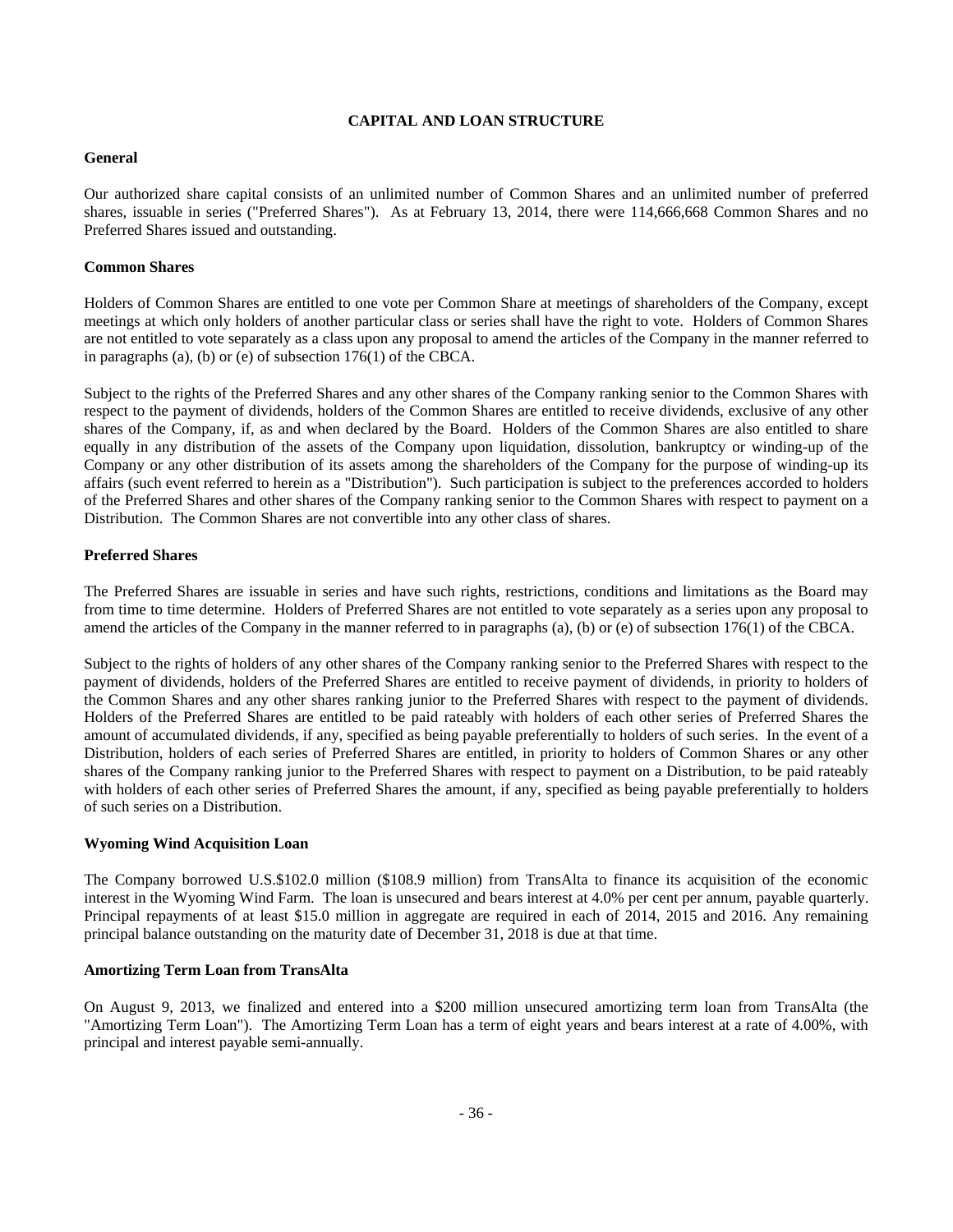## CAPITAL AND LOAN STRUCTURE

### General

Our authorized share capital consists of an unlimited number of Common Shares and an unlimited number of preferred shares, issuable in series ("Preferred Shares"). As at February 13, 2014, there were 114,666,668 Common Shares and no Preferred Shares issued and outstanding.

### Common Shares

Holders of Common Shares are entitled to one vote per Common Share at meetings of shareholders of the Company, except meetings at which only holders of another particular class or series shall have the right to vote. Holders of Common Shares are not entitled to vote separately as a class upon any proposal to amend the articles of the Company in the manner referred to in paragraphs (a), (b) or (e) of subsection 176(1) of the CBCA.

Subject to the rights of the Preferred Shares and any other shares of the Company ranking senior to the Common Shares with respect to the payment of dividends, holders of the Common Shares are entitled to receive dividends, exclusive of any other shares of the Company, if, as and when declared by the Board. Holders of the Common Shares are also entitled to share equally in any distribution of the assets of the Company upon liquidation, dissolution, bankruptcy or winding-up of the Company or any other distribution of its assets among the shareholders of the Company for the purpose of winding-up its affairs (such event referred to herein as a "Distribution"). Such participation is subject to the preferences accorded to holders of the Preferred Shares and other shares of the Company ranking senior to the Common Shares with respect to payment on a Distribution. The Common Shares are not convertible into any other class of shares.

### Preferred Shares

The Preferred Shares are issuable in series and have such rights, restrictions, conditions and limitations as the Board may from time to time determine. Holders of Preferred Shares are not entitled to vote separately as a series upon any proposal to amend the articles of the Company in the manner referred to in paragraphs (a), (b) or (e) of subsection 176(1) of the CBCA.

Subject to the rights of holders of any other shares of the Company ranking senior to the Preferred Shares with respect to the payment of dividends, holders of the Preferred Shares are entitled to receive payment of dividends, in priority to holders of the Common Shares and any other shares ranking junior to the Preferred Shares with respect to the payment of dividends. Holders of the Preferred Shares are entitled to be paid rateably with holders of each other series of Preferred Shares the amount of accumulated dividends, if any, specified as being payable preferentially to holders of such series. In the event of a Distribution, holders of each series of Preferred Shares are entitled, in priority to holders of Common Shares or any other shares of the Company ranking junior to the Preferred Shares with respect to payment on a Distribution, to be paid rateably with holders of each other series of Preferred Shares the amount, if any, specified as being payable preferentially to holders of such series on a Distribution.

### Wyoming Wind Acquisition Loan

The Company borrowed U.S.$102.0 million ($108.9 million) from TransAlta to finance its acquisition of the economic interest in the Wyoming Wind Farm. The loan is unsecured and bears interest at 4.0% per cent per annum, payable quarterly. Principal repayments of at least $15.0 million in aggregate are required in each of 2014, 2015 and 2016. Any remaining principal balance outstanding on the maturity date of December 31, 2018 is due at that time.

### Amortizing Term Loan from TransAlta

On August 9, 2013, we finalized and entered into a $200 million unsecured amortizing term loan from TransAlta (the "Amortizing Term Loan"). The Amortizing Term Loan has a term of eight years and bears interest at a rate of 4.00%, with principal and interest payable semi-annually.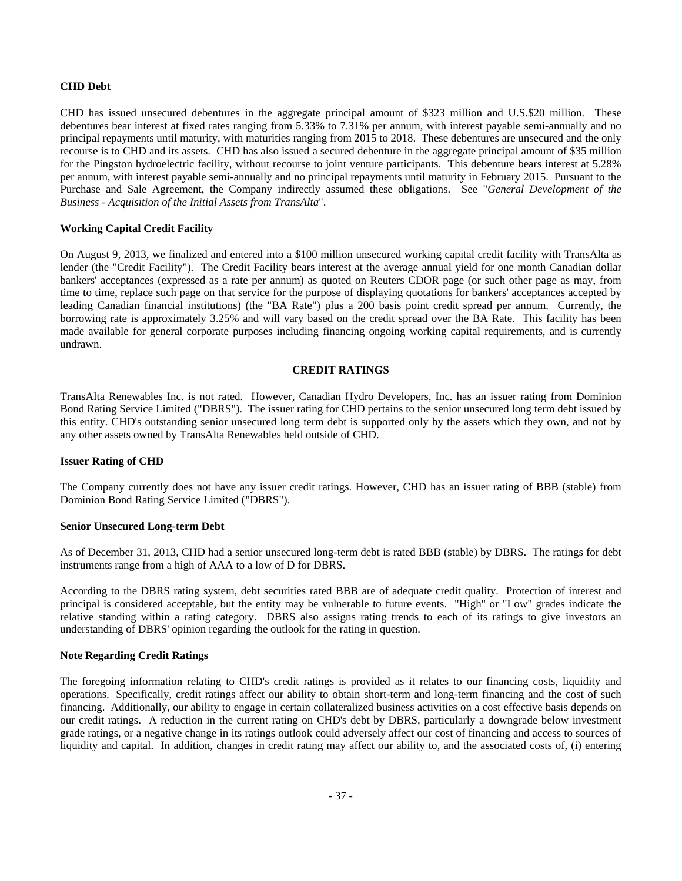**CHD Debt**

CHD has issued unsecured debentures in the aggregate principal amount of $323 million and U.S.$20 million. These debentures bear interest at fixed rates ranging from 5.33% to 7.31% per annum, with interest payable semi-annually and no principal repayments until maturity, with maturities ranging from 2015 to 2018. These debentures are unsecured and the only recourse is to CHD and its assets. CHD has also issued a secured debenture in the aggregate principal amount of $35 million for the Pingston hydroelectric facility, without recourse to joint venture participants. This debenture bears interest at 5.28% per annum, with interest payable semi-annually and no principal repayments until maturity in February 2015. Pursuant to the Purchase and Sale Agreement, the Company indirectly assumed these obligations. See "*General Development of the Business - Acquisition of the Initial Assets from TransAlta*".

**Working Capital Credit Facility**

On August 9, 2013, we finalized and entered into a $100 million unsecured working capital credit facility with TransAlta as lender (the "Credit Facility"). The Credit Facility bears interest at the average annual yield for one month Canadian dollar bankers' acceptances (expressed as a rate per annum) as quoted on Reuters CDOR page (or such other page as may, from time to time, replace such page on that service for the purpose of displaying quotations for bankers' acceptances accepted by leading Canadian financial institutions) (the "BA Rate") plus a 200 basis point credit spread per annum. Currently, the borrowing rate is approximately 3.25% and will vary based on the credit spread over the BA Rate. This facility has been made available for general corporate purposes including financing ongoing working capital requirements, and is currently undrawn.

## CREDIT RATINGS

TransAlta Renewables Inc. is not rated. However, Canadian Hydro Developers, Inc. has an issuer rating from Dominion Bond Rating Service Limited ("DBRS"). The issuer rating for CHD pertains to the senior unsecured long term debt issued by this entity. CHD's outstanding senior unsecured long term debt is supported only by the assets which they own, and not by any other assets owned by TransAlta Renewables held outside of CHD.

**Issuer Rating of CHD**

The Company currently does not have any issuer credit ratings. However, CHD has an issuer rating of BBB (stable) from Dominion Bond Rating Service Limited ("DBRS").

**Senior Unsecured Long-term Debt**

As of December 31, 2013, CHD had a senior unsecured long-term debt is rated BBB (stable) by DBRS. The ratings for debt instruments range from a high of AAA to a low of D for DBRS.

According to the DBRS rating system, debt securities rated BBB are of adequate credit quality. Protection of interest and principal is considered acceptable, but the entity may be vulnerable to future events. "High" or "Low" grades indicate the relative standing within a rating category. DBRS also assigns rating trends to each of its ratings to give investors an understanding of DBRS' opinion regarding the outlook for the rating in question.

**Note Regarding Credit Ratings**

The foregoing information relating to CHD's credit ratings is provided as it relates to our financing costs, liquidity and operations. Specifically, credit ratings affect our ability to obtain short-term and long-term financing and the cost of such financing. Additionally, our ability to engage in certain collateralized business activities on a cost effective basis depends on our credit ratings. A reduction in the current rating on CHD's debt by DBRS, particularly a downgrade below investment grade ratings, or a negative change in its ratings outlook could adversely affect our cost of financing and access to sources of liquidity and capital. In addition, changes in credit rating may affect our ability to, and the associated costs of, (i) entering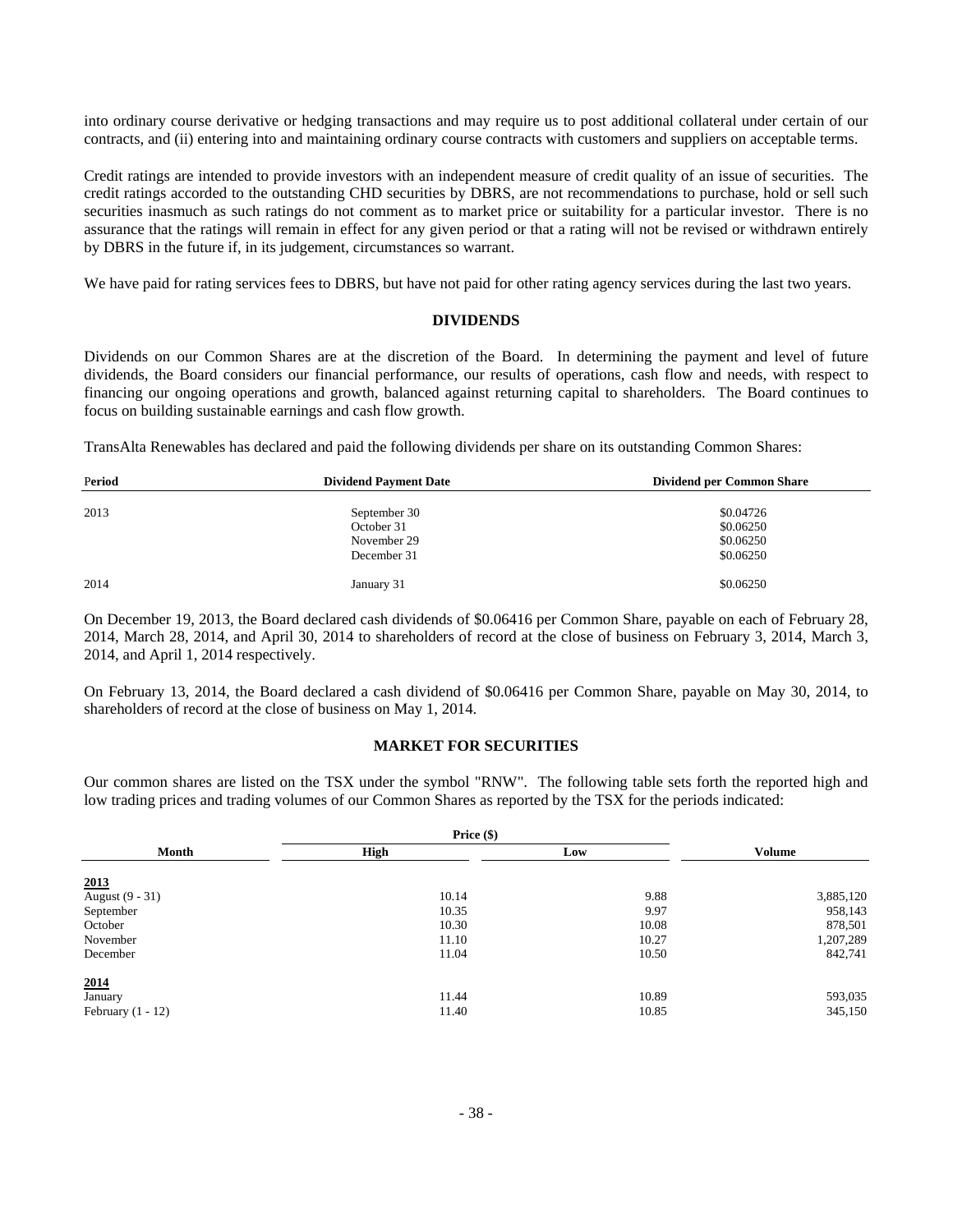into ordinary course derivative or hedging transactions and may require us to post additional collateral under certain of our contracts, and (ii) entering into and maintaining ordinary course contracts with customers and suppliers on acceptable terms.

Credit ratings are intended to provide investors with an independent measure of credit quality of an issue of securities. The credit ratings accorded to the outstanding CHD securities by DBRS, are not recommendations to purchase, hold or sell such securities inasmuch as such ratings do not comment as to market price or suitability for a particular investor. There is no assurance that the ratings will remain in effect for any given period or that a rating will not be revised or withdrawn entirely by DBRS in the future if, in its judgement, circumstances so warrant.

We have paid for rating services fees to DBRS, but have not paid for other rating agency services during the last two years.

## DIVIDENDS

Dividends on our Common Shares are at the discretion of the Board. In determining the payment and level of future dividends, the Board considers our financial performance, our results of operations, cash flow and needs, with respect to financing our ongoing operations and growth, balanced against returning capital to shareholders. The Board continues to focus on building sustainable earnings and cash flow growth.

TransAlta Renewables has declared and paid the following dividends per share on its outstanding Common Shares:

| Period | Dividend Payment Date | Dividend per Common Share |
|---|---|---|
| 2013 | September 30 | $0.04726 |
| | October 31 | $0.06250 |
| | November 29 | $0.06250 |
| | December 31 | $0.06250 |
| 2014 | January 31 | $0.06250 |

On December 19, 2013, the Board declared cash dividends of $0.06416 per Common Share, payable on each of February 28, 2014, March 28, 2014, and April 30, 2014 to shareholders of record at the close of business on February 3, 2014, March 3, 2014, and April 1, 2014 respectively.

On February 13, 2014, the Board declared a cash dividend of $0.06416 per Common Share, payable on May 30, 2014, to shareholders of record at the close of business on May 1, 2014.

## MARKET FOR SECURITIES

Our common shares are listed on the TSX under the symbol "RNW". The following table sets forth the reported high and low trading prices and trading volumes of our Common Shares as reported by the TSX for the periods indicated:

| | Price ($) | | |
|---|---|---|---|
| Month | High | Low | Volume |
| **2013** | | | |
| August (9 - 31) | 10.14 | 9.88 | 3,885,120 |
| September | 10.35 | 9.97 | 958,143 |
| October | 10.30 | 10.08 | 878,501 |
| November | 11.10 | 10.27 | 1,207,289 |
| December | 11.04 | 10.50 | 842,741 |
| **2014** | | | |
| January | 11.44 | 10.89 | 593,035 |
| February (1 - 12) | 11.40 | 10.85 | 345,150 |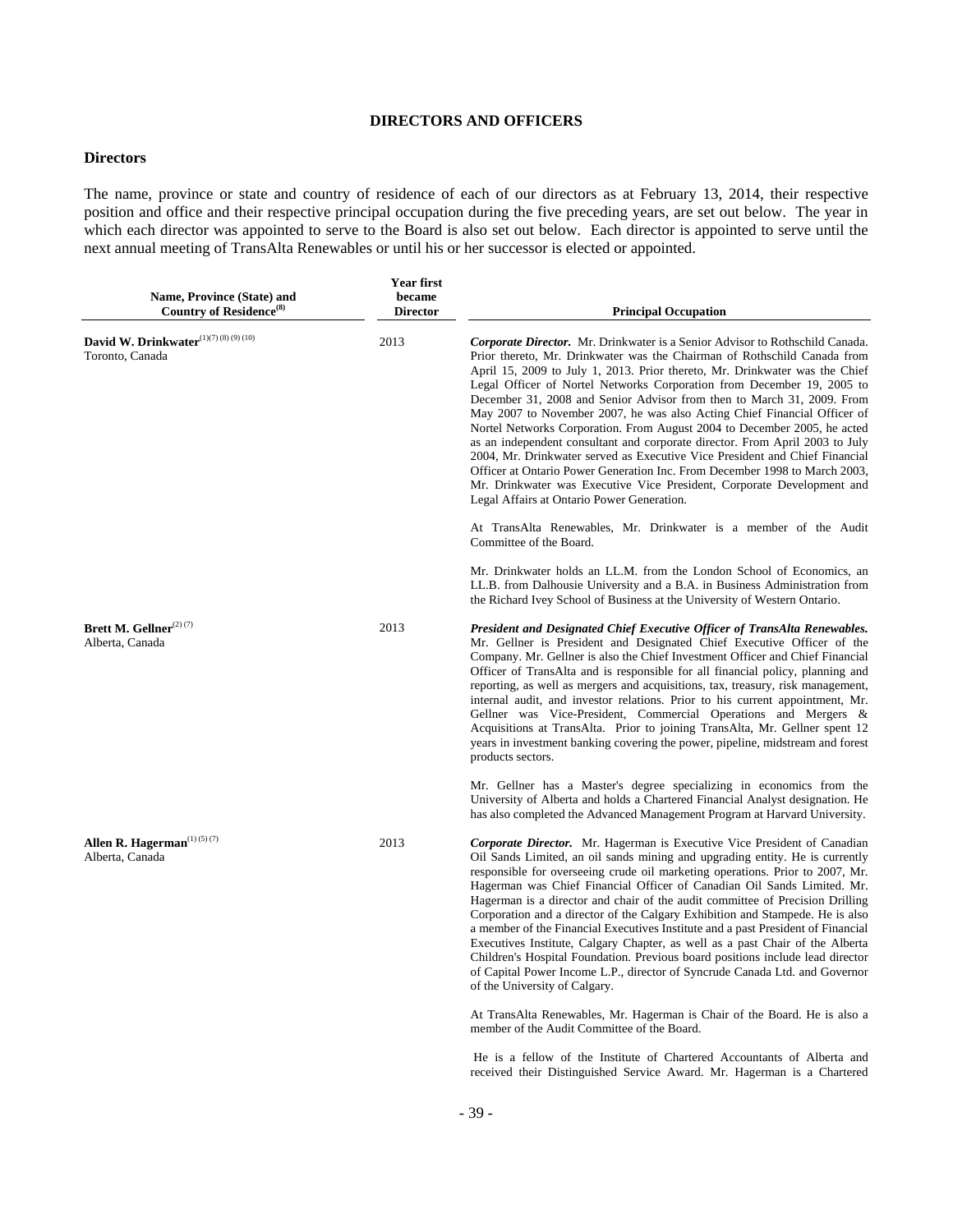# DIRECTORS AND OFFICERS

## Directors

The name, province or state and country of residence of each of our directors as at February 13, 2014, their respective position and office and their respective principal occupation during the five preceding years, are set out below. The year in which each director was appointed to serve to the Board is also set out below. Each director is appointed to serve until the next annual meeting of TransAlta Renewables or until his or her successor is elected or appointed.

| Name, Province (State) and Country of Residence[(8)] | Year first became Director | Principal Occupation |
|---|---|---|
| **David W. Drinkwater**[(1)(7)(8)(9)(10)]<br>Toronto, Canada | 2013 | ***Corporate Director.*** Mr. Drinkwater is a Senior Advisor to Rothschild Canada. Prior thereto, Mr. Drinkwater was the Chairman of Rothschild Canada from April 15, 2009 to July 1, 2013. Prior thereto, Mr. Drinkwater was the Chief Legal Officer of Nortel Networks Corporation from December 19, 2005 to December 31, 2008 and Senior Advisor from then to March 31, 2009. From May 2007 to November 2007, he was also Acting Chief Financial Officer of Nortel Networks Corporation. From August 2004 to December 2005, he acted as an independent consultant and corporate director. From April 2003 to July 2004, Mr. Drinkwater served as Executive Vice President and Chief Financial Officer at Ontario Power Generation Inc. From December 1998 to March 2003, Mr. Drinkwater was Executive Vice President, Corporate Development and Legal Affairs at Ontario Power Generation.<br><br>At TransAlta Renewables, Mr. Drinkwater is a member of the Audit Committee of the Board.<br><br>Mr. Drinkwater holds an LL.M. from the London School of Economics, an LL.B. from Dalhousie University and a B.A. in Business Administration from the Richard Ivey School of Business at the University of Western Ontario. |
| **Brett M. Gellner**[(2)(7)]<br>Alberta, Canada | 2013 | ***President and Designated Chief Executive Officer of TransAlta Renewables.*** Mr. Gellner is President and Designated Chief Executive Officer of the Company. Mr. Gellner is also the Chief Investment Officer and Chief Financial Officer of TransAlta and is responsible for all financial policy, planning and reporting, as well as mergers and acquisitions, tax, treasury, risk management, internal audit, and investor relations. Prior to his current appointment, Mr. Gellner was Vice-President, Commercial Operations and Mergers & Acquisitions at TransAlta. Prior to joining TransAlta, Mr. Gellner spent 12 years in investment banking covering the power, pipeline, midstream and forest products sectors.<br><br>Mr. Gellner has a Master's degree specializing in economics from the University of Alberta and holds a Chartered Financial Analyst designation. He has also completed the Advanced Management Program at Harvard University. |
| **Allen R. Hagerman**[(1)(5)(7)]<br>Alberta, Canada | 2013 | ***Corporate Director.*** Mr. Hagerman is Executive Vice President of Canadian Oil Sands Limited, an oil sands mining and upgrading entity. He is currently responsible for overseeing crude oil marketing operations. Prior to 2007, Mr. Hagerman was Chief Financial Officer of Canadian Oil Sands Limited. Mr. Hagerman is a director and chair of the audit committee of Precision Drilling Corporation and a director of the Calgary Exhibition and Stampede. He is also a member of the Financial Executives Institute and a past President of Financial Executives Institute, Calgary Chapter, as well as a past Chair of the Alberta Children's Hospital Foundation. Previous board positions include lead director of Capital Power Income L.P., director of Syncrude Canada Ltd. and Governor of the University of Calgary.<br><br>At TransAlta Renewables, Mr. Hagerman is Chair of the Board. He is also a member of the Audit Committee of the Board.<br><br>He is a fellow of the Institute of Chartered Accountants of Alberta and received their Distinguished Service Award. Mr. Hagerman is a Chartered |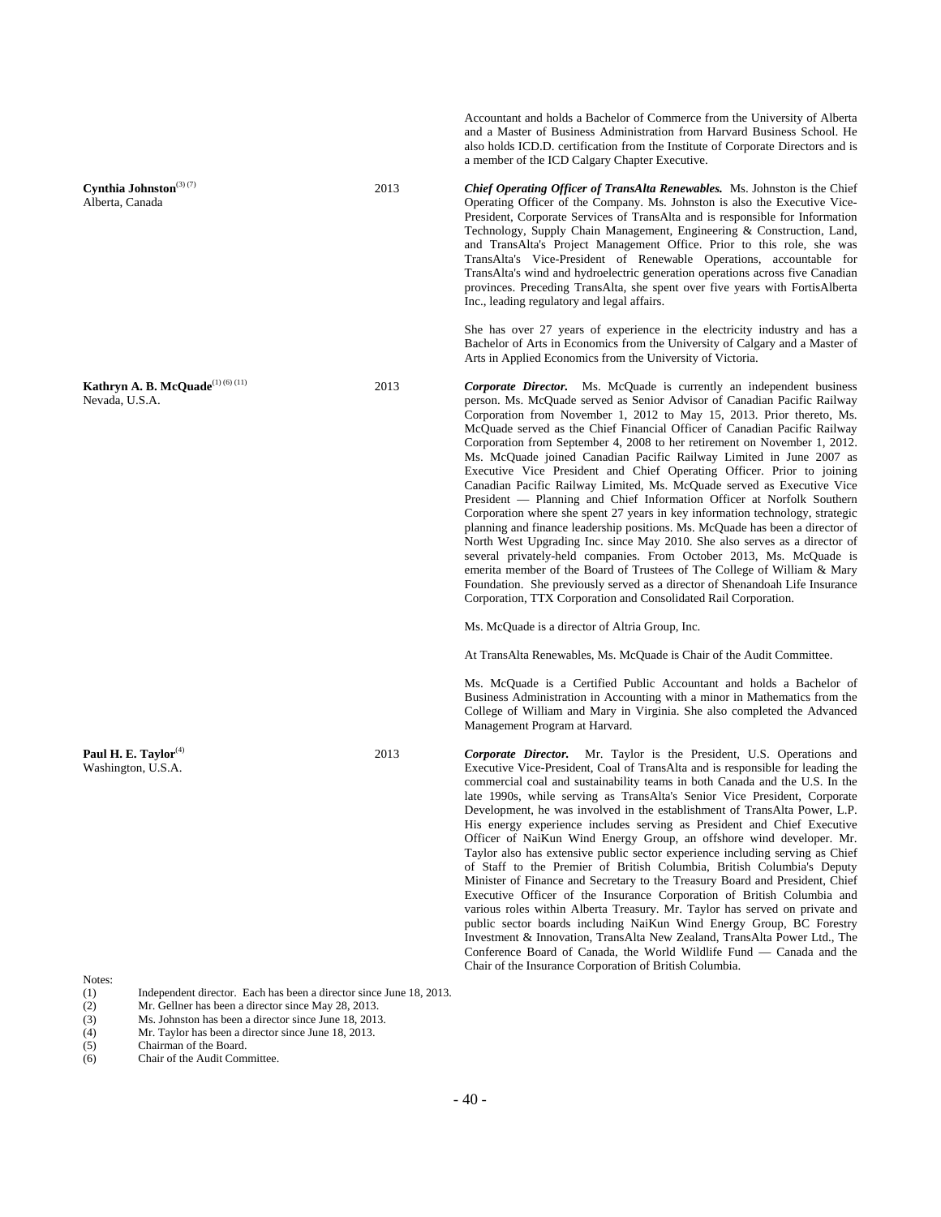| | | |
|---|---|---|
| | | Accountant and holds a Bachelor of Commerce from the University of Alberta and a Master of Business Administration from Harvard Business School. He also holds ICD.D. certification from the Institute of Corporate Directors and is a member of the ICD Calgary Chapter Executive. |
| **Cynthia Johnston**(3) (7)<br>Alberta, Canada | 2013 | ***Chief Operating Officer of TransAlta Renewables.*** Ms. Johnston is the Chief Operating Officer of the Company. Ms. Johnston is also the Executive Vice-President, Corporate Services of TransAlta and is responsible for Information Technology, Supply Chain Management, Engineering & Construction, Land, and TransAlta's Project Management Office. Prior to this role, she was TransAlta's Vice-President of Renewable Operations, accountable for TransAlta's wind and hydroelectric generation operations across five Canadian provinces. Preceding TransAlta, she spent over five years with FortisAlberta Inc., leading regulatory and legal affairs.<br><br>She has over 27 years of experience in the electricity industry and has a Bachelor of Arts in Economics from the University of Calgary and a Master of Arts in Applied Economics from the University of Victoria. |
| **Kathryn A. B. McQuade**(1) (6) (11)<br>Nevada, U.S.A. | 2013 | ***Corporate Director.*** Ms. McQuade is currently an independent business person. Ms. McQuade served as Senior Advisor of Canadian Pacific Railway Corporation from November 1, 2012 to May 15, 2013. Prior thereto, Ms. McQuade served as the Chief Financial Officer of Canadian Pacific Railway Corporation from September 4, 2008 to her retirement on November 1, 2012. Ms. McQuade joined Canadian Pacific Railway Limited in June 2007 as Executive Vice President and Chief Operating Officer. Prior to joining Canadian Pacific Railway Limited, Ms. McQuade served as Executive Vice President — Planning and Chief Information Officer at Norfolk Southern Corporation where she spent 27 years in key information technology, strategic planning and finance leadership positions. Ms. McQuade has been a director of North West Upgrading Inc. since May 2010. She also serves as a director of several privately-held companies. From October 2013, Ms. McQuade is emerita member of the Board of Trustees of The College of William & Mary Foundation. She previously served as a director of Shenandoah Life Insurance Corporation, TTX Corporation and Consolidated Rail Corporation.<br><br>Ms. McQuade is a director of Altria Group, Inc.<br><br>At TransAlta Renewables, Ms. McQuade is Chair of the Audit Committee.<br><br>Ms. McQuade is a Certified Public Accountant and holds a Bachelor of Business Administration in Accounting with a minor in Mathematics from the College of William and Mary in Virginia. She also completed the Advanced Management Program at Harvard. |
| **Paul H. E. Taylor**(4)<br>Washington, U.S.A. | 2013 | ***Corporate Director.*** Mr. Taylor is the President, U.S. Operations and Executive Vice-President, Coal of TransAlta and is responsible for leading the commercial coal and sustainability teams in both Canada and the U.S. In the late 1990s, while serving as TransAlta's Senior Vice President, Corporate Development, he was involved in the establishment of TransAlta Power, L.P. His energy experience includes serving as President and Chief Executive Officer of NaiKun Wind Energy Group, an offshore wind developer. Mr. Taylor also has extensive public sector experience including serving as Chief of Staff to the Premier of British Columbia, British Columbia's Deputy Minister of Finance and Secretary to the Treasury Board and President, Chief Executive Officer of the Insurance Corporation of British Columbia and various roles within Alberta Treasury. Mr. Taylor has served on private and public sector boards including NaiKun Wind Energy Group, BC Forestry Investment & Innovation, TransAlta New Zealand, TransAlta Power Ltd., The Conference Board of Canada, the World Wildlife Fund — Canada and the Chair of the Insurance Corporation of British Columbia. |

Notes:

(1) Independent director. Each has been a director since June 18, 2013.
(2) Mr. Gellner has been a director since May 28, 2013.
(3) Ms. Johnston has been a director since June 18, 2013.
(4) Mr. Taylor has been a director since June 18, 2013.
(5) Chairman of the Board.
(6) Chair of the Audit Committee.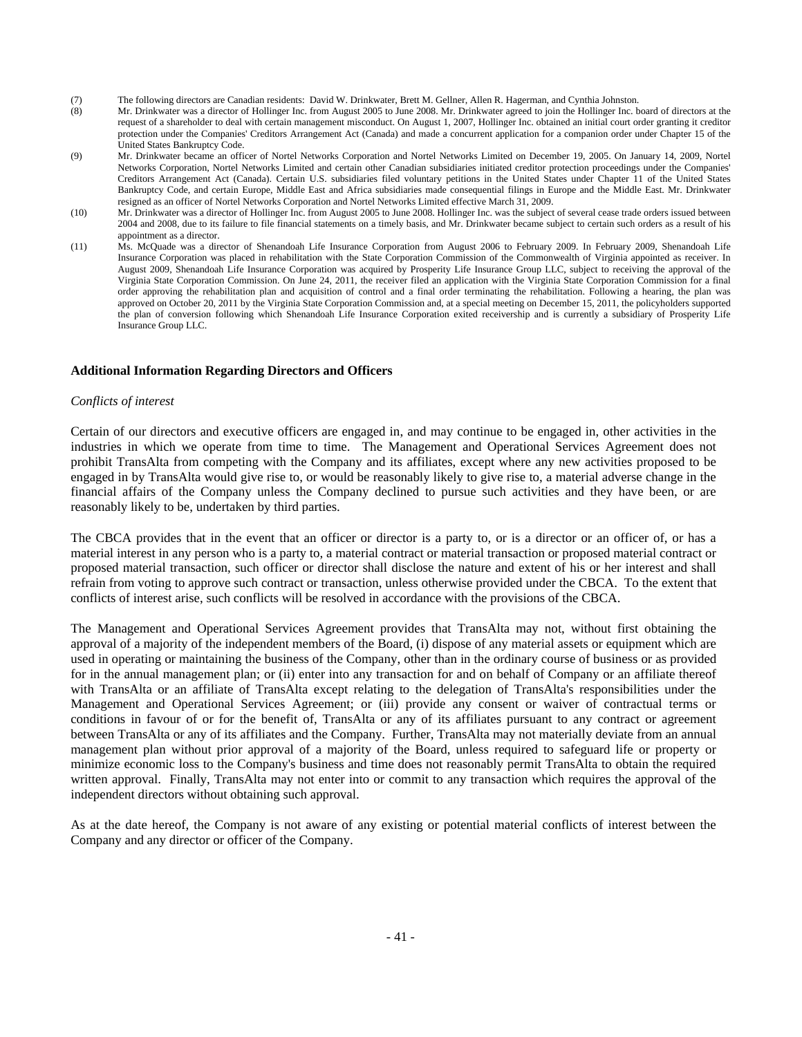(7) The following directors are Canadian residents: David W. Drinkwater, Brett M. Gellner, Allen R. Hagerman, and Cynthia Johnston.

(8) Mr. Drinkwater was a director of Hollinger Inc. from August 2005 to June 2008. Mr. Drinkwater agreed to join the Hollinger Inc. board of directors at the request of a shareholder to deal with certain management misconduct. On August 1, 2007, Hollinger Inc. obtained an initial court order granting it creditor protection under the Companies' Creditors Arrangement Act (Canada) and made a concurrent application for a companion order under Chapter 15 of the United States Bankruptcy Code.

(9) Mr. Drinkwater became an officer of Nortel Networks Corporation and Nortel Networks Limited on December 19, 2005. On January 14, 2009, Nortel Networks Corporation, Nortel Networks Limited and certain other Canadian subsidiaries initiated creditor protection proceedings under the Companies' Creditors Arrangement Act (Canada). Certain U.S. subsidiaries filed voluntary petitions in the United States under Chapter 11 of the United States Bankruptcy Code, and certain Europe, Middle East and Africa subsidiaries made consequential filings in Europe and the Middle East. Mr. Drinkwater resigned as an officer of Nortel Networks Corporation and Nortel Networks Limited effective March 31, 2009.

(10) Mr. Drinkwater was a director of Hollinger Inc. from August 2005 to June 2008. Hollinger Inc. was the subject of several cease trade orders issued between 2004 and 2008, due to its failure to file financial statements on a timely basis, and Mr. Drinkwater became subject to certain such orders as a result of his appointment as a director.

(11) Ms. McQuade was a director of Shenandoah Life Insurance Corporation from August 2006 to February 2009. In February 2009, Shenandoah Life Insurance Corporation was placed in rehabilitation with the State Corporation Commission of the Commonwealth of Virginia appointed as receiver. In August 2009, Shenandoah Life Insurance Corporation was acquired by Prosperity Life Insurance Group LLC, subject to receiving the approval of the Virginia State Corporation Commission. On June 24, 2011, the receiver filed an application with the Virginia State Corporation Commission for a final order approving the rehabilitation plan and acquisition of control and a final order terminating the rehabilitation. Following a hearing, the plan was approved on October 20, 2011 by the Virginia State Corporation Commission and, at a special meeting on December 15, 2011, the policyholders supported the plan of conversion following which Shenandoah Life Insurance Corporation exited receivership and is currently a subsidiary of Prosperity Life Insurance Group LLC.

**Additional Information Regarding Directors and Officers**

*Conflicts of interest*

Certain of our directors and executive officers are engaged in, and may continue to be engaged in, other activities in the industries in which we operate from time to time. The Management and Operational Services Agreement does not prohibit TransAlta from competing with the Company and its affiliates, except where any new activities proposed to be engaged in by TransAlta would give rise to, or would be reasonably likely to give rise to, a material adverse change in the financial affairs of the Company unless the Company declined to pursue such activities and they have been, or are reasonably likely to be, undertaken by third parties.

The CBCA provides that in the event that an officer or director is a party to, or is a director or an officer of, or has a material interest in any person who is a party to, a material contract or material transaction or proposed material contract or proposed material transaction, such officer or director shall disclose the nature and extent of his or her interest and shall refrain from voting to approve such contract or transaction, unless otherwise provided under the CBCA. To the extent that conflicts of interest arise, such conflicts will be resolved in accordance with the provisions of the CBCA.

The Management and Operational Services Agreement provides that TransAlta may not, without first obtaining the approval of a majority of the independent members of the Board, (i) dispose of any material assets or equipment which are used in operating or maintaining the business of the Company, other than in the ordinary course of business or as provided for in the annual management plan; or (ii) enter into any transaction for and on behalf of Company or an affiliate thereof with TransAlta or an affiliate of TransAlta except relating to the delegation of TransAlta's responsibilities under the Management and Operational Services Agreement; or (iii) provide any consent or waiver of contractual terms or conditions in favour of or for the benefit of, TransAlta or any of its affiliates pursuant to any contract or agreement between TransAlta or any of its affiliates and the Company. Further, TransAlta may not materially deviate from an annual management plan without prior approval of a majority of the Board, unless required to safeguard life or property or minimize economic loss to the Company's business and time does not reasonably permit TransAlta to obtain the required written approval. Finally, TransAlta may not enter into or commit to any transaction which requires the approval of the independent directors without obtaining such approval.

As at the date hereof, the Company is not aware of any existing or potential material conflicts of interest between the Company and any director or officer of the Company.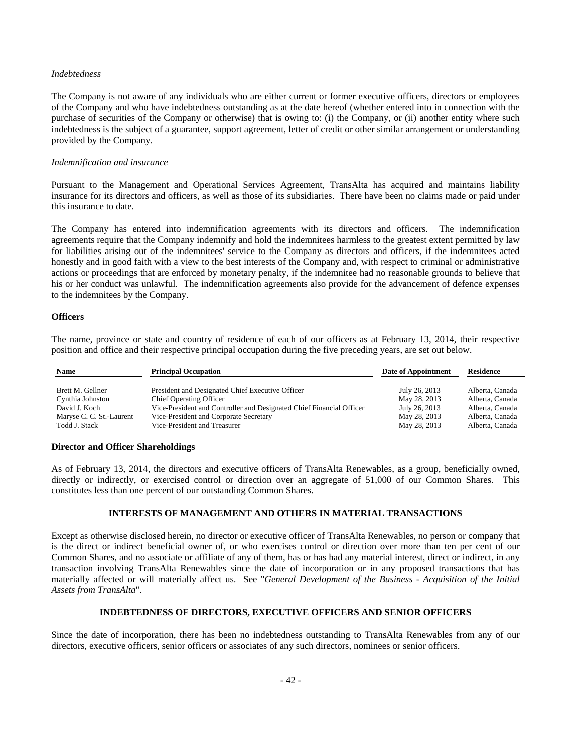*Indebtedness*

The Company is not aware of any individuals who are either current or former executive officers, directors or employees of the Company and who have indebtedness outstanding as at the date hereof (whether entered into in connection with the purchase of securities of the Company or otherwise) that is owing to: (i) the Company, or (ii) another entity where such indebtedness is the subject of a guarantee, support agreement, letter of credit or other similar arrangement or understanding provided by the Company.

*Indemnification and insurance*

Pursuant to the Management and Operational Services Agreement, TransAlta has acquired and maintains liability insurance for its directors and officers, as well as those of its subsidiaries. There have been no claims made or paid under this insurance to date.

The Company has entered into indemnification agreements with its directors and officers. The indemnification agreements require that the Company indemnify and hold the indemnitees harmless to the greatest extent permitted by law for liabilities arising out of the indemnitees' service to the Company as directors and officers, if the indemnitees acted honestly and in good faith with a view to the best interests of the Company and, with respect to criminal or administrative actions or proceedings that are enforced by monetary penalty, if the indemnitee had no reasonable grounds to believe that his or her conduct was unlawful. The indemnification agreements also provide for the advancement of defence expenses to the indemnitees by the Company.

**Officers**

The name, province or state and country of residence of each of our officers as at February 13, 2014, their respective position and office and their respective principal occupation during the five preceding years, are set out below.

| Name | Principal Occupation | Date of Appointment | Residence |
|---|---|---|---|
| Brett M. Gellner | President and Designated Chief Executive Officer | July 26, 2013 | Alberta, Canada |
| Cynthia Johnston | Chief Operating Officer | May 28, 2013 | Alberta, Canada |
| David J. Koch | Vice-President and Controller and Designated Chief Financial Officer | July 26, 2013 | Alberta, Canada |
| Maryse C. C. St.-Laurent | Vice-President and Corporate Secretary | May 28, 2013 | Alberta, Canada |
| Todd J. Stack | Vice-President and Treasurer | May 28, 2013 | Alberta, Canada |

**Director and Officer Shareholdings**

As of February 13, 2014, the directors and executive officers of TransAlta Renewables, as a group, beneficially owned, directly or indirectly, or exercised control or direction over an aggregate of 51,000 of our Common Shares. This constitutes less than one percent of our outstanding Common Shares.

## INTERESTS OF MANAGEMENT AND OTHERS IN MATERIAL TRANSACTIONS

Except as otherwise disclosed herein, no director or executive officer of TransAlta Renewables, no person or company that is the direct or indirect beneficial owner of, or who exercises control or direction over more than ten per cent of our Common Shares, and no associate or affiliate of any of them, has or has had any material interest, direct or indirect, in any transaction involving TransAlta Renewables since the date of incorporation or in any proposed transactions that has materially affected or will materially affect us. See "*General Development of the Business - Acquisition of the Initial Assets from TransAlta*".

## INDEBTEDNESS OF DIRECTORS, EXECUTIVE OFFICERS AND SENIOR OFFICERS

Since the date of incorporation, there has been no indebtedness outstanding to TransAlta Renewables from any of our directors, executive officers, senior officers or associates of any such directors, nominees or senior officers.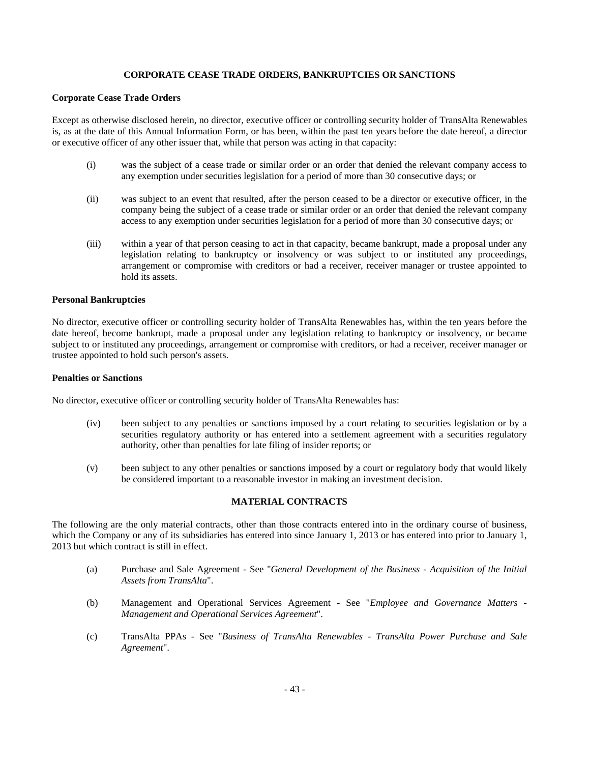## CORPORATE CEASE TRADE ORDERS, BANKRUPTCIES OR SANCTIONS

### Corporate Cease Trade Orders

Except as otherwise disclosed herein, no director, executive officer or controlling security holder of TransAlta Renewables is, as at the date of this Annual Information Form, or has been, within the past ten years before the date hereof, a director or executive officer of any other issuer that, while that person was acting in that capacity:

(i) was the subject of a cease trade or similar order or an order that denied the relevant company access to any exemption under securities legislation for a period of more than 30 consecutive days; or

(ii) was subject to an event that resulted, after the person ceased to be a director or executive officer, in the company being the subject of a cease trade or similar order or an order that denied the relevant company access to any exemption under securities legislation for a period of more than 30 consecutive days; or

(iii) within a year of that person ceasing to act in that capacity, became bankrupt, made a proposal under any legislation relating to bankruptcy or insolvency or was subject to or instituted any proceedings, arrangement or compromise with creditors or had a receiver, receiver manager or trustee appointed to hold its assets.

### Personal Bankruptcies

No director, executive officer or controlling security holder of TransAlta Renewables has, within the ten years before the date hereof, become bankrupt, made a proposal under any legislation relating to bankruptcy or insolvency, or became subject to or instituted any proceedings, arrangement or compromise with creditors, or had a receiver, receiver manager or trustee appointed to hold such person's assets.

### Penalties or Sanctions

No director, executive officer or controlling security holder of TransAlta Renewables has:

(iv) been subject to any penalties or sanctions imposed by a court relating to securities legislation or by a securities regulatory authority or has entered into a settlement agreement with a securities regulatory authority, other than penalties for late filing of insider reports; or

(v) been subject to any other penalties or sanctions imposed by a court or regulatory body that would likely be considered important to a reasonable investor in making an investment decision.

## MATERIAL CONTRACTS

The following are the only material contracts, other than those contracts entered into in the ordinary course of business, which the Company or any of its subsidiaries has entered into since January 1, 2013 or has entered into prior to January 1, 2013 but which contract is still in effect.

(a) Purchase and Sale Agreement - See "*General Development of the Business - Acquisition of the Initial Assets from TransAlta*".

(b) Management and Operational Services Agreement - See "*Employee and Governance Matters - Management and Operational Services Agreement*".

(c) TransAlta PPAs - See "*Business of TransAlta Renewables - TransAlta Power Purchase and Sale Agreement*".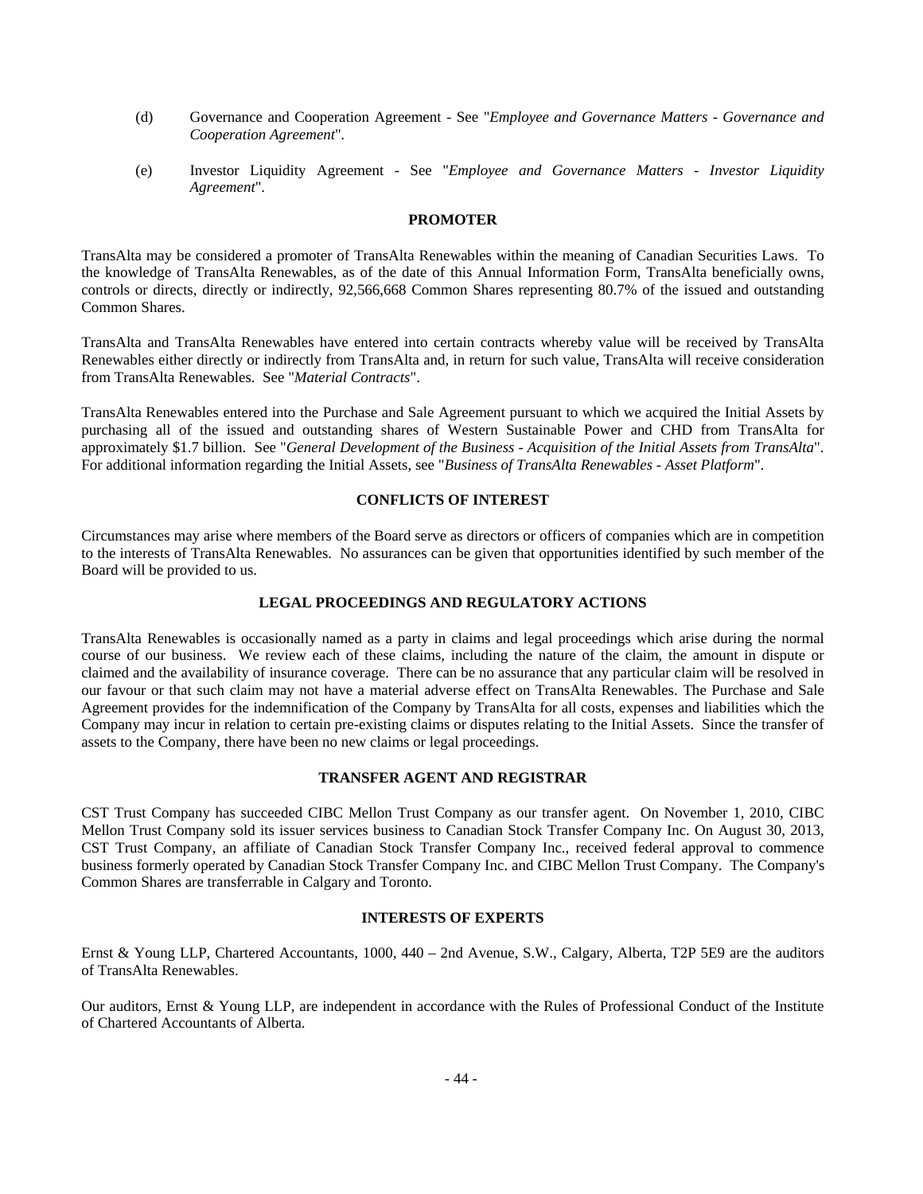(d) Governance and Cooperation Agreement - See "*Employee and Governance Matters - Governance and Cooperation Agreement*".

(e) Investor Liquidity Agreement - See "*Employee and Governance Matters - Investor Liquidity Agreement*".

## PROMOTER

TransAlta may be considered a promoter of TransAlta Renewables within the meaning of Canadian Securities Laws. To the knowledge of TransAlta Renewables, as of the date of this Annual Information Form, TransAlta beneficially owns, controls or directs, directly or indirectly, 92,566,668 Common Shares representing 80.7% of the issued and outstanding Common Shares.

TransAlta and TransAlta Renewables have entered into certain contracts whereby value will be received by TransAlta Renewables either directly or indirectly from TransAlta and, in return for such value, TransAlta will receive consideration from TransAlta Renewables. See "*Material Contracts*".

TransAlta Renewables entered into the Purchase and Sale Agreement pursuant to which we acquired the Initial Assets by purchasing all of the issued and outstanding shares of Western Sustainable Power and CHD from TransAlta for approximately $1.7 billion. See "*General Development of the Business - Acquisition of the Initial Assets from TransAlta*". For additional information regarding the Initial Assets, see "*Business of TransAlta Renewables - Asset Platform*".

## CONFLICTS OF INTEREST

Circumstances may arise where members of the Board serve as directors or officers of companies which are in competition to the interests of TransAlta Renewables. No assurances can be given that opportunities identified by such member of the Board will be provided to us.

## LEGAL PROCEEDINGS AND REGULATORY ACTIONS

TransAlta Renewables is occasionally named as a party in claims and legal proceedings which arise during the normal course of our business. We review each of these claims, including the nature of the claim, the amount in dispute or claimed and the availability of insurance coverage. There can be no assurance that any particular claim will be resolved in our favour or that such claim may not have a material adverse effect on TransAlta Renewables. The Purchase and Sale Agreement provides for the indemnification of the Company by TransAlta for all costs, expenses and liabilities which the Company may incur in relation to certain pre-existing claims or disputes relating to the Initial Assets. Since the transfer of assets to the Company, there have been no new claims or legal proceedings.

## TRANSFER AGENT AND REGISTRAR

CST Trust Company has succeeded CIBC Mellon Trust Company as our transfer agent. On November 1, 2010, CIBC Mellon Trust Company sold its issuer services business to Canadian Stock Transfer Company Inc. On August 30, 2013, CST Trust Company, an affiliate of Canadian Stock Transfer Company Inc., received federal approval to commence business formerly operated by Canadian Stock Transfer Company Inc. and CIBC Mellon Trust Company. The Company's Common Shares are transferrable in Calgary and Toronto.

## INTERESTS OF EXPERTS

Ernst & Young LLP, Chartered Accountants, 1000, 440 – 2nd Avenue, S.W., Calgary, Alberta, T2P 5E9 are the auditors of TransAlta Renewables.

Our auditors, Ernst & Young LLP, are independent in accordance with the Rules of Professional Conduct of the Institute of Chartered Accountants of Alberta.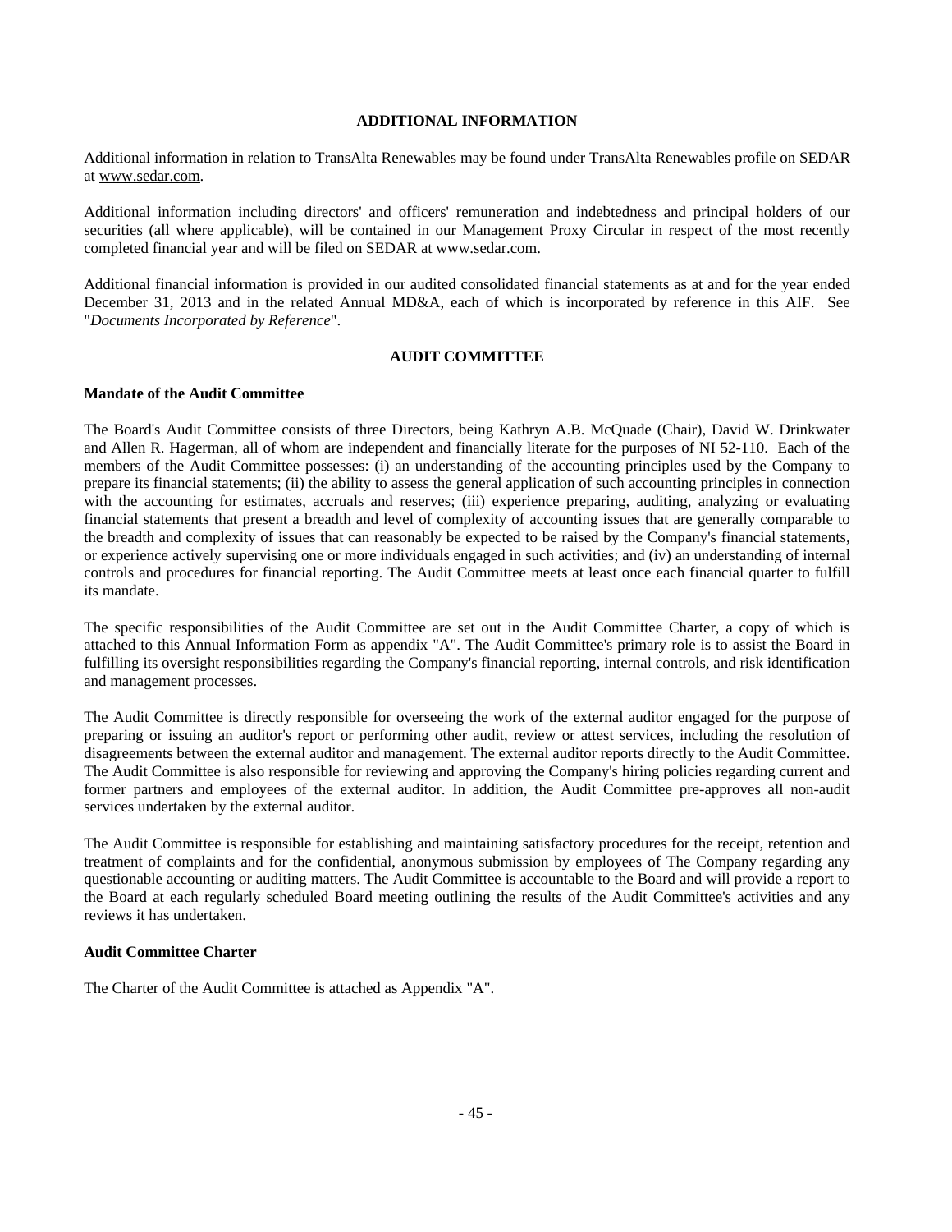## ADDITIONAL INFORMATION

Additional information in relation to TransAlta Renewables may be found under TransAlta Renewables profile on SEDAR at www.sedar.com.

Additional information including directors' and officers' remuneration and indebtedness and principal holders of our securities (all where applicable), will be contained in our Management Proxy Circular in respect of the most recently completed financial year and will be filed on SEDAR at www.sedar.com.

Additional financial information is provided in our audited consolidated financial statements as at and for the year ended December 31, 2013 and in the related Annual MD&A, each of which is incorporated by reference in this AIF. See "*Documents Incorporated by Reference*".

## AUDIT COMMITTEE

### Mandate of the Audit Committee

The Board's Audit Committee consists of three Directors, being Kathryn A.B. McQuade (Chair), David W. Drinkwater and Allen R. Hagerman, all of whom are independent and financially literate for the purposes of NI 52-110. Each of the members of the Audit Committee possesses: (i) an understanding of the accounting principles used by the Company to prepare its financial statements; (ii) the ability to assess the general application of such accounting principles in connection with the accounting for estimates, accruals and reserves; (iii) experience preparing, auditing, analyzing or evaluating financial statements that present a breadth and level of complexity of accounting issues that are generally comparable to the breadth and complexity of issues that can reasonably be expected to be raised by the Company's financial statements, or experience actively supervising one or more individuals engaged in such activities; and (iv) an understanding of internal controls and procedures for financial reporting. The Audit Committee meets at least once each financial quarter to fulfill its mandate.

The specific responsibilities of the Audit Committee are set out in the Audit Committee Charter, a copy of which is attached to this Annual Information Form as appendix "A". The Audit Committee's primary role is to assist the Board in fulfilling its oversight responsibilities regarding the Company's financial reporting, internal controls, and risk identification and management processes.

The Audit Committee is directly responsible for overseeing the work of the external auditor engaged for the purpose of preparing or issuing an auditor's report or performing other audit, review or attest services, including the resolution of disagreements between the external auditor and management. The external auditor reports directly to the Audit Committee. The Audit Committee is also responsible for reviewing and approving the Company's hiring policies regarding current and former partners and employees of the external auditor. In addition, the Audit Committee pre-approves all non-audit services undertaken by the external auditor.

The Audit Committee is responsible for establishing and maintaining satisfactory procedures for the receipt, retention and treatment of complaints and for the confidential, anonymous submission by employees of The Company regarding any questionable accounting or auditing matters. The Audit Committee is accountable to the Board and will provide a report to the Board at each regularly scheduled Board meeting outlining the results of the Audit Committee's activities and any reviews it has undertaken.

### Audit Committee Charter

The Charter of the Audit Committee is attached as Appendix "A".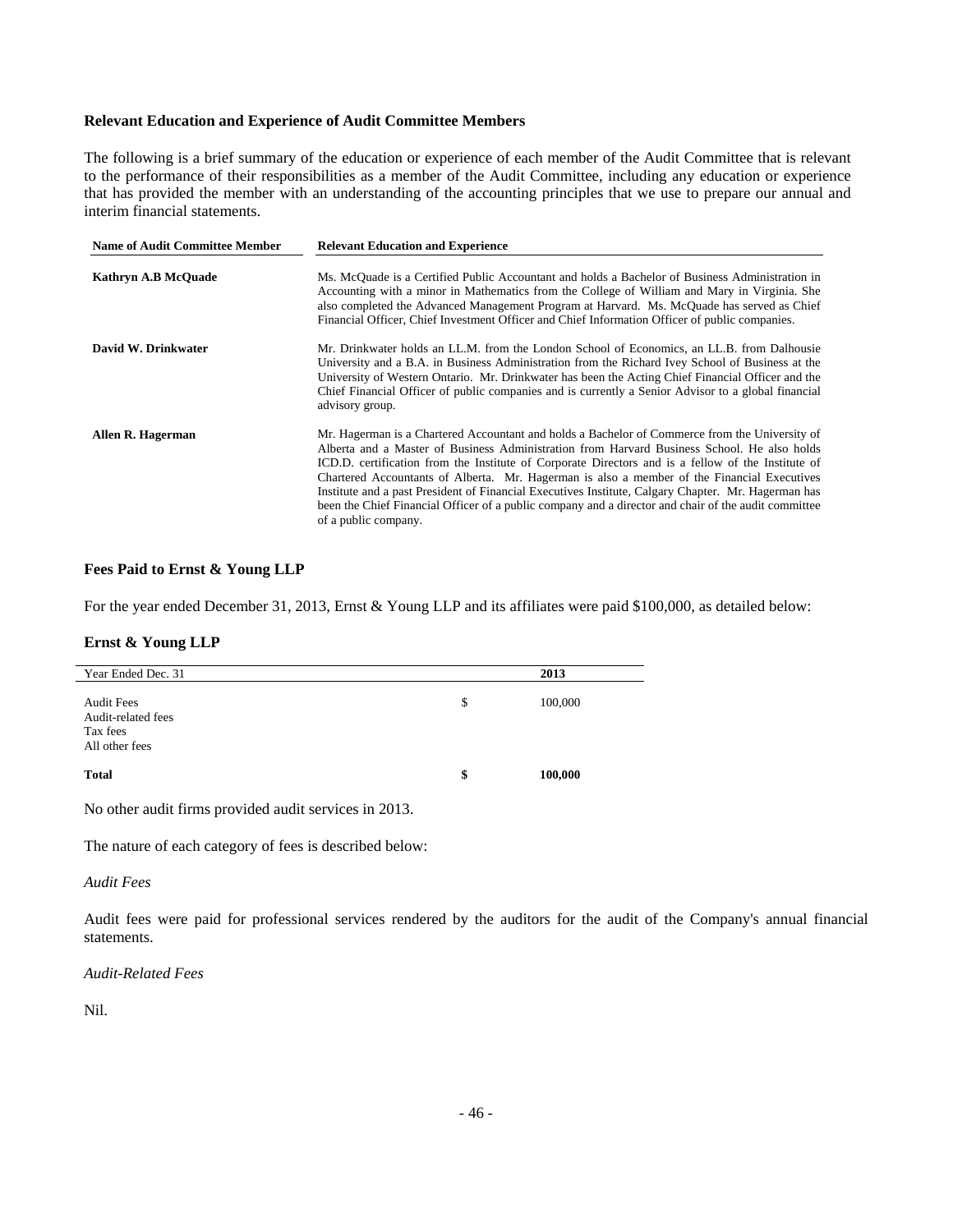### Relevant Education and Experience of Audit Committee Members

The following is a brief summary of the education or experience of each member of the Audit Committee that is relevant to the performance of their responsibilities as a member of the Audit Committee, including any education or experience that has provided the member with an understanding of the accounting principles that we use to prepare our annual and interim financial statements.

| Name of Audit Committee Member | Relevant Education and Experience |
|---|---|
| **Kathryn A.B McQuade** | Ms. McQuade is a Certified Public Accountant and holds a Bachelor of Business Administration in Accounting with a minor in Mathematics from the College of William and Mary in Virginia. She also completed the Advanced Management Program at Harvard. Ms. McQuade has served as Chief Financial Officer, Chief Investment Officer and Chief Information Officer of public companies. |
| **David W. Drinkwater** | Mr. Drinkwater holds an LL.M. from the London School of Economics, an LL.B. from Dalhousie University and a B.A. in Business Administration from the Richard Ivey School of Business at the University of Western Ontario. Mr. Drinkwater has been the Acting Chief Financial Officer and the Chief Financial Officer of public companies and is currently a Senior Advisor to a global financial advisory group. |
| **Allen R. Hagerman** | Mr. Hagerman is a Chartered Accountant and holds a Bachelor of Commerce from the University of Alberta and a Master of Business Administration from Harvard Business School. He also holds ICD.D. certification from the Institute of Corporate Directors and is a fellow of the Institute of Chartered Accountants of Alberta. Mr. Hagerman is also a member of the Financial Executives Institute and a past President of Financial Executives Institute, Calgary Chapter. Mr. Hagerman has been the Chief Financial Officer of a public company and a director and chair of the audit committee of a public company. |

### Fees Paid to Ernst & Young LLP

For the year ended December 31, 2013, Ernst & Young LLP and its affiliates were paid $100,000, as detailed below:

### Ernst & Young LLP

| Year Ended Dec. 31 | | 2013 |
|---|---|---|
| Audit Fees | $ | 100,000 |
| Audit-related fees | | |
| Tax fees | | |
| All other fees | | |
| **Total** | **$** | **100,000** |

No other audit firms provided audit services in 2013.

The nature of each category of fees is described below:

*Audit Fees*

Audit fees were paid for professional services rendered by the auditors for the audit of the Company's annual financial statements.

*Audit-Related Fees*

Nil.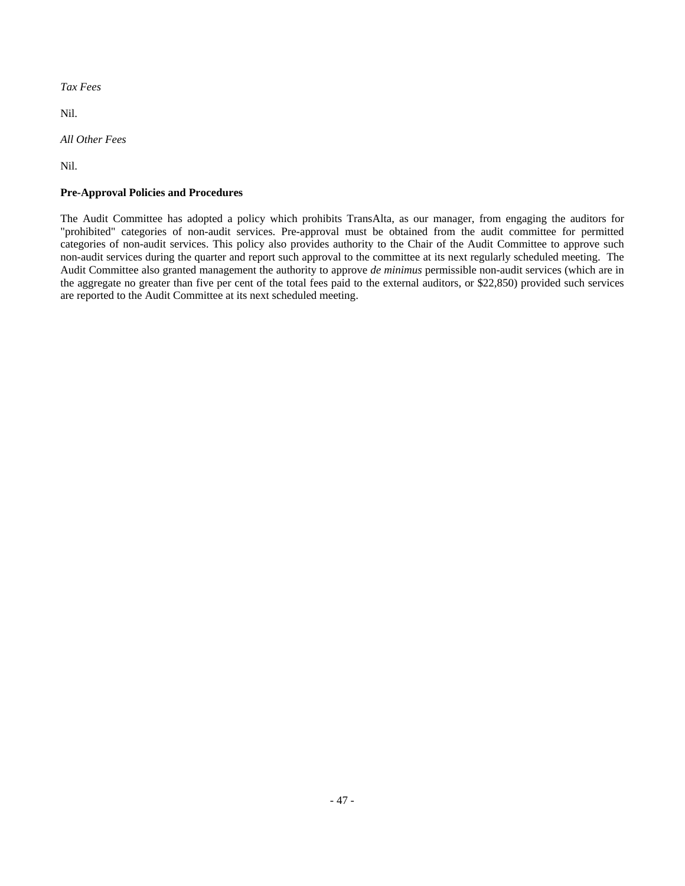*Tax Fees*

Nil.

*All Other Fees*

Nil.

**Pre-Approval Policies and Procedures**

The Audit Committee has adopted a policy which prohibits TransAlta, as our manager, from engaging the auditors for "prohibited" categories of non-audit services. Pre-approval must be obtained from the audit committee for permitted categories of non-audit services. This policy also provides authority to the Chair of the Audit Committee to approve such non-audit services during the quarter and report such approval to the committee at its next regularly scheduled meeting. The Audit Committee also granted management the authority to approve *de minimus* permissible non-audit services (which are in the aggregate no greater than five per cent of the total fees paid to the external auditors, or $22,850) provided such services are reported to the Audit Committee at its next scheduled meeting.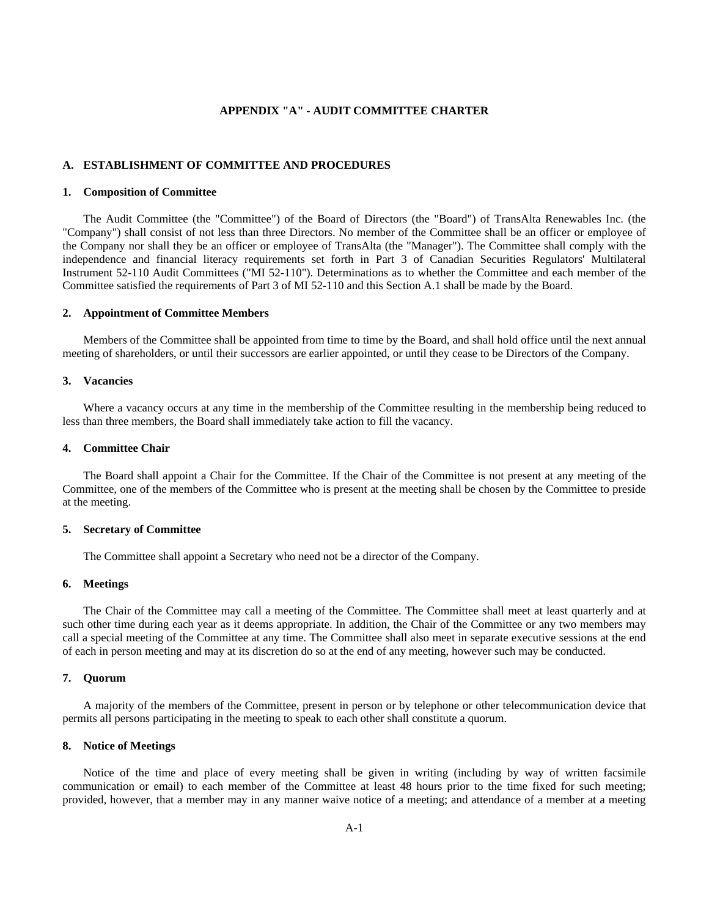## APPENDIX "A" - AUDIT COMMITTEE CHARTER

### A. ESTABLISHMENT OF COMMITTEE AND PROCEDURES

#### 1. Composition of Committee

The Audit Committee (the "Committee") of the Board of Directors (the "Board") of TransAlta Renewables Inc. (the "Company") shall consist of not less than three Directors. No member of the Committee shall be an officer or employee of the Company nor shall they be an officer or employee of TransAlta (the "Manager"). The Committee shall comply with the independence and financial literacy requirements set forth in Part 3 of Canadian Securities Regulators' Multilateral Instrument 52-110 Audit Committees ("MI 52-110"). Determinations as to whether the Committee and each member of the Committee satisfied the requirements of Part 3 of MI 52-110 and this Section A.1 shall be made by the Board.

#### 2. Appointment of Committee Members

Members of the Committee shall be appointed from time to time by the Board, and shall hold office until the next annual meeting of shareholders, or until their successors are earlier appointed, or until they cease to be Directors of the Company.

#### 3. Vacancies

Where a vacancy occurs at any time in the membership of the Committee resulting in the membership being reduced to less than three members, the Board shall immediately take action to fill the vacancy.

#### 4. Committee Chair

The Board shall appoint a Chair for the Committee. If the Chair of the Committee is not present at any meeting of the Committee, one of the members of the Committee who is present at the meeting shall be chosen by the Committee to preside at the meeting.

#### 5. Secretary of Committee

The Committee shall appoint a Secretary who need not be a director of the Company.

#### 6. Meetings

The Chair of the Committee may call a meeting of the Committee. The Committee shall meet at least quarterly and at such other time during each year as it deems appropriate. In addition, the Chair of the Committee or any two members may call a special meeting of the Committee at any time. The Committee shall also meet in separate executive sessions at the end of each in person meeting and may at its discretion do so at the end of any meeting, however such may be conducted.

#### 7. Quorum

A majority of the members of the Committee, present in person or by telephone or other telecommunication device that permits all persons participating in the meeting to speak to each other shall constitute a quorum.

#### 8. Notice of Meetings

Notice of the time and place of every meeting shall be given in writing (including by way of written facsimile communication or email) to each member of the Committee at least 48 hours prior to the time fixed for such meeting; provided, however, that a member may in any manner waive notice of a meeting; and attendance of a member at a meeting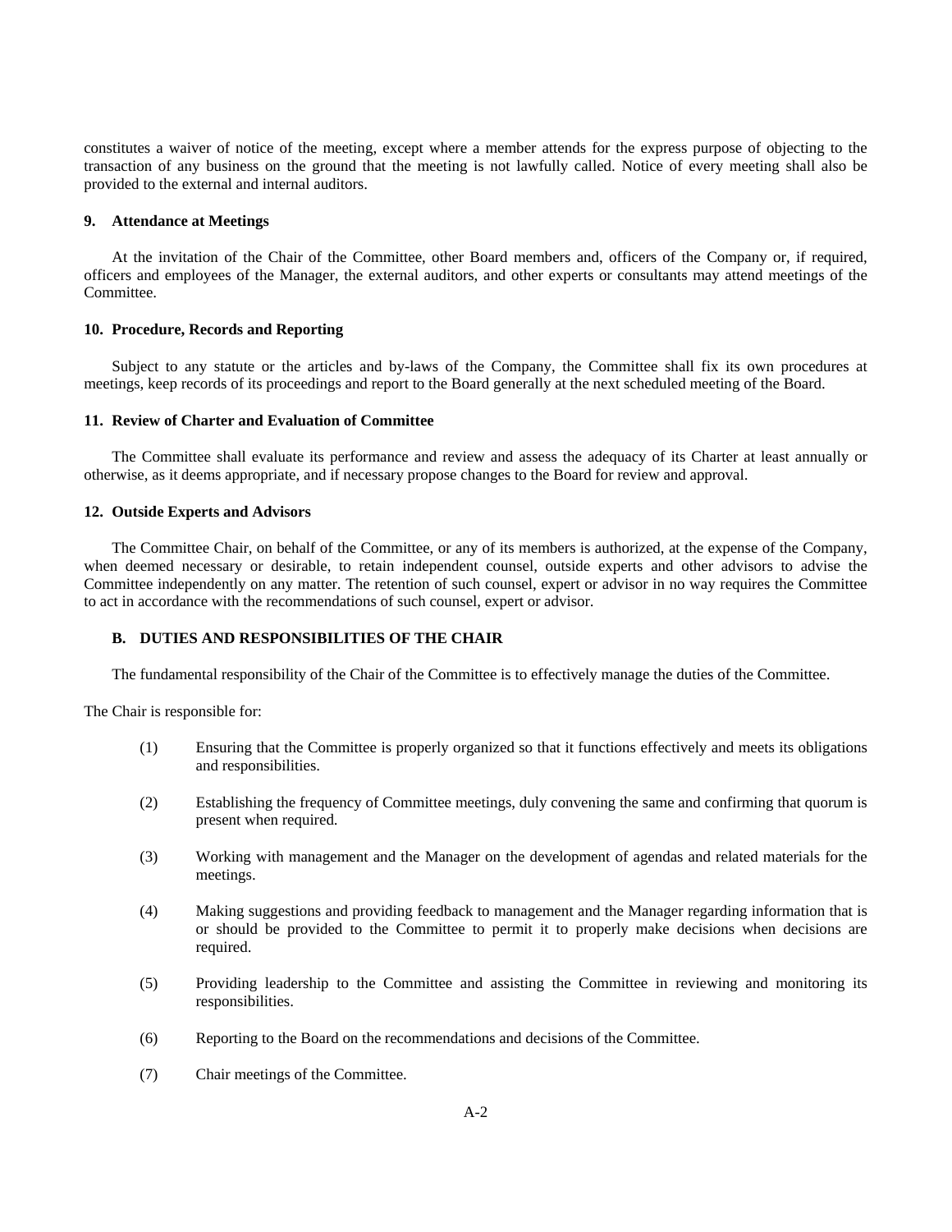constitutes a waiver of notice of the meeting, except where a member attends for the express purpose of objecting to the transaction of any business on the ground that the meeting is not lawfully called. Notice of every meeting shall also be provided to the external and internal auditors.

#### 9. Attendance at Meetings

At the invitation of the Chair of the Committee, other Board members and, officers of the Company or, if required, officers and employees of the Manager, the external auditors, and other experts or consultants may attend meetings of the Committee.

#### 10. Procedure, Records and Reporting

Subject to any statute or the articles and by-laws of the Company, the Committee shall fix its own procedures at meetings, keep records of its proceedings and report to the Board generally at the next scheduled meeting of the Board.

#### 11. Review of Charter and Evaluation of Committee

The Committee shall evaluate its performance and review and assess the adequacy of its Charter at least annually or otherwise, as it deems appropriate, and if necessary propose changes to the Board for review and approval.

#### 12. Outside Experts and Advisors

The Committee Chair, on behalf of the Committee, or any of its members is authorized, at the expense of the Company, when deemed necessary or desirable, to retain independent counsel, outside experts and other advisors to advise the Committee independently on any matter. The retention of such counsel, expert or advisor in no way requires the Committee to act in accordance with the recommendations of such counsel, expert or advisor.

### B. DUTIES AND RESPONSIBILITIES OF THE CHAIR

The fundamental responsibility of the Chair of the Committee is to effectively manage the duties of the Committee.

The Chair is responsible for:

(1) Ensuring that the Committee is properly organized so that it functions effectively and meets its obligations and responsibilities.

(2) Establishing the frequency of Committee meetings, duly convening the same and confirming that quorum is present when required.

(3) Working with management and the Manager on the development of agendas and related materials for the meetings.

(4) Making suggestions and providing feedback to management and the Manager regarding information that is or should be provided to the Committee to permit it to properly make decisions when decisions are required.

(5) Providing leadership to the Committee and assisting the Committee in reviewing and monitoring its responsibilities.

(6) Reporting to the Board on the recommendations and decisions of the Committee.

(7) Chair meetings of the Committee.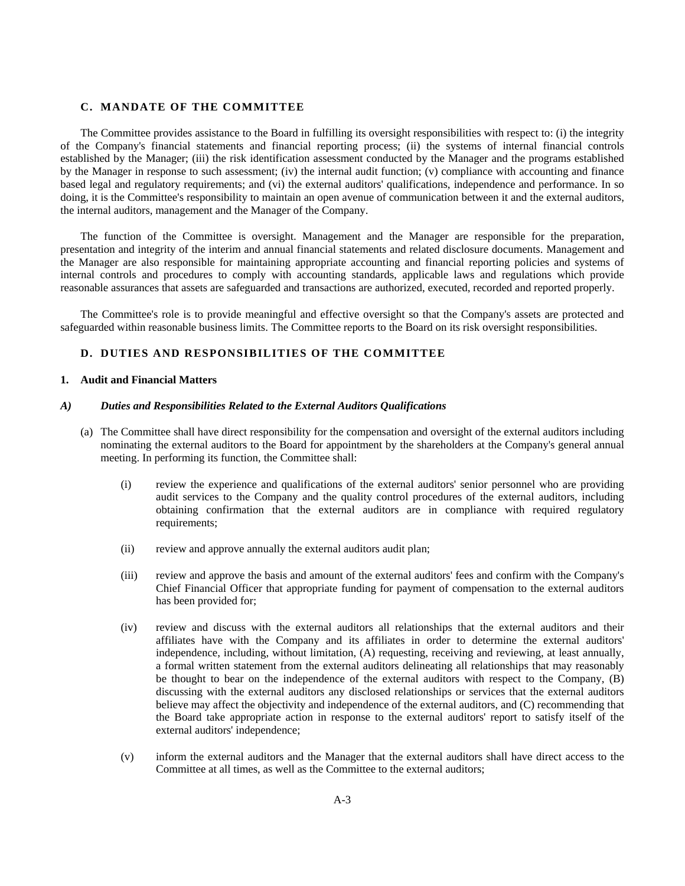## C. MANDATE OF THE COMMITTEE

The Committee provides assistance to the Board in fulfilling its oversight responsibilities with respect to: (i) the integrity of the Company's financial statements and financial reporting process; (ii) the systems of internal financial controls established by the Manager; (iii) the risk identification assessment conducted by the Manager and the programs established by the Manager in response to such assessment; (iv) the internal audit function; (v) compliance with accounting and finance based legal and regulatory requirements; and (vi) the external auditors' qualifications, independence and performance. In so doing, it is the Committee's responsibility to maintain an open avenue of communication between it and the external auditors, the internal auditors, management and the Manager of the Company.

The function of the Committee is oversight. Management and the Manager are responsible for the preparation, presentation and integrity of the interim and annual financial statements and related disclosure documents. Management and the Manager are also responsible for maintaining appropriate accounting and financial reporting policies and systems of internal controls and procedures to comply with accounting standards, applicable laws and regulations which provide reasonable assurances that assets are safeguarded and transactions are authorized, executed, recorded and reported properly.

The Committee's role is to provide meaningful and effective oversight so that the Company's assets are protected and safeguarded within reasonable business limits. The Committee reports to the Board on its risk oversight responsibilities.

## D. DUTIES AND RESPONSIBILITIES OF THE COMMITTEE

### 1. Audit and Financial Matters

#### *A) Duties and Responsibilities Related to the External Auditors Qualifications*

(a) The Committee shall have direct responsibility for the compensation and oversight of the external auditors including nominating the external auditors to the Board for appointment by the shareholders at the Company's general annual meeting. In performing its function, the Committee shall:

(i) review the experience and qualifications of the external auditors' senior personnel who are providing audit services to the Company and the quality control procedures of the external auditors, including obtaining confirmation that the external auditors are in compliance with required regulatory requirements;

(ii) review and approve annually the external auditors audit plan;

(iii) review and approve the basis and amount of the external auditors' fees and confirm with the Company's Chief Financial Officer that appropriate funding for payment of compensation to the external auditors has been provided for;

(iv) review and discuss with the external auditors all relationships that the external auditors and their affiliates have with the Company and its affiliates in order to determine the external auditors' independence, including, without limitation, (A) requesting, receiving and reviewing, at least annually, a formal written statement from the external auditors delineating all relationships that may reasonably be thought to bear on the independence of the external auditors with respect to the Company, (B) discussing with the external auditors any disclosed relationships or services that the external auditors believe may affect the objectivity and independence of the external auditors, and (C) recommending that the Board take appropriate action in response to the external auditors' report to satisfy itself of the external auditors' independence;

(v) inform the external auditors and the Manager that the external auditors shall have direct access to the Committee at all times, as well as the Committee to the external auditors;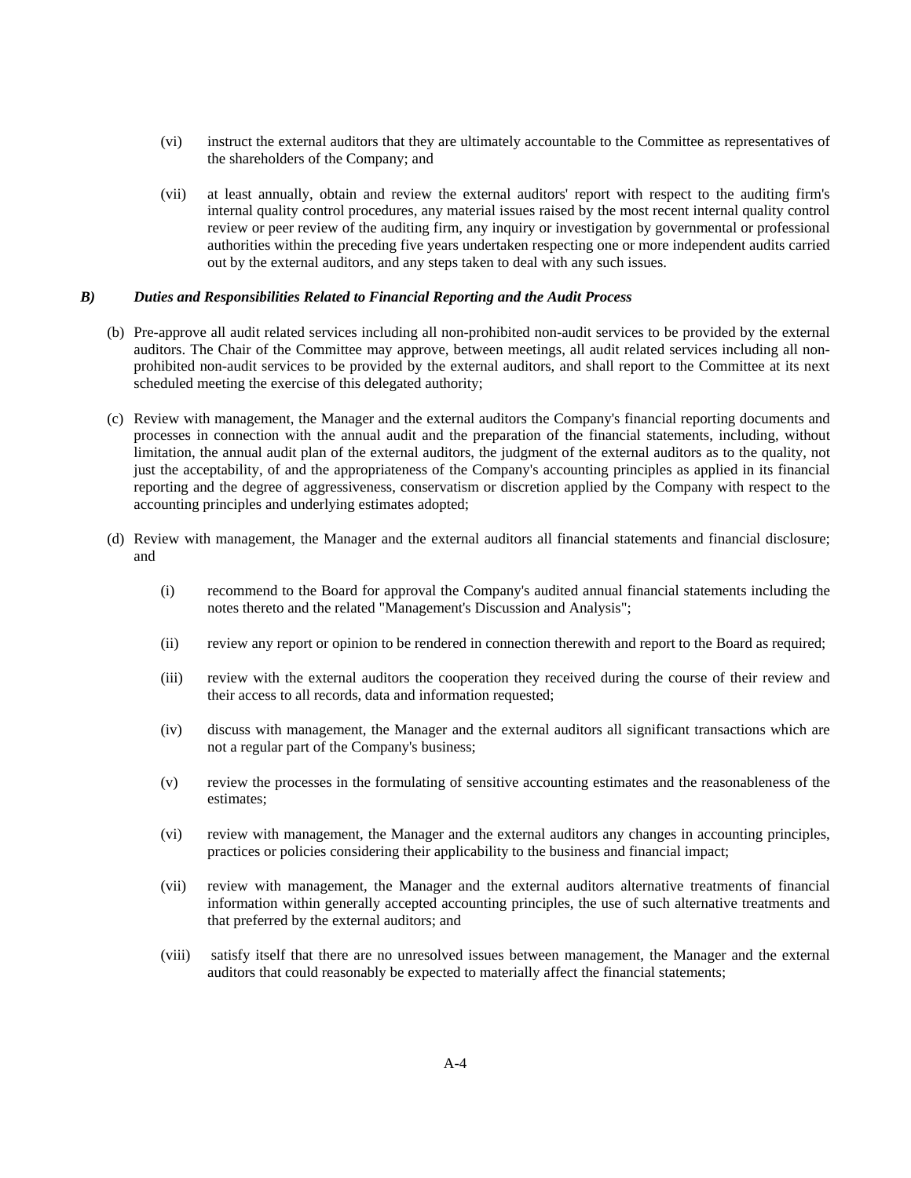(vi) instruct the external auditors that they are ultimately accountable to the Committee as representatives of the shareholders of the Company; and

(vii) at least annually, obtain and review the external auditors' report with respect to the auditing firm's internal quality control procedures, any material issues raised by the most recent internal quality control review or peer review of the auditing firm, any inquiry or investigation by governmental or professional authorities within the preceding five years undertaken respecting one or more independent audits carried out by the external auditors, and any steps taken to deal with any such issues.

***B) Duties and Responsibilities Related to Financial Reporting and the Audit Process***

(b) Pre-approve all audit related services including all non-prohibited non-audit services to be provided by the external auditors. The Chair of the Committee may approve, between meetings, all audit related services including all non-prohibited non-audit services to be provided by the external auditors, and shall report to the Committee at its next scheduled meeting the exercise of this delegated authority;

(c) Review with management, the Manager and the external auditors the Company's financial reporting documents and processes in connection with the annual audit and the preparation of the financial statements, including, without limitation, the annual audit plan of the external auditors, the judgment of the external auditors as to the quality, not just the acceptability, of and the appropriateness of the Company's accounting principles as applied in its financial reporting and the degree of aggressiveness, conservatism or discretion applied by the Company with respect to the accounting principles and underlying estimates adopted;

(d) Review with management, the Manager and the external auditors all financial statements and financial disclosure; and

(i) recommend to the Board for approval the Company's audited annual financial statements including the notes thereto and the related "Management's Discussion and Analysis";

(ii) review any report or opinion to be rendered in connection therewith and report to the Board as required;

(iii) review with the external auditors the cooperation they received during the course of their review and their access to all records, data and information requested;

(iv) discuss with management, the Manager and the external auditors all significant transactions which are not a regular part of the Company's business;

(v) review the processes in the formulating of sensitive accounting estimates and the reasonableness of the estimates;

(vi) review with management, the Manager and the external auditors any changes in accounting principles, practices or policies considering their applicability to the business and financial impact;

(vii) review with management, the Manager and the external auditors alternative treatments of financial information within generally accepted accounting principles, the use of such alternative treatments and that preferred by the external auditors; and

(viii) satisfy itself that there are no unresolved issues between management, the Manager and the external auditors that could reasonably be expected to materially affect the financial statements;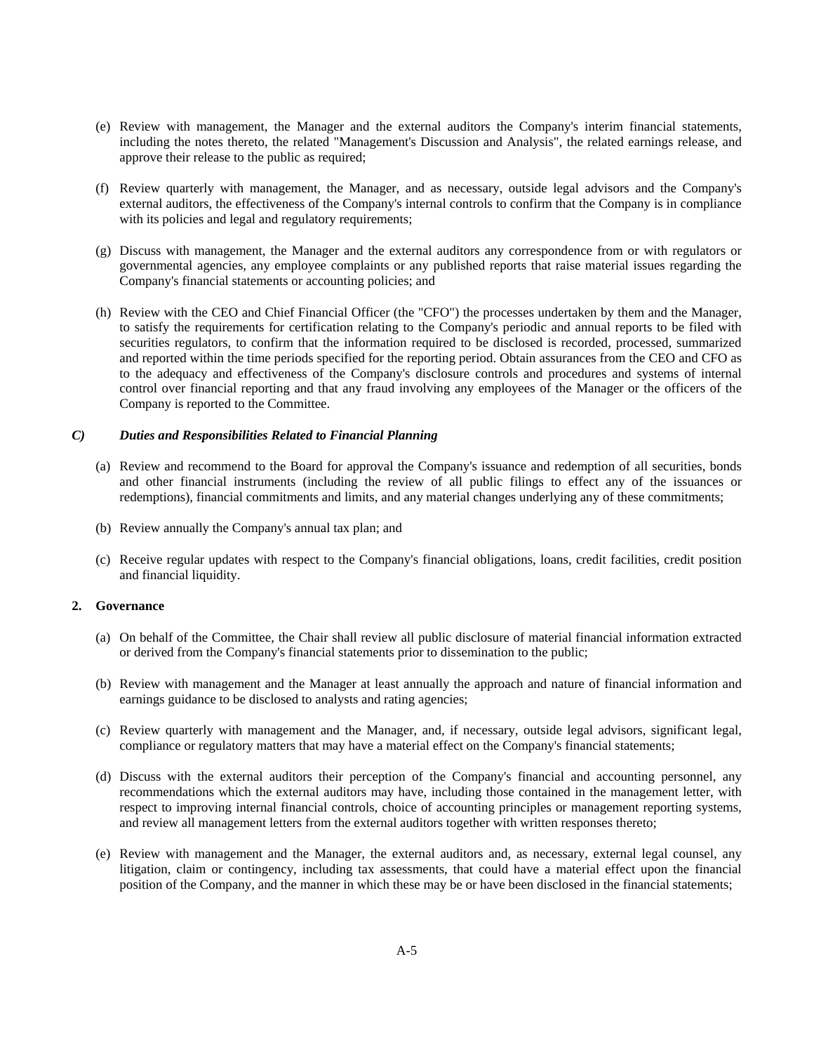(e) Review with management, the Manager and the external auditors the Company's interim financial statements, including the notes thereto, the related "Management's Discussion and Analysis", the related earnings release, and approve their release to the public as required;

(f) Review quarterly with management, the Manager, and as necessary, outside legal advisors and the Company's external auditors, the effectiveness of the Company's internal controls to confirm that the Company is in compliance with its policies and legal and regulatory requirements;

(g) Discuss with management, the Manager and the external auditors any correspondence from or with regulators or governmental agencies, any employee complaints or any published reports that raise material issues regarding the Company's financial statements or accounting policies; and

(h) Review with the CEO and Chief Financial Officer (the "CFO") the processes undertaken by them and the Manager, to satisfy the requirements for certification relating to the Company's periodic and annual reports to be filed with securities regulators, to confirm that the information required to be disclosed is recorded, processed, summarized and reported within the time periods specified for the reporting period. Obtain assurances from the CEO and CFO as to the adequacy and effectiveness of the Company's disclosure controls and procedures and systems of internal control over financial reporting and that any fraud involving any employees of the Manager or the officers of the Company is reported to the Committee.

***C) Duties and Responsibilities Related to Financial Planning***

(a) Review and recommend to the Board for approval the Company's issuance and redemption of all securities, bonds and other financial instruments (including the review of all public filings to effect any of the issuances or redemptions), financial commitments and limits, and any material changes underlying any of these commitments;

(b) Review annually the Company's annual tax plan; and

(c) Receive regular updates with respect to the Company's financial obligations, loans, credit facilities, credit position and financial liquidity.

**2. Governance**

(a) On behalf of the Committee, the Chair shall review all public disclosure of material financial information extracted or derived from the Company's financial statements prior to dissemination to the public;

(b) Review with management and the Manager at least annually the approach and nature of financial information and earnings guidance to be disclosed to analysts and rating agencies;

(c) Review quarterly with management and the Manager, and, if necessary, outside legal advisors, significant legal, compliance or regulatory matters that may have a material effect on the Company's financial statements;

(d) Discuss with the external auditors their perception of the Company's financial and accounting personnel, any recommendations which the external auditors may have, including those contained in the management letter, with respect to improving internal financial controls, choice of accounting principles or management reporting systems, and review all management letters from the external auditors together with written responses thereto;

(e) Review with management and the Manager, the external auditors and, as necessary, external legal counsel, any litigation, claim or contingency, including tax assessments, that could have a material effect upon the financial position of the Company, and the manner in which these may be or have been disclosed in the financial statements;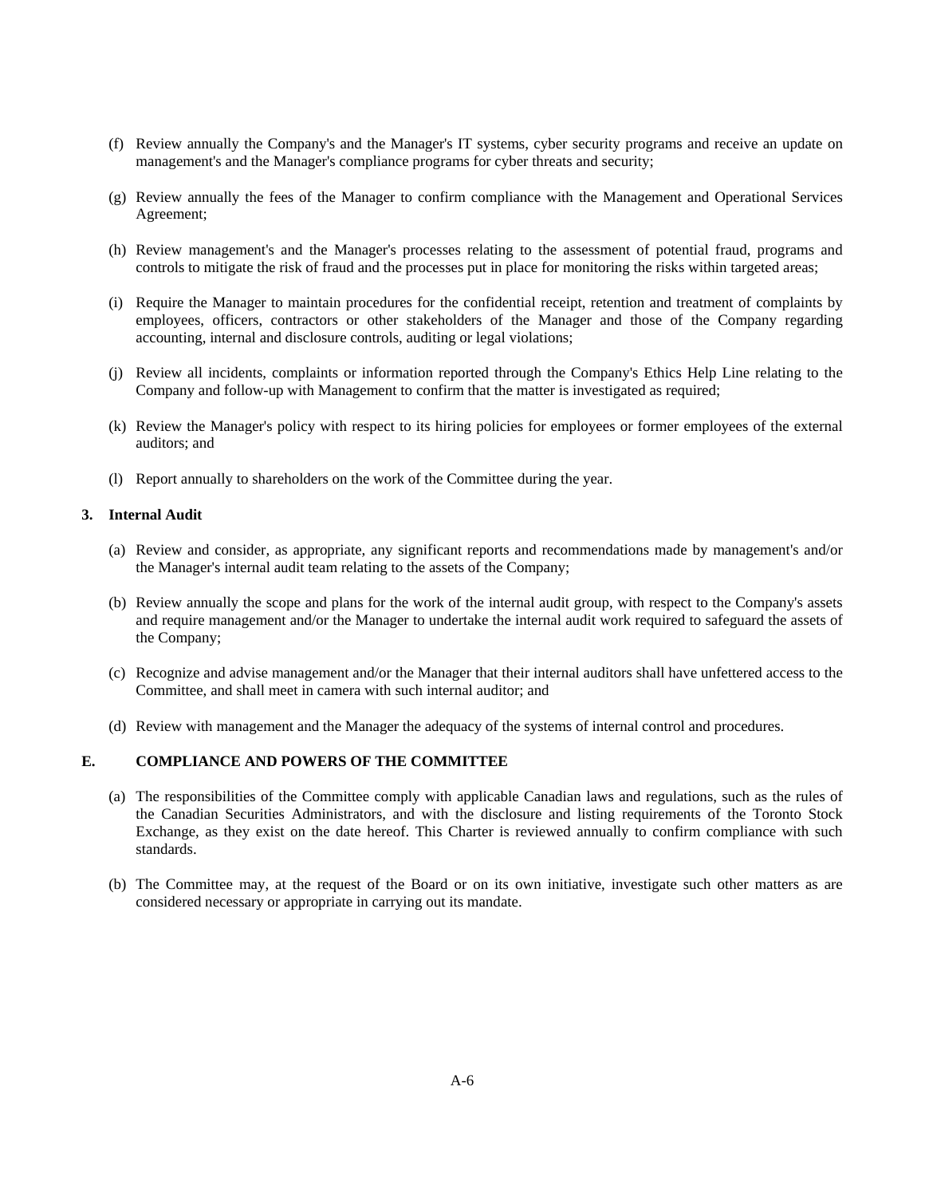(f) Review annually the Company's and the Manager's IT systems, cyber security programs and receive an update on management's and the Manager's compliance programs for cyber threats and security;

(g) Review annually the fees of the Manager to confirm compliance with the Management and Operational Services Agreement;

(h) Review management's and the Manager's processes relating to the assessment of potential fraud, programs and controls to mitigate the risk of fraud and the processes put in place for monitoring the risks within targeted areas;

(i) Require the Manager to maintain procedures for the confidential receipt, retention and treatment of complaints by employees, officers, contractors or other stakeholders of the Manager and those of the Company regarding accounting, internal and disclosure controls, auditing or legal violations;

(j) Review all incidents, complaints or information reported through the Company's Ethics Help Line relating to the Company and follow-up with Management to confirm that the matter is investigated as required;

(k) Review the Manager's policy with respect to its hiring policies for employees or former employees of the external auditors; and

(l) Report annually to shareholders on the work of the Committee during the year.

**3. Internal Audit**

(a) Review and consider, as appropriate, any significant reports and recommendations made by management's and/or the Manager's internal audit team relating to the assets of the Company;

(b) Review annually the scope and plans for the work of the internal audit group, with respect to the Company's assets and require management and/or the Manager to undertake the internal audit work required to safeguard the assets of the Company;

(c) Recognize and advise management and/or the Manager that their internal auditors shall have unfettered access to the Committee, and shall meet in camera with such internal auditor; and

(d) Review with management and the Manager the adequacy of the systems of internal control and procedures.

## E. COMPLIANCE AND POWERS OF THE COMMITTEE

(a) The responsibilities of the Committee comply with applicable Canadian laws and regulations, such as the rules of the Canadian Securities Administrators, and with the disclosure and listing requirements of the Toronto Stock Exchange, as they exist on the date hereof. This Charter is reviewed annually to confirm compliance with such standards.

(b) The Committee may, at the request of the Board or on its own initiative, investigate such other matters as are considered necessary or appropriate in carrying out its mandate.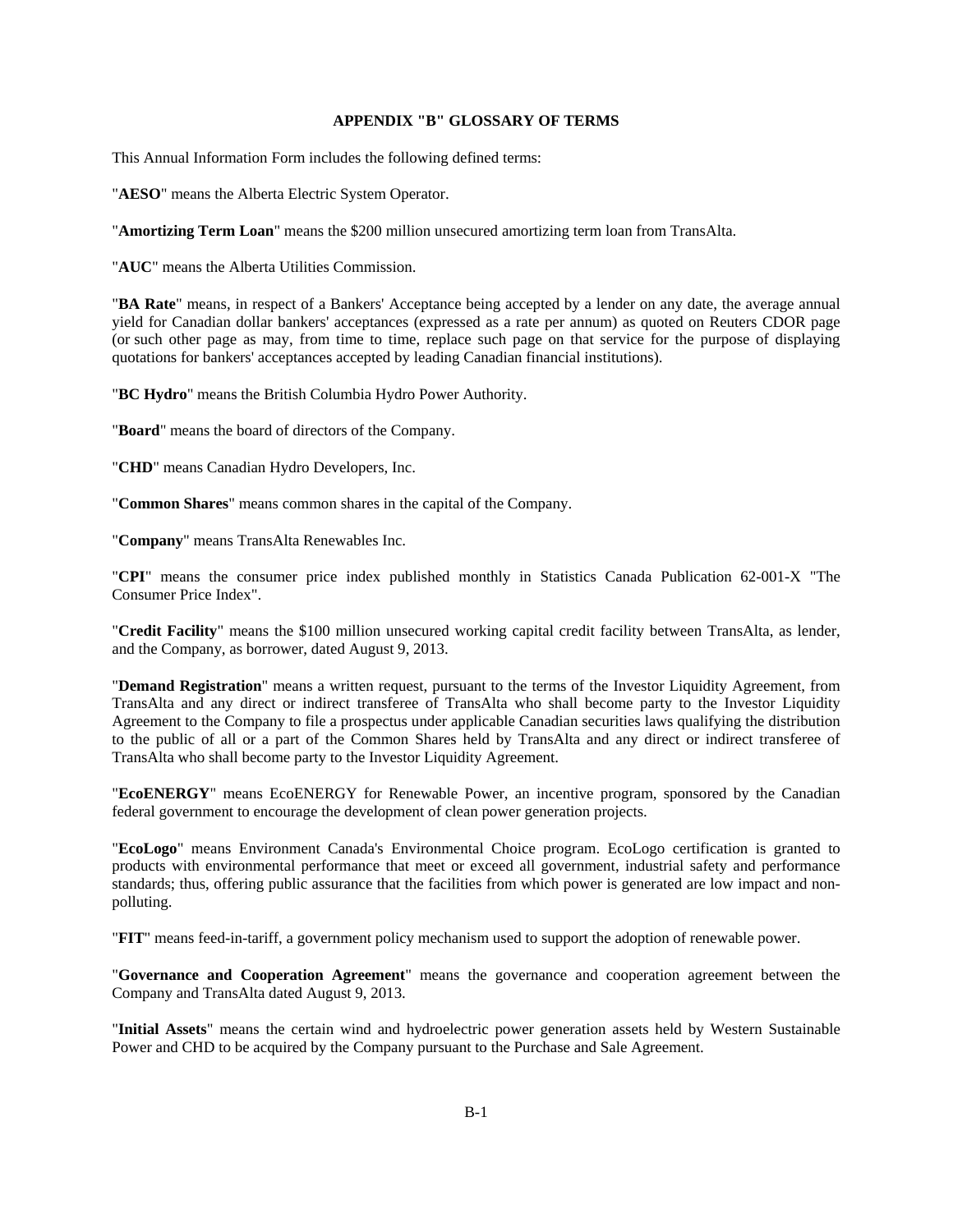## APPENDIX "B" GLOSSARY OF TERMS

This Annual Information Form includes the following defined terms:

"**AESO**" means the Alberta Electric System Operator.

"**Amortizing Term Loan**" means the $200 million unsecured amortizing term loan from TransAlta.

"**AUC**" means the Alberta Utilities Commission.

"**BA Rate**" means, in respect of a Bankers' Acceptance being accepted by a lender on any date, the average annual yield for Canadian dollar bankers' acceptances (expressed as a rate per annum) as quoted on Reuters CDOR page (or such other page as may, from time to time, replace such page on that service for the purpose of displaying quotations for bankers' acceptances accepted by leading Canadian financial institutions).

"**BC Hydro**" means the British Columbia Hydro Power Authority.

"**Board**" means the board of directors of the Company.

"**CHD**" means Canadian Hydro Developers, Inc.

"**Common Shares**" means common shares in the capital of the Company.

"**Company**" means TransAlta Renewables Inc.

"**CPI**" means the consumer price index published monthly in Statistics Canada Publication 62-001-X "The Consumer Price Index".

"**Credit Facility**" means the $100 million unsecured working capital credit facility between TransAlta, as lender, and the Company, as borrower, dated August 9, 2013.

"**Demand Registration**" means a written request, pursuant to the terms of the Investor Liquidity Agreement, from TransAlta and any direct or indirect transferee of TransAlta who shall become party to the Investor Liquidity Agreement to the Company to file a prospectus under applicable Canadian securities laws qualifying the distribution to the public of all or a part of the Common Shares held by TransAlta and any direct or indirect transferee of TransAlta who shall become party to the Investor Liquidity Agreement.

"**EcoENERGY**" means EcoENERGY for Renewable Power, an incentive program, sponsored by the Canadian federal government to encourage the development of clean power generation projects.

"**EcoLogo**" means Environment Canada's Environmental Choice program. EcoLogo certification is granted to products with environmental performance that meet or exceed all government, industrial safety and performance standards; thus, offering public assurance that the facilities from which power is generated are low impact and non-polluting.

"**FIT**" means feed-in-tariff, a government policy mechanism used to support the adoption of renewable power.

"**Governance and Cooperation Agreement**" means the governance and cooperation agreement between the Company and TransAlta dated August 9, 2013.

"**Initial Assets**" means the certain wind and hydroelectric power generation assets held by Western Sustainable Power and CHD to be acquired by the Company pursuant to the Purchase and Sale Agreement.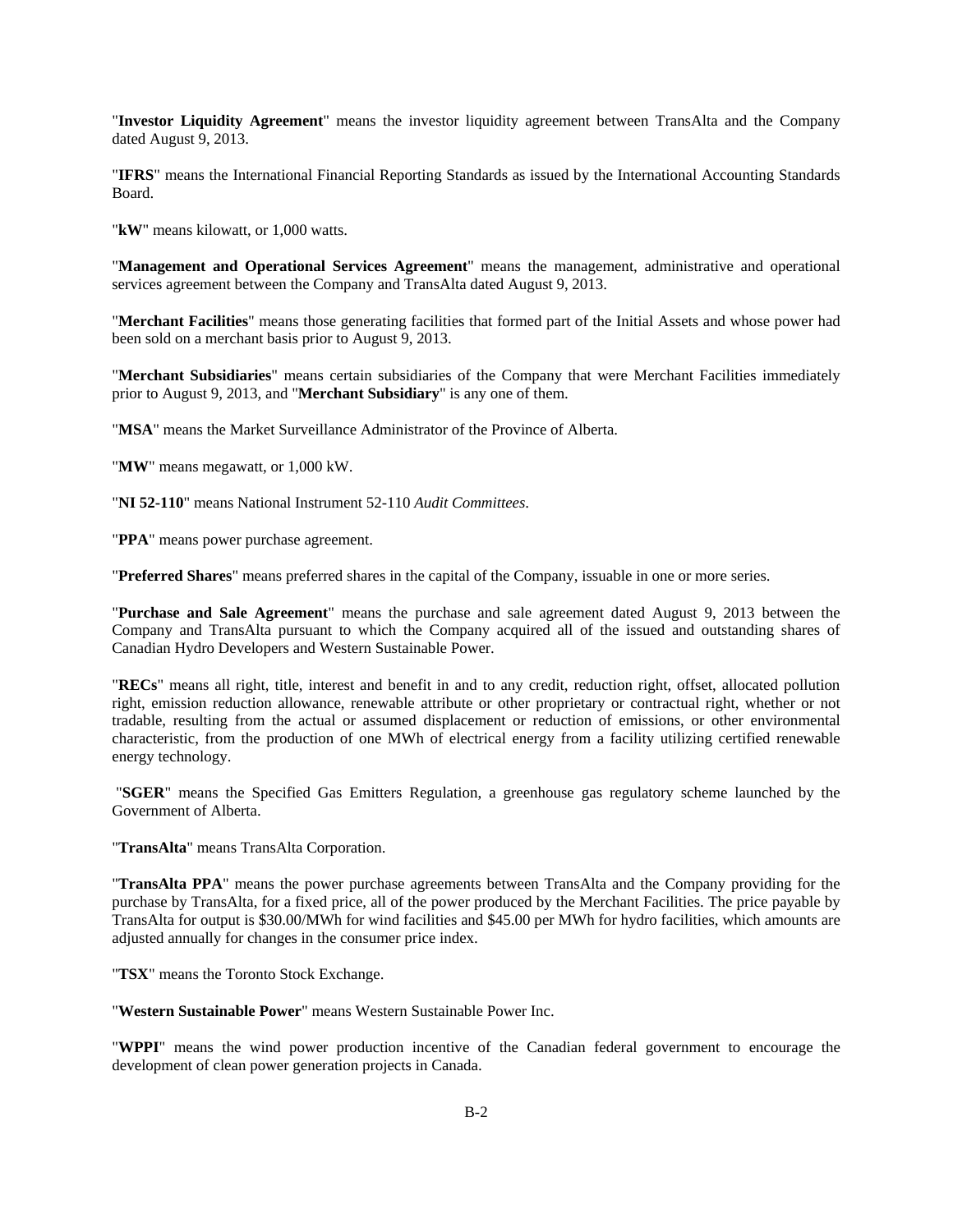"**Investor Liquidity Agreement**" means the investor liquidity agreement between TransAlta and the Company dated August 9, 2013.

"**IFRS**" means the International Financial Reporting Standards as issued by the International Accounting Standards Board.

"**kW**" means kilowatt, or 1,000 watts.

"**Management and Operational Services Agreement**" means the management, administrative and operational services agreement between the Company and TransAlta dated August 9, 2013.

"**Merchant Facilities**" means those generating facilities that formed part of the Initial Assets and whose power had been sold on a merchant basis prior to August 9, 2013.

"**Merchant Subsidiaries**" means certain subsidiaries of the Company that were Merchant Facilities immediately prior to August 9, 2013, and "**Merchant Subsidiary**" is any one of them.

"**MSA**" means the Market Surveillance Administrator of the Province of Alberta.

"**MW**" means megawatt, or 1,000 kW.

"**NI 52-110**" means National Instrument 52-110 *Audit Committees*.

"**PPA**" means power purchase agreement.

"**Preferred Shares**" means preferred shares in the capital of the Company, issuable in one or more series.

"**Purchase and Sale Agreement**" means the purchase and sale agreement dated August 9, 2013 between the Company and TransAlta pursuant to which the Company acquired all of the issued and outstanding shares of Canadian Hydro Developers and Western Sustainable Power.

"**RECs**" means all right, title, interest and benefit in and to any credit, reduction right, offset, allocated pollution right, emission reduction allowance, renewable attribute or other proprietary or contractual right, whether or not tradable, resulting from the actual or assumed displacement or reduction of emissions, or other environmental characteristic, from the production of one MWh of electrical energy from a facility utilizing certified renewable energy technology.

"**SGER**" means the Specified Gas Emitters Regulation, a greenhouse gas regulatory scheme launched by the Government of Alberta.

"**TransAlta**" means TransAlta Corporation.

"**TransAlta PPA**" means the power purchase agreements between TransAlta and the Company providing for the purchase by TransAlta, for a fixed price, all of the power produced by the Merchant Facilities. The price payable by TransAlta for output is $30.00/MWh for wind facilities and $45.00 per MWh for hydro facilities, which amounts are adjusted annually for changes in the consumer price index.

"**TSX**" means the Toronto Stock Exchange.

"**Western Sustainable Power**" means Western Sustainable Power Inc.

"**WPPI**" means the wind power production incentive of the Canadian federal government to encourage the development of clean power generation projects in Canada.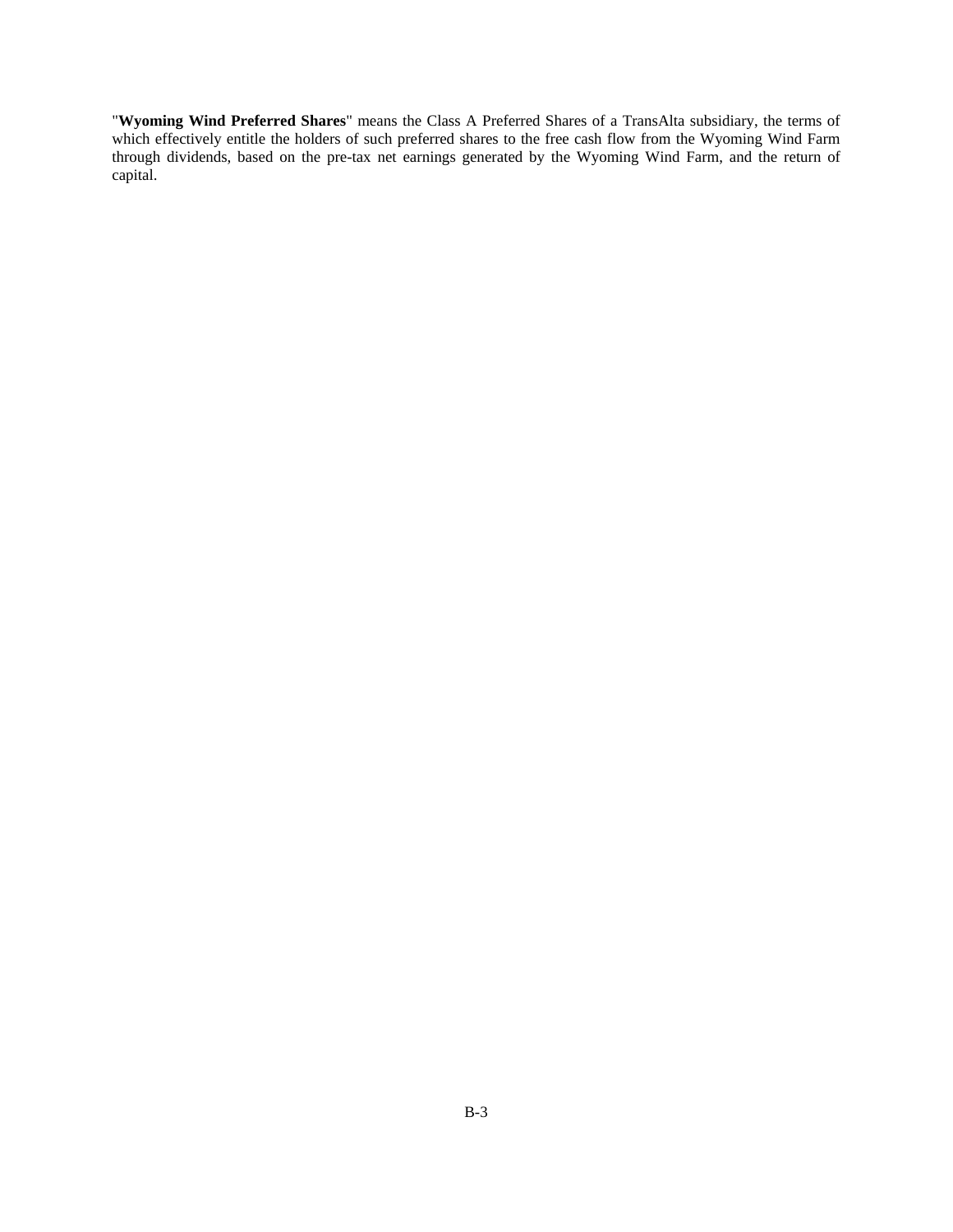"**Wyoming Wind Preferred Shares**" means the Class A Preferred Shares of a TransAlta subsidiary, the terms of which effectively entitle the holders of such preferred shares to the free cash flow from the Wyoming Wind Farm through dividends, based on the pre-tax net earnings generated by the Wyoming Wind Farm, and the return of capital.